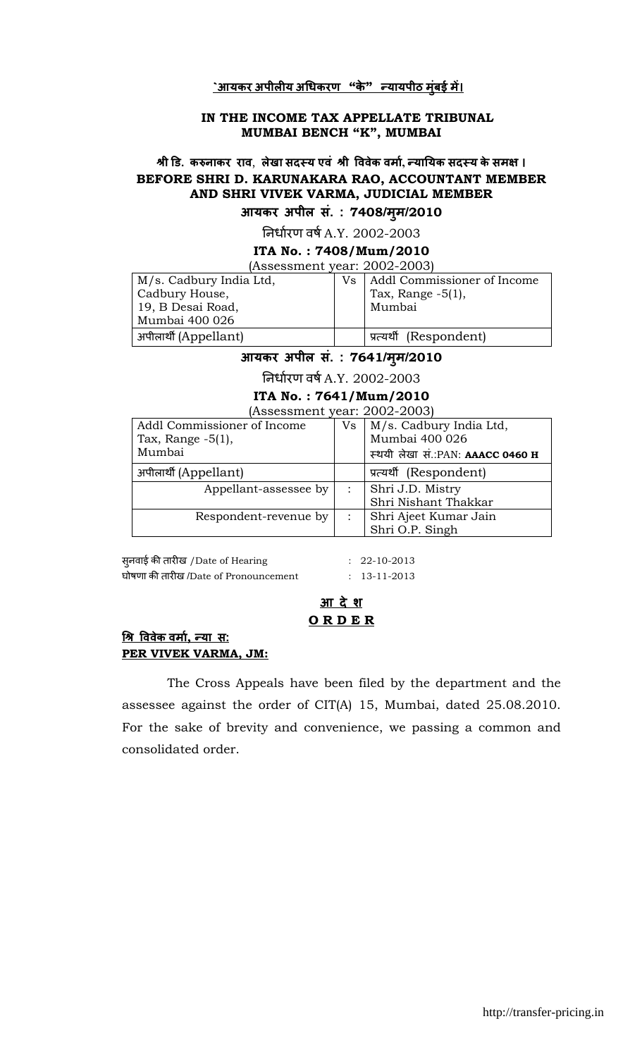**`आयकर अपीलीय अधिकरण "के" न्यायपीठ मुंबई में।**

**IN THE INCOME TAX APPELLATE TRIBUNAL**
**MUMBAI BENCH "K", MUMBAI**

**श्री डि. करुनाकर राव, लेखा सदस्य एवं श्री विवेक वर्मा, न्यायिक सदस्य के समक्ष ।**
**BEFORE SHRI D. KARUNAKARA RAO, ACCOUNTANT MEMBER AND SHRI VIVEK VARMA, JUDICIAL MEMBER**

**आयकर अपील सं. : 7408/मुम/2010**

निर्धारण वर्ष A.Y. 2002-2003

**ITA No. : 7408/Mum/2010**

(Assessment year: 2002-2003)

| M/s. Cadbury India Ltd, Cadbury House, 19, B Desai Road, Mumbai 400 026 | Vs | Addl Commissioner of Income Tax, Range -5(1), Mumbai |
|---|---|---|
| अपीलार्थी (Appellant) | | प्रत्यर्थी (Respondent) |

**आयकर अपील सं. : 7641/मुम/2010**

निर्धारण वर्ष A.Y. 2002-2003

**ITA No. : 7641/Mum/2010**

(Assessment year: 2002-2003)

| Addl Commissioner of Income Tax, Range -5(1), Mumbai | Vs | M/s. Cadbury India Ltd, Mumbai 400 026 स्थयी लेखा सं.:PAN: **AAACC 0460 H** |
|---|---|---|
| अपीलार्थी (Appellant) | | प्रत्यर्थी (Respondent) |
| Appellant-assessee by | : | Shri J.D. Mistry Shri Nishant Thakkar |
| Respondent-revenue by | : | Shri Ajeet Kumar Jain Shri O.P. Singh |

सुनवाई की तारीख /Date of Hearing : 22-10-2013
घोषणा की तारीख /Date of Pronouncement : 13-11-2013

**आ दे श**
**O R D E R**

**श्रि विवेक वर्मा, न्या स:**
**PER VIVEK VARMA, JM:**

The Cross Appeals have been filed by the department and the assessee against the order of CIT(A) 15, Mumbai, dated 25.08.2010. For the sake of brevity and convenience, we passing a common and consolidated order.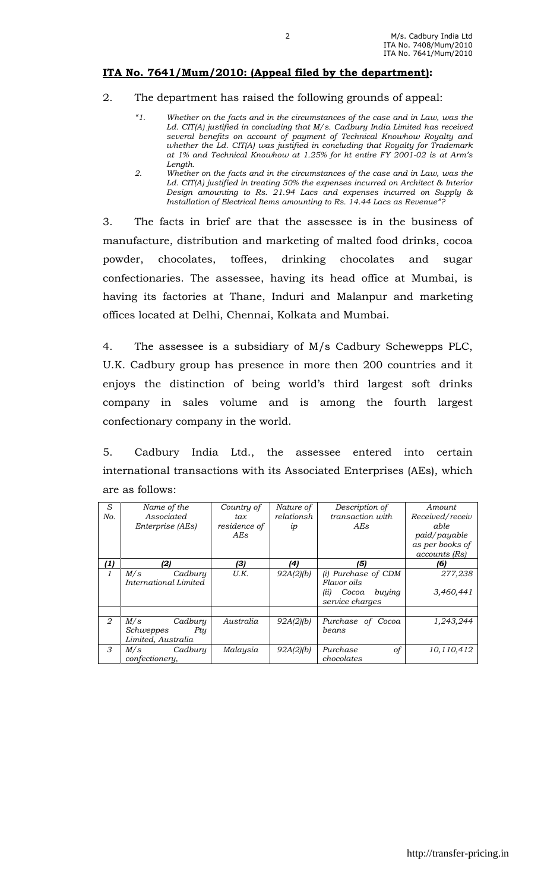## ITA No. 7641/Mum/2010: (Appeal filed by the department):

2. The department has raised the following grounds of appeal:

> *"1. Whether on the facts and in the circumstances of the case and in Law, was the Ld. CIT(A) justified in concluding that M/s. Cadbury India Limited has received several benefits on account of payment of Technical Knowhow Royalty and whether the Ld. CIT(A) was justified in concluding that Royalty for Trademark at 1% and Technical Knowhow at 1.25% for ht entire FY 2001-02 is at Arm's Length.*
>
> *2. Whether on the facts and in the circumstances of the case and in Law, was the Ld. CIT(A) justified in treating 50% the expenses incurred on Architect & Interior Design amounting to Rs. 21.94 Lacs and expenses incurred on Supply & Installation of Electrical Items amounting to Rs. 14.44 Lacs as Revenue"?*

3. The facts in brief are that the assessee is in the business of manufacture, distribution and marketing of malted food drinks, cocoa powder, chocolates, toffees, drinking chocolates and sugar confectionaries. The assessee, having its head office at Mumbai, is having its factories at Thane, Induri and Malanpur and marketing offices located at Delhi, Chennai, Kolkata and Mumbai.

4. The assessee is a subsidiary of M/s Cadbury Schewepps PLC, U.K. Cadbury group has presence in more then 200 countries and it enjoys the distinction of being world's third largest soft drinks company in sales volume and is among the fourth largest confectionary company in the world.

5. Cadbury India Ltd., the assessee entered into certain international transactions with its Associated Enterprises (AEs), which are as follows:

| *S No.* | *Name of the Associated Enterprise (AEs)* | *Country of tax residence of AEs* | *Nature of relationship* | *Description of transaction with AEs* | *Amount Received/receivable paid/payable as per books of accounts (Rs)* |
|---|---|---|---|---|---|
| ***(1)*** | ***(2)*** | ***(3)*** | ***(4)*** | ***(5)*** | ***(6)*** |
| *1* | *M/s Cadbury International Limited* | *U.K.* | *92A(2)(b)* | *(i) Purchase of CDM Flavor oils*<br>*(ii) Cocoa buying service charges* | *277,238*<br><br>*3,460,441* |
| | | | | | |
| *2* | *M/s Cadbury Schweppes Pty Limited, Australia* | *Australia* | *92A(2)(b)* | *Purchase of Cocoa beans* | *1,243,244* |
| *3* | *M/s Cadbury confectionery,* | *Malaysia* | *92A(2)(b)* | *Purchase of chocolates* | *10,110,412* |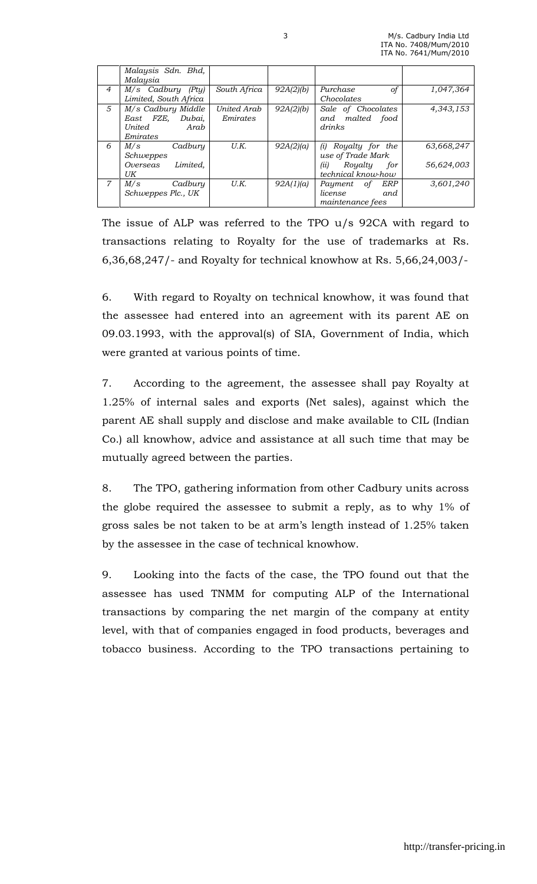|  | Malaysia Sdn. Bhd, Malaysia |  |  |  |  |
|---|---|---|---|---|---|
| 4 | M/s Cadbury (Pty) Limited, South Africa | South Africa | 92A(2)(b) | Purchase of Chocolates | 1,047,364 |
| 5 | M/s Cadbury Middle East FZE, Dubai, United Arab Emirates | United Arab Emirates | 92A(2)(b) | Sale of Chocolates and malted food drinks | 4,343,153 |
| 6 | M/s Cadbury Schweppes Overseas Limited, UK | U.K. | 92A(2)(a) | (i) Royalty for the use of Trade Mark<br>(ii) Royalty for technical know-how | 63,668,247<br><br>56,624,003 |
| 7 | M/s Cadbury Schweppes Plc., UK | U.K. | 92A(1)(a) | Payment of ERP license and maintenance fees | 3,601,240 |

The issue of ALP was referred to the TPO u/s 92CA with regard to transactions relating to Royalty for the use of trademarks at Rs. 6,36,68,247/- and Royalty for technical knowhow at Rs. 5,66,24,003/-

6. With regard to Royalty on technical knowhow, it was found that the assessee had entered into an agreement with its parent AE on 09.03.1993, with the approval(s) of SIA, Government of India, which were granted at various points of time.

7. According to the agreement, the assessee shall pay Royalty at 1.25% of internal sales and exports (Net sales), against which the parent AE shall supply and disclose and make available to CIL (Indian Co.) all knowhow, advice and assistance at all such time that may be mutually agreed between the parties.

8. The TPO, gathering information from other Cadbury units across the globe required the assessee to submit a reply, as to why 1% of gross sales be not taken to be at arm's length instead of 1.25% taken by the assessee in the case of technical knowhow.

9. Looking into the facts of the case, the TPO found out that the assessee has used TNMM for computing ALP of the International transactions by comparing the net margin of the company at entity level, with that of companies engaged in food products, beverages and tobacco business. According to the TPO transactions pertaining to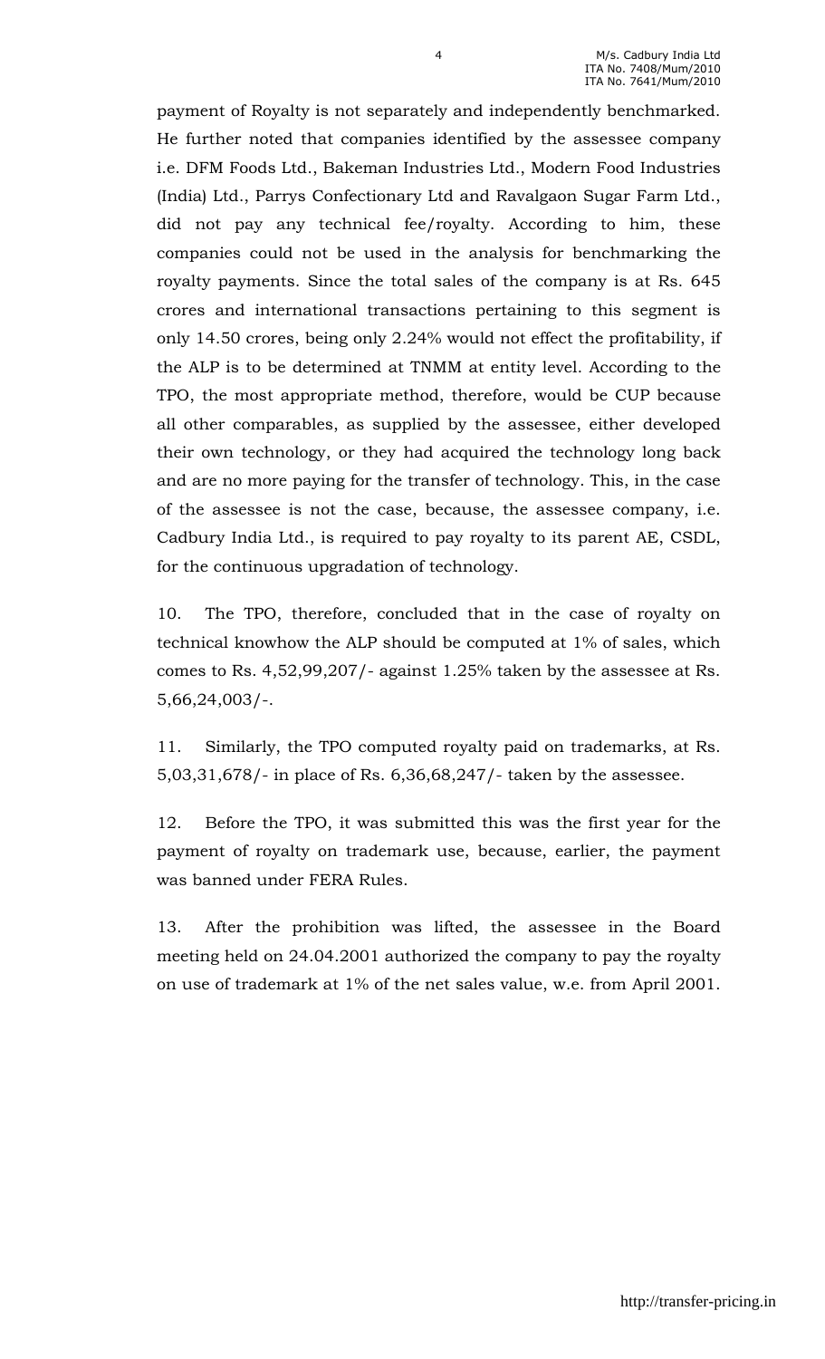payment of Royalty is not separately and independently benchmarked. He further noted that companies identified by the assessee company i.e. DFM Foods Ltd., Bakeman Industries Ltd., Modern Food Industries (India) Ltd., Parrys Confectionary Ltd and Ravalgaon Sugar Farm Ltd., did not pay any technical fee/royalty. According to him, these companies could not be used in the analysis for benchmarking the royalty payments. Since the total sales of the company is at Rs. 645 crores and international transactions pertaining to this segment is only 14.50 crores, being only 2.24% would not effect the profitability, if the ALP is to be determined at TNMM at entity level. According to the TPO, the most appropriate method, therefore, would be CUP because all other comparables, as supplied by the assessee, either developed their own technology, or they had acquired the technology long back and are no more paying for the transfer of technology. This, in the case of the assessee is not the case, because, the assessee company, i.e. Cadbury India Ltd., is required to pay royalty to its parent AE, CSDL, for the continuous upgradation of technology.

10. The TPO, therefore, concluded that in the case of royalty on technical knowhow the ALP should be computed at 1% of sales, which comes to Rs. 4,52,99,207/- against 1.25% taken by the assessee at Rs. 5,66,24,003/-.

11. Similarly, the TPO computed royalty paid on trademarks, at Rs. 5,03,31,678/- in place of Rs. 6,36,68,247/- taken by the assessee.

12. Before the TPO, it was submitted this was the first year for the payment of royalty on trademark use, because, earlier, the payment was banned under FERA Rules.

13. After the prohibition was lifted, the assessee in the Board meeting held on 24.04.2001 authorized the company to pay the royalty on use of trademark at 1% of the net sales value, w.e. from April 2001.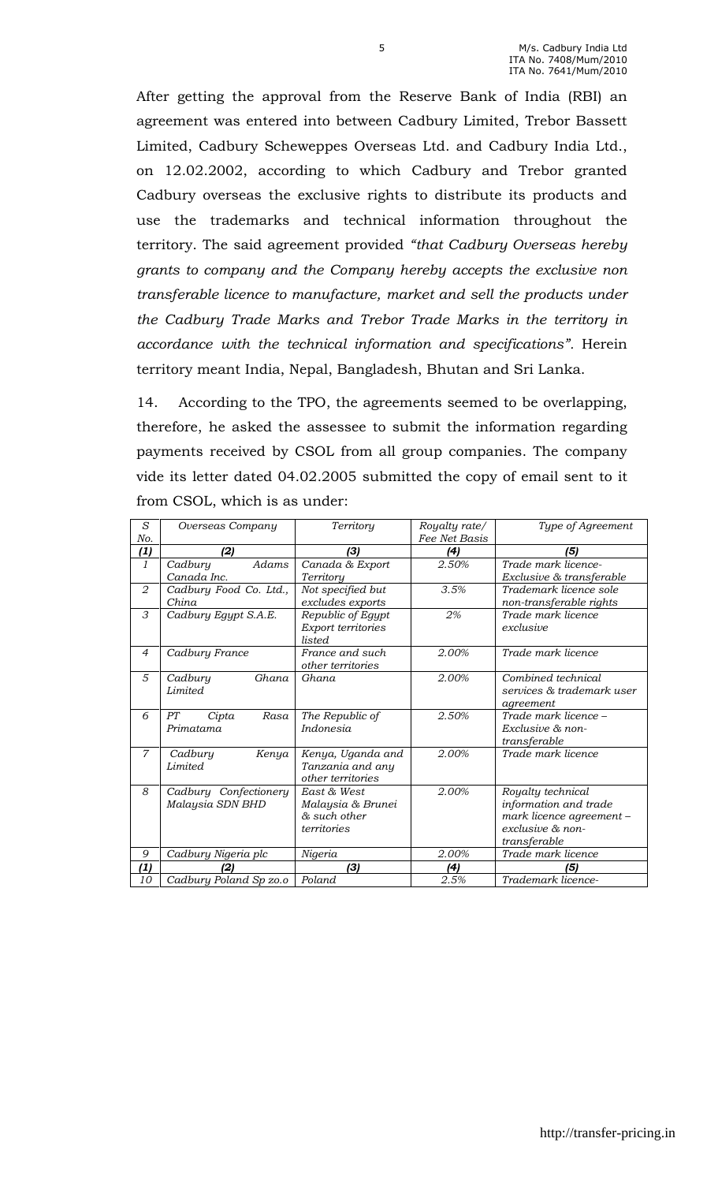After getting the approval from the Reserve Bank of India (RBI) an agreement was entered into between Cadbury Limited, Trebor Bassett Limited, Cadbury Scheweppes Overseas Ltd. and Cadbury India Ltd., on 12.02.2002, according to which Cadbury and Trebor granted Cadbury overseas the exclusive rights to distribute its products and use the trademarks and technical information throughout the territory. The said agreement provided *"that Cadbury Overseas hereby grants to company and the Company hereby accepts the exclusive non transferable licence to manufacture, market and sell the products under the Cadbury Trade Marks and Trebor Trade Marks in the territory in accordance with the technical information and specifications".* Herein territory meant India, Nepal, Bangladesh, Bhutan and Sri Lanka.

14. According to the TPO, the agreements seemed to be overlapping, therefore, he asked the assessee to submit the information regarding payments received by CSOL from all group companies. The company vide its letter dated 04.02.2005 submitted the copy of email sent to it from CSOL, which is as under:

| *S No.* | *Overseas Company* | *Territory* | *Royalty rate/ Fee Net Basis* | *Type of Agreement* |
|---|---|---|---|---|
| ***(1)*** | ***(2)*** | ***(3)*** | ***(4)*** | ***(5)*** |
| *1* | *Cadbury Adams Canada Inc.* | *Canada & Export Territory* | *2.50%* | *Trade mark licence- Exclusive & transferable* |
| *2* | *Cadbury Food Co. Ltd., China* | *Not specified but excludes exports* | *3.5%* | *Trademark licence sole non-transferable rights* |
| *3* | *Cadbury Egypt S.A.E.* | *Republic of Egypt Export territories listed* | *2%* | *Trade mark licence exclusive* |
| *4* | *Cadbury France* | *France and such other territories* | *2.00%* | *Trade mark licence* |
| *5* | *Cadbury Ghana Limited* | *Ghana* | *2.00%* | *Combined technical services & trademark user agreement* |
| *6* | *PT Cipta Rasa Primatama* | *The Republic of Indonesia* | *2.50%* | *Trade mark licence – Exclusive & non-transferable* |
| *7* | *Cadbury Kenya Limited* | *Kenya, Uganda and Tanzania and any other territories* | *2.00%* | *Trade mark licence* |
| *8* | *Cadbury Confectionery Malaysia SDN BHD* | *East & West Malaysia & Brunei & such other territories* | *2.00%* | *Royalty technical information and trade mark licence agreement – exclusive & non-transferable* |
| *9* | *Cadbury Nigeria plc* | *Nigeria* | *2.00%* | *Trade mark licence* |
| ***(1)*** | ***(2)*** | ***(3)*** | ***(4)*** | ***(5)*** |
| *10* | *Cadbury Poland Sp zo.o* | *Poland* | *2.5%* | *Trademark licence-* |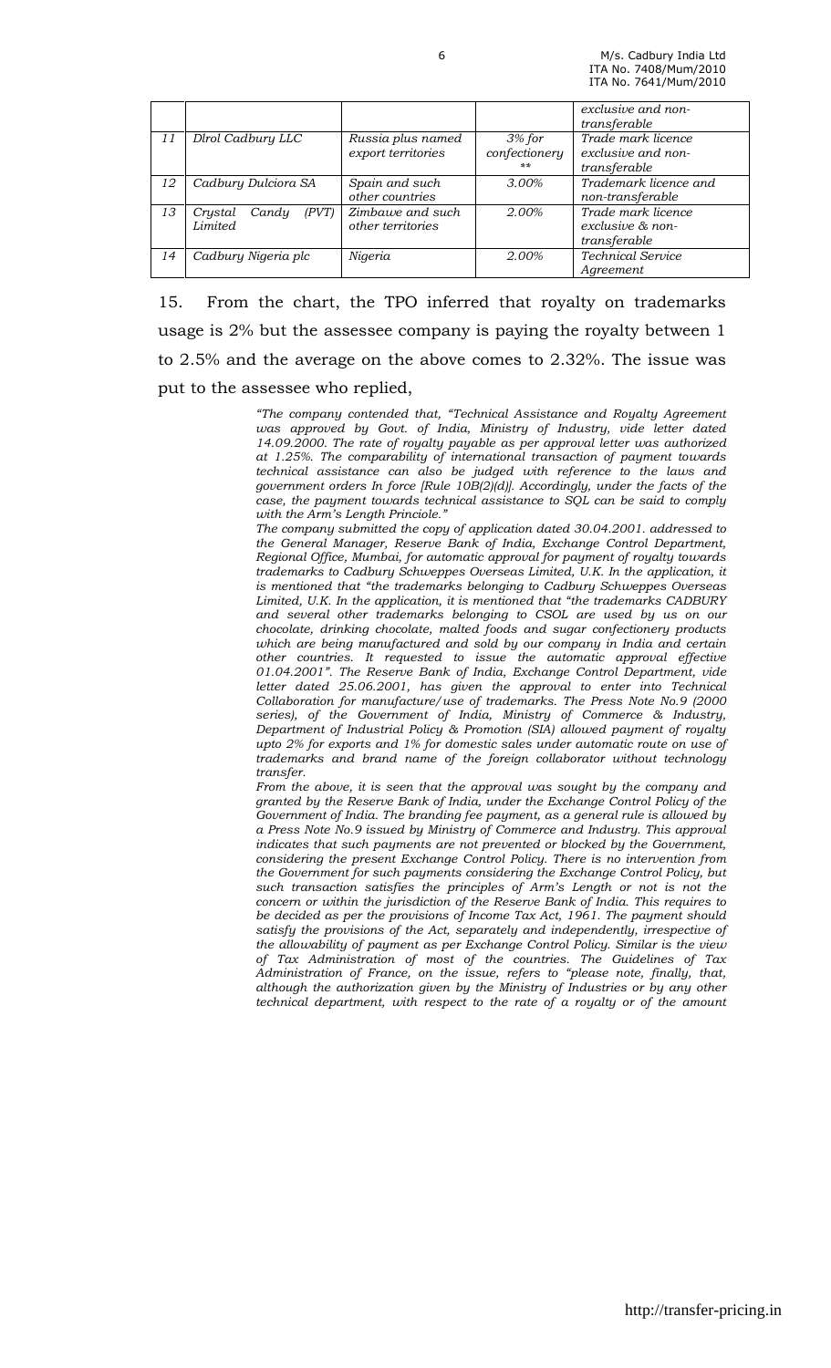|  |  |  |  | *exclusive and non-transferable* |
|---|---|---|---|---|
| *11* | *Dlrol Cadbury LLC* | *Russia plus named export territories* | *3% for confectionery \*\** | *Trade mark licence exclusive and non-transferable* |
| *12* | *Cadbury Dulciora SA* | *Spain and such other countries* | *3.00%* | *Trademark licence and non-transferable* |
| *13* | *Crystal Candy (PVT) Limited* | *Zimbawe and such other territories* | *2.00%* | *Trade mark licence exclusive & non-transferable* |
| *14* | *Cadbury Nigeria plc* | *Nigeria* | *2.00%* | *Technical Service Agreement* |

15. From the chart, the TPO inferred that royalty on trademarks usage is 2% but the assessee company is paying the royalty between 1 to 2.5% and the average on the above comes to 2.32%. The issue was put to the assessee who replied,

> *"The company contended that, "Technical Assistance and Royalty Agreement was approved by Govt. of India, Ministry of Industry, vide letter dated 14.09.2000. The rate of royalty payable as per approval letter was authorized at 1.25%. The comparability of international transaction of payment towards technical assistance can also be judged with reference to the laws and government orders In force [Rule 10B(2)(d)]. Accordingly, under the facts of the case, the payment towards technical assistance to SQL can be said to comply with the Arm's Length Princiole."*
>
> *The company submitted the copy of application dated 30.04.2001. addressed to the General Manager, Reserve Bank of India, Exchange Control Department, Regional Office, Mumbai, for automatic approval for payment of royalty towards trademarks to Cadbury Schweppes Overseas Limited, U.K. In the application, it is mentioned that "the trademarks belonging to Cadbury Schweppes Overseas Limited, U.K. In the application, it is mentioned that "the trademarks CADBURY and several other trademarks belonging to CSOL are used by us on our chocolate, drinking chocolate, malted foods and sugar confectionery products which are being manufactured and sold by our company in India and certain other countries. It requested to issue the automatic approval effective 01.04.2001". The Reserve Bank of India, Exchange Control Department, vide letter dated 25.06.2001, has given the approval to enter into Technical Collaboration for manufacture/use of trademarks. The Press Note No.9 (2000 series), of the Government of India, Ministry of Commerce & Industry, Department of Industrial Policy & Promotion (SIA) allowed payment of royalty upto 2% for exports and 1% for domestic sales under automatic route on use of trademarks and brand name of the foreign collaborator without technology transfer.*
>
> *From the above, it is seen that the approval was sought by the company and granted by the Reserve Bank of India, under the Exchange Control Policy of the Government of India. The branding fee payment, as a general rule is allowed by a Press Note No.9 issued by Ministry of Commerce and Industry. This approval indicates that such payments are not prevented or blocked by the Government, considering the present Exchange Control Policy. There is no intervention from the Government for such payments considering the Exchange Control Policy, but such transaction satisfies the principles of Arm's Length or not is not the concern or within the jurisdiction of the Reserve Bank of India. This requires to be decided as per the provisions of Income Tax Act, 1961. The payment should satisfy the provisions of the Act, separately and independently, irrespective of the allowability of payment as per Exchange Control Policy. Similar is the view of Tax Administration of most of the countries. The Guidelines of Tax Administration of France, on the issue, refers to "please note, finally, that, although the authorization given by the Ministry of Industries or by any other technical department, with respect to the rate of a royalty or of the amount*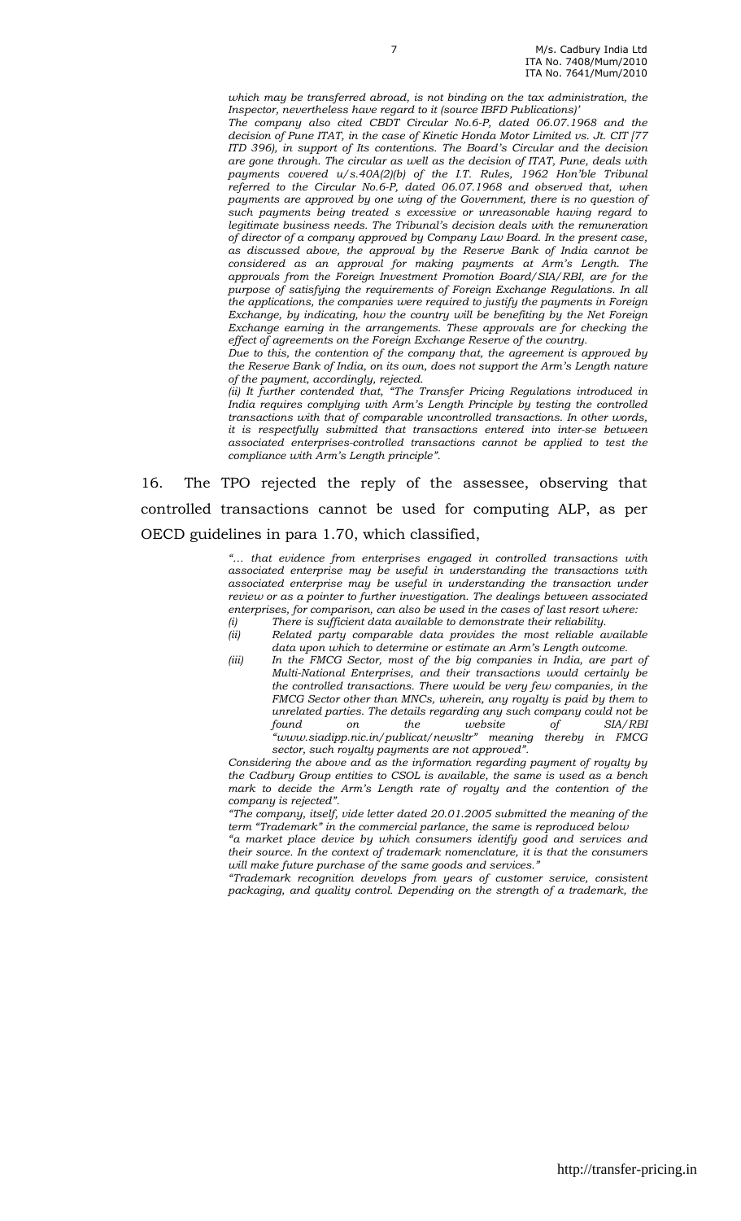*which may be transferred abroad, is not binding on the tax administration, the Inspector, nevertheless have regard to it (source IBFD Publications)'*

*The company also cited CBDT Circular No.6-P, dated 06.07.1968 and the decision of Pune ITAT, in the case of Kinetic Honda Motor Limited vs. Jt. CIT [77 ITD 396), in support of Its contentions. The Board's Circular and the decision are gone through. The circular as well as the decision of ITAT, Pune, deals with payments covered u/s.40A(2)(b) of the I.T. Rules, 1962 Hon'ble Tribunal referred to the Circular No.6-P, dated 06.07.1968 and observed that, when payments are approved by one wing of the Government, there is no question of such payments being treated s excessive or unreasonable having regard to legitimate business needs. The Tribunal's decision deals with the remuneration of director of a company approved by Company Law Board. In the present case, as discussed above, the approval by the Reserve Bank of India cannot be considered as an approval for making payments at Arm's Length. The approvals from the Foreign Investment Promotion Board/SIA/RBI, are for the purpose of satisfying the requirements of Foreign Exchange Regulations. In all the applications, the companies were required to justify the payments in Foreign Exchange, by indicating, how the country will be benefiting by the Net Foreign Exchange earning in the arrangements. These approvals are for checking the effect of agreements on the Foreign Exchange Reserve of the country.*

*Due to this, the contention of the company that, the agreement is approved by the Reserve Bank of India, on its own, does not support the Arm's Length nature of the payment, accordingly, rejected.*

*(ii) It further contended that, "The Transfer Pricing Regulations introduced in India requires complying with Arm's Length Principle by testing the controlled transactions with that of comparable uncontrolled transactions. In other words, it is respectfully submitted that transactions entered into inter-se between associated enterprises-controlled transactions cannot be applied to test the compliance with Arm's Length principle".*

16. The TPO rejected the reply of the assessee, observing that controlled transactions cannot be used for computing ALP, as per OECD guidelines in para 1.70, which classified,

> *"... that evidence from enterprises engaged in controlled transactions with associated enterprise may be useful in understanding the transactions with associated enterprise may be useful in understanding the transaction under review or as a pointer to further investigation. The dealings between associated enterprises, for comparison, can also be used in the cases of last resort where:*
>
> *(i) There is sufficient data available to demonstrate their reliability.*
>
> *(ii) Related party comparable data provides the most reliable available data upon which to determine or estimate an Arm's Length outcome.*
>
> *(iii) In the FMCG Sector, most of the big companies in India, are part of Multi-National Enterprises, and their transactions would certainly be the controlled transactions. There would be very few companies, in the FMCG Sector other than MNCs, wherein, any royalty is paid by them to unrelated parties. The details regarding any such company could not be found on the website of SIA/RBI "www.siadipp.nic.in/publicat/newsltr" meaning thereby in FMCG sector, such royalty payments are not approved".*
>
> *Considering the above and as the information regarding payment of royalty by the Cadbury Group entities to CSOL is available, the same is used as a bench mark to decide the Arm's Length rate of royalty and the contention of the company is rejected".*
>
> *"The company, itself, vide letter dated 20.01.2005 submitted the meaning of the term "Trademark" in the commercial parlance, the same is reproduced below*
>
> *"a market place device by which consumers identify good and services and their source. In the context of trademark nomenclature, it is that the consumers will make future purchase of the same goods and services."*
>
> *"Trademark recognition develops from years of customer service, consistent packaging, and quality control. Depending on the strength of a trademark, the*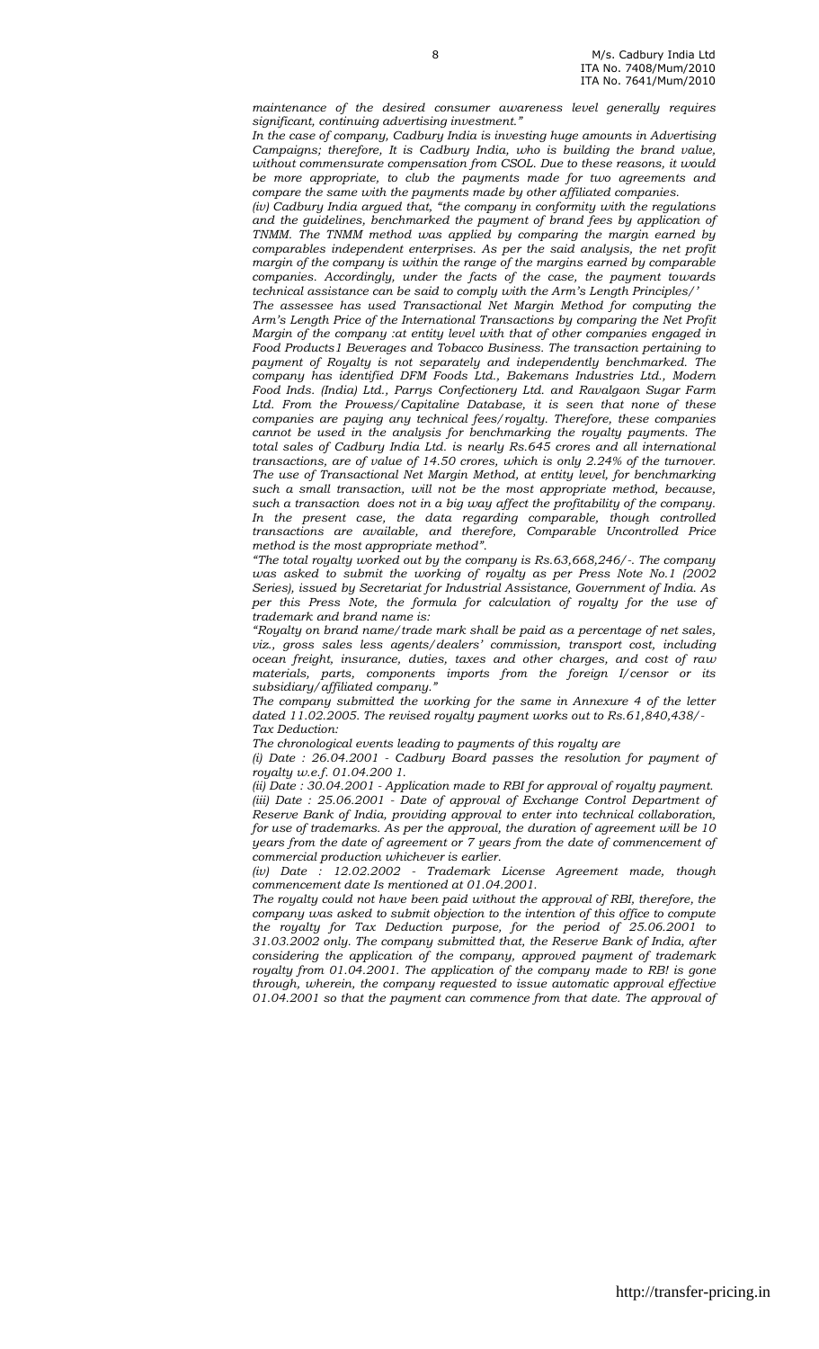*maintenance of the desired consumer awareness level generally requires significant, continuing advertising investment."*

*In the case of company, Cadbury India is investing huge amounts in Advertising Campaigns; therefore, It is Cadbury India, who is building the brand value, without commensurate compensation from CSOL. Due to these reasons, it would be more appropriate, to club the payments made for two agreements and compare the same with the payments made by other affiliated companies.*

*(iv) Cadbury India argued that, "the company in conformity with the regulations and the guidelines, benchmarked the payment of brand fees by application of TNMM. The TNMM method was applied by comparing the margin earned by comparables independent enterprises. As per the said analysis, the net profit margin of the company is within the range of the margins earned by comparable companies. Accordingly, under the facts of the case, the payment towards technical assistance can be said to comply with the Arm's Length Principles/'*

*The assessee has used Transactional Net Margin Method for computing the Arm's Length Price of the International Transactions by comparing the Net Profit Margin of the company :at entity level with that of other companies engaged in Food Products1 Beverages and Tobacco Business. The transaction pertaining to payment of Royalty is not separately and independently benchmarked. The company has identified DFM Foods Ltd., Bakemans Industries Ltd., Modern Food Inds. (India) Ltd., Parrys Confectionery Ltd. and Ravalgaon Sugar Farm Ltd. From the Prowess/Capitaline Database, it is seen that none of these companies are paying any technical fees/royalty. Therefore, these companies cannot be used in the analysis for benchmarking the royalty payments. The total sales of Cadbury India Ltd. is nearly Rs.645 crores and all international transactions, are of value of 14.50 crores, which is only 2.24% of the turnover. The use of Transactional Net Margin Method, at entity level, for benchmarking such a small transaction, will not be the most appropriate method, because, such a transaction does not in a big way affect the profitability of the company. In the present case, the data regarding comparable, though controlled transactions are available, and therefore, Comparable Uncontrolled Price method is the most appropriate method".*

*"The total royalty worked out by the company is Rs.63,668,246/-. The company was asked to submit the working of royalty as per Press Note No.1 (2002 Series), issued by Secretariat for Industrial Assistance, Government of India. As per this Press Note, the formula for calculation of royalty for the use of trademark and brand name is:*

*"Royalty on brand name/trade mark shall be paid as a percentage of net sales, viz., gross sales less agents/dealers' commission, transport cost, including ocean freight, insurance, duties, taxes and other charges, and cost of raw materials, parts, components imports from the foreign I/censor or its subsidiary/affiliated company."*

*The company submitted the working for the same in Annexure 4 of the letter dated 11.02.2005. The revised royalty payment works out to Rs.61,840,438/-*

*Tax Deduction:*

*The chronological events leading to payments of this royalty are*

*(i) Date : 26.04.2001 - Cadbury Board passes the resolution for payment of royalty w.e.f. 01.04.200 1.*

*(ii) Date : 30.04.2001 - Application made to RBI for approval of royalty payment.*

*(iii) Date : 25.06.2001 - Date of approval of Exchange Control Department of Reserve Bank of India, providing approval to enter into technical collaboration, for use of trademarks. As per the approval, the duration of agreement will be 10 years from the date of agreement or 7 years from the date of commencement of commercial production whichever is earlier.*

*(iv) Date : 12.02.2002 - Trademark License Agreement made, though commencement date Is mentioned at 01.04.2001.*

*The royalty could not have been paid without the approval of RBI, therefore, the company was asked to submit objection to the intention of this office to compute the royalty for Tax Deduction purpose, for the period of 25.06.2001 to 31.03.2002 only. The company submitted that, the Reserve Bank of India, after considering the application of the company, approved payment of trademark royalty from 01.04.2001. The application of the company made to RB! is gone through, wherein, the company requested to issue automatic approval effective 01.04.2001 so that the payment can commence from that date. The approval of*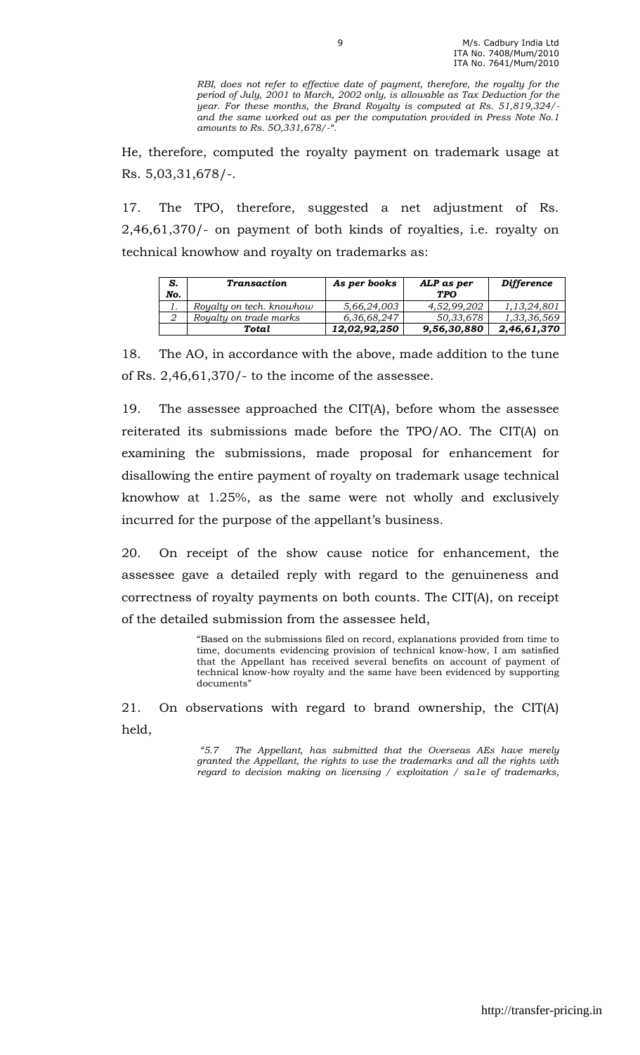*RBI, does not refer to effective date of payment, therefore, the royalty for the period of July, 2001 to March, 2002 only, is allowable as Tax Deduction for the year. For these months, the Brand Royalty is computed at Rs. 51,819,324/- and the same worked out as per the computation provided in Press Note No.1 amounts to Rs. 5O,331,678/-".*

He, therefore, computed the royalty payment on trademark usage at Rs. 5,03,31,678/-.

17. The TPO, therefore, suggested a net adjustment of Rs. 2,46,61,370/- on payment of both kinds of royalties, i.e. royalty on technical knowhow and royalty on trademarks as:

| *S. No.* | *Transaction* | *As per books* | *ALP as per TPO* | *Difference* |
|---|---|---|---|---|
| *1.* | *Royalty on tech. knowhow* | *5,66,24,003* | *4,52,99,202* | *1,13,24,801* |
| *2* | *Royalty on trade marks* | *6,36,68,247* | *50,33,678* | *1,33,36,569* |
| | ***Total*** | ***12,02,92,250*** | ***9,56,30,880*** | ***2,46,61,370*** |

18. The AO, in accordance with the above, made addition to the tune of Rs. 2,46,61,370/- to the income of the assessee.

19. The assessee approached the CIT(A), before whom the assessee reiterated its submissions made before the TPO/AO. The CIT(A) on examining the submissions, made proposal for enhancement for disallowing the entire payment of royalty on trademark usage technical knowhow at 1.25%, as the same were not wholly and exclusively incurred for the purpose of the appellant's business.

20. On receipt of the show cause notice for enhancement, the assessee gave a detailed reply with regard to the genuineness and correctness of royalty payments on both counts. The CIT(A), on receipt of the detailed submission from the assessee held,

> "Based on the submissions filed on record, explanations provided from time to time, documents evidencing provision of technical know-how, I am satisfied that the Appellant has received several benefits on account of payment of technical know-how royalty and the same have been evidenced by supporting documents"

21. On observations with regard to brand ownership, the CIT(A) held,

> *"5.7 The Appellant, has submitted that the Overseas AEs have merely granted the Appellant, the rights to use the trademarks and all the rights with regard to decision making on licensing / exploitation / sa1e of trademarks,*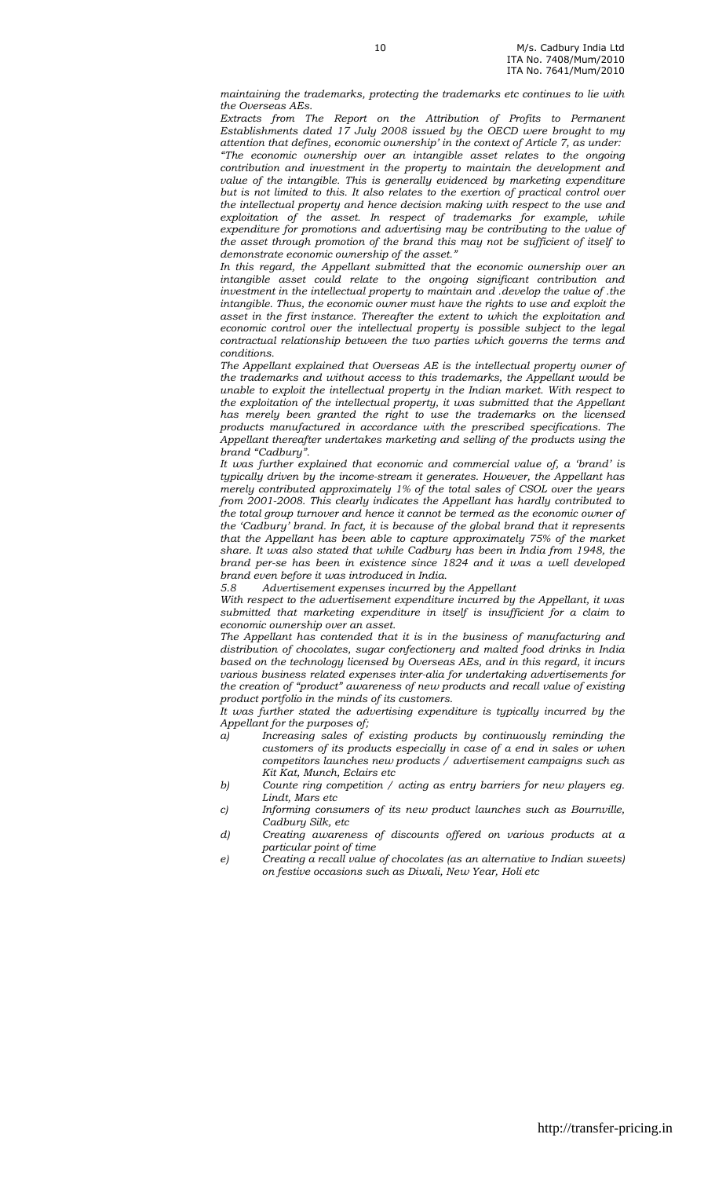*maintaining the trademarks, protecting the trademarks etc continues to lie with the Overseas AEs.*

*Extracts from The Report on the Attribution of Profits to Permanent Establishments dated 17 July 2008 issued by the OECD were brought to my attention that defines, economic ownership' in the context of Article 7, as under:*

*"The economic ownership over an intangible asset relates to the ongoing contribution and investment in the property to maintain the development and value of the intangible. This is generally evidenced by marketing expenditure but is not limited to this. It also relates to the exertion of practical control over the intellectual property and hence decision making with respect to the use and exploitation of the asset. In respect of trademarks for example, while expenditure for promotions and advertising may be contributing to the value of the asset through promotion of the brand this may not be sufficient of itself to demonstrate economic ownership of the asset."*

*In this regard, the Appellant submitted that the economic ownership over an intangible asset could relate to the ongoing significant contribution and investment in the intellectual property to maintain and .develop the value of .the intangible. Thus, the economic owner must have the rights to use and exploit the asset in the first instance. Thereafter the extent to which the exploitation and economic control over the intellectual property is possible subject to the legal contractual relationship between the two parties which governs the terms and conditions.*

*The Appellant explained that Overseas AE is the intellectual property owner of the trademarks and without access to this trademarks, the Appellant would be unable to exploit the intellectual property in the Indian market. With respect to the exploitation of the intellectual property, it was submitted that the Appellant has merely been granted the right to use the trademarks on the licensed products manufactured in accordance with the prescribed specifications. The Appellant thereafter undertakes marketing and selling of the products using the brand "Cadbury".*

*It was further explained that economic and commercial value of, a 'brand' is typically driven by the income-stream it generates. However, the Appellant has merely contributed approximately 1% of the total sales of CSOL over the years from 2001-2008. This clearly indicates the Appellant has hardly contributed to the total group turnover and hence it cannot be termed as the economic owner of the 'Cadbury' brand. In fact, it is because of the global brand that it represents that the Appellant has been able to capture approximately 75% of the market share. It was also stated that while Cadbury has been in India from 1948, the brand per-se has been in existence since 1824 and it was a well developed brand even before it was introduced in India.*

*5.8 Advertisement expenses incurred by the Appellant*

*With respect to the advertisement expenditure incurred by the Appellant, it was submitted that marketing expenditure in itself is insufficient for a claim to economic ownership over an asset.*

*The Appellant has contended that it is in the business of manufacturing and distribution of chocolates, sugar confectionery and malted food drinks in India based on the technology licensed by Overseas AEs, and in this regard, it incurs various business related expenses inter-alia for undertaking advertisements for the creation of "product" awareness of new products and recall value of existing product portfolio in the minds of its customers.*

*It was further stated the advertising expenditure is typically incurred by the Appellant for the purposes of;*

- *a) Increasing sales of existing products by continuously reminding the customers of its products especially in case of a end in sales or when competitors launches new products / advertisement campaigns such as Kit Kat, Munch, Eclairs etc*
- *b) Counte ring competition / acting as entry barriers for new players eg. Lindt, Mars etc*
- *c) Informing consumers of its new product launches such as Bournville, Cadbury Silk, etc*
- *d) Creating awareness of discounts offered on various products at a particular point of time*
- *e) Creating a recall value of chocolates (as an alternative to Indian sweets) on festive occasions such as Diwali, New Year, Holi etc*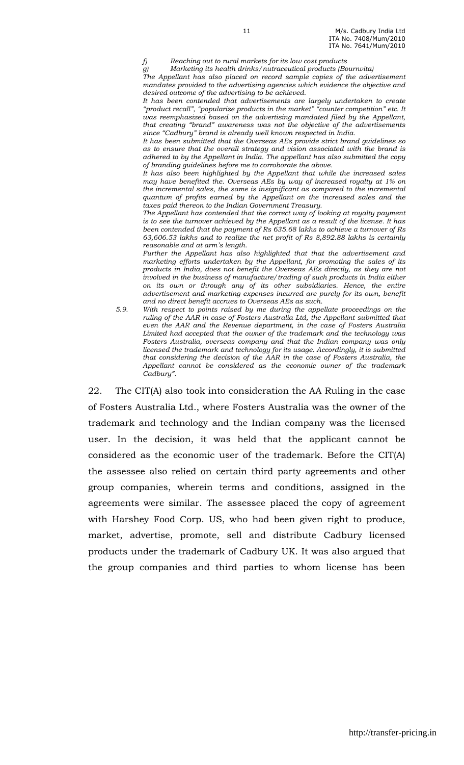*f) Reaching out to rural markets for its low cost products*

*g) Marketing its health drinks/nutraceutical products (Bournvita)*

*The Appellant has also placed on record sample copies of the advertisement mandates provided to the advertising agencies which evidence the objective and desired outcome of the advertising to be achieved.*

*It has been contended that advertisements are largely undertaken to create "product recall", "popularize products in the market" "counter competition" etc. It was reemphasized based on the advertising mandated filed by the Appellant, that creating "brand" awareness was not the objective of the advertisements since "Cadbury" brand is already well known respected in India.*

*It has been submitted that the Overseas AEs provide strict brand guidelines so as to ensure that the overall strategy and vision associated with the brand is adhered to by the Appellant in India. The appellant has also submitted the copy of branding guidelines before me to corroborate the above.*

*It has also been highlighted by the Appellant that while the increased sales may have benefited the. Overseas AEs by way of increased royalty at 1% on the incremental sales, the same is insignificant as compared to the incremental quantum of profits earned by the Appellant on the increased sales and the taxes paid thereon to the Indian Government Treasury.*

*The Appellant has contended that the correct way of looking at royalty payment is to see the turnover achieved by the Appellant as a result of the license. It has been contended that the payment of Rs 635.68 lakhs to achieve a turnover of Rs 63,606.53 lakhs and to realize the net profit of Rs 8,892.88 lakhs is certainly reasonable and at arm's length.*

*Further the Appellant has also highlighted that that the advertisement and marketing efforts undertaken by the Appellant, for promoting the sales of its products in India, does not benefit the Overseas AEs directly, as they are not involved in the business of manufacture/trading of such products in India either on its own or through any of its other subsidiaries. Hence, the entire advertisement and marketing expenses incurred are purely for its own, benefit and no direct benefit accrues to Overseas AEs as such.*

*5.9. With respect to points raised by me during the appellate proceedings on the ruling of the AAR in case of Fosters Australia Ltd, the Appellant submitted that even the AAR and the Revenue department, in the case of Fosters Australia Limited had accepted that the owner of the trademark and the technology was Fosters Australia, overseas company and that the Indian company was only licensed the trademark and technology for its usage. Accordingly, it is submitted that considering the decision of the AAR in the case of Fosters Australia, the Appellant cannot be considered as the economic owner of the trademark Cadbury".*

22. The CIT(A) also took into consideration the AA Ruling in the case of Fosters Australia Ltd., where Fosters Australia was the owner of the trademark and technology and the Indian company was the licensed user. In the decision, it was held that the applicant cannot be considered as the economic user of the trademark. Before the CIT(A) the assessee also relied on certain third party agreements and other group companies, wherein terms and conditions, assigned in the agreements were similar. The assessee placed the copy of agreement with Harshey Food Corp. US, who had been given right to produce, market, advertise, promote, sell and distribute Cadbury licensed products under the trademark of Cadbury UK. It was also argued that the group companies and third parties to whom license has been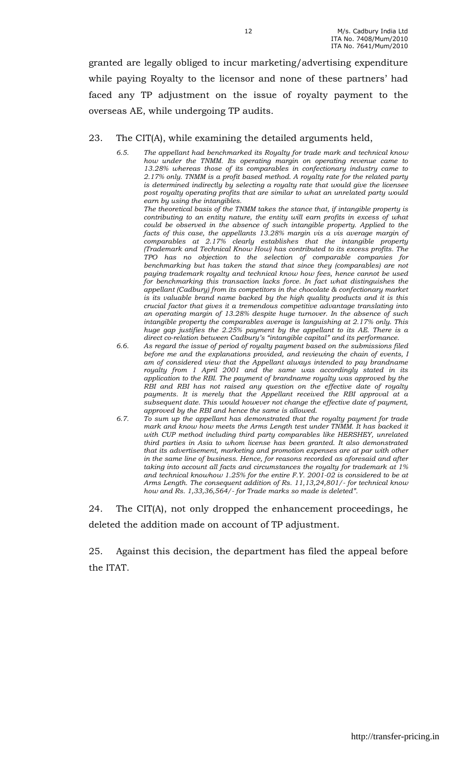granted are legally obliged to incur marketing/advertising expenditure while paying Royalty to the licensor and none of these partners' had faced any TP adjustment on the issue of royalty payment to the overseas AE, while undergoing TP audits.

23. The CIT(A), while examining the detailed arguments held,

> *6.5. The appellant had benchmarked its Royalty for trade mark and technical know how under the TNMM. Its operating margin on operating revenue came to 13.28% whereas those of its comparables in confectionary industry came to 2.17% only. TNMM is a profit based method. A royalty rate for the related party is determined indirectly by selecting a royalty rate that would give the licensee post royalty operating profits that are similar to what an unrelated party would earn by using the intangibles.*
>
> *The theoretical basis of the TNMM takes the stance that, if intangible property is contributing to an entity nature, the entity will earn profits in excess of what could be observed in the absence of such intangible property. Applied to the facts of this case, the appellants 13.28% margin vis a vis average margin of comparables at 2.17% clearly establishes that the intangible property (Trademark and Technical Know How) has contributed to its excess profits. The TPO has no objection to the selection of comparable companies for benchmarking but has taken the stand that since they (comparables) are not paying trademark royalty and technical know how fees, hence cannot be used for benchmarking this transaction lacks force. In fact what distinguishes the appellant (Cadbury) from its competitors in the chocolate & confectionary market is its valuable brand name backed by the high quality products and it is this crucial factor that gives it a tremendous competitive advantage translating into an operating margin of 13.28% despite huge turnover. In the absence of such intangible property the comparables average is languishing at 2.17% only. This huge gap justifies the 2.25% payment by the appellant to its AE. There is a direct co-relation between Cadbury's "intangible capital" and its performance.*
>
> *6.6. As regard the issue of period of royalty payment based on the submissions filed before me and the explanations provided, and reviewing the chain of events, I am of considered view that the Appellant always intended to pay brandname royalty from 1 April 2001 and the same was accordingly stated in its application to the RBI. The payment of brandname royalty was approved by the RBI and RBI has not raised any question on the effective date of royalty payments. It is merely that the Appellant received the RBI approval at a subsequent date. This would however not change the effective date of payment, approved by the RBI and hence the same is allowed.*
>
> *6.7. To sum up the appellant has demonstrated that the royalty payment for trade mark and know how meets the Arms Length test under TNMM. It has backed it with CUP method including third party comparables like HERSHEY, unrelated third parties in Asia to whom license has been granted. It also demonstrated that its advertisement, marketing and promotion expenses are at par with other in the same line of business. Hence, for reasons recorded as aforesaid and after taking into account all facts and circumstances the royalty for trademark at 1% and technical knowhow 1.25% for the entire F.Y. 2001-02 is considered to be at Arms Length. The consequent addition of Rs. 11,13,24,801/- for technical know how and Rs. 1,33,36,564/- for Trade marks so made is deleted".*

24. The CIT(A), not only dropped the enhancement proceedings, he deleted the addition made on account of TP adjustment.

25. Against this decision, the department has filed the appeal before the ITAT.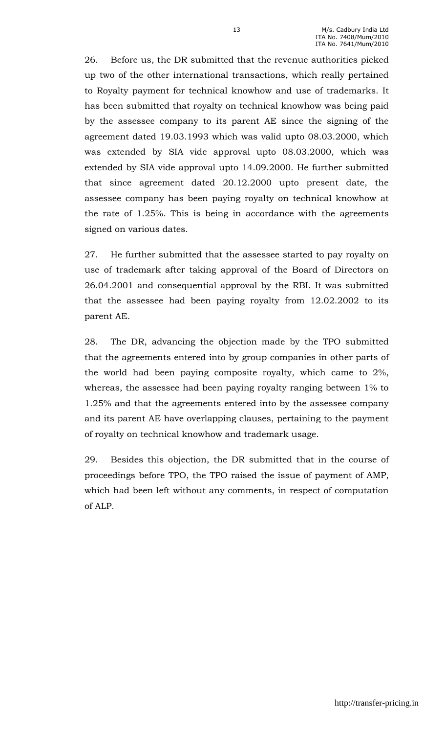26. Before us, the DR submitted that the revenue authorities picked up two of the other international transactions, which really pertained to Royalty payment for technical knowhow and use of trademarks. It has been submitted that royalty on technical knowhow was being paid by the assessee company to its parent AE since the signing of the agreement dated 19.03.1993 which was valid upto 08.03.2000, which was extended by SIA vide approval upto 08.03.2000, which was extended by SIA vide approval upto 14.09.2000. He further submitted that since agreement dated 20.12.2000 upto present date, the assessee company has been paying royalty on technical knowhow at the rate of 1.25%. This is being in accordance with the agreements signed on various dates.

27. He further submitted that the assessee started to pay royalty on use of trademark after taking approval of the Board of Directors on 26.04.2001 and consequential approval by the RBI. It was submitted that the assessee had been paying royalty from 12.02.2002 to its parent AE.

28. The DR, advancing the objection made by the TPO submitted that the agreements entered into by group companies in other parts of the world had been paying composite royalty, which came to 2%, whereas, the assessee had been paying royalty ranging between 1% to 1.25% and that the agreements entered into by the assessee company and its parent AE have overlapping clauses, pertaining to the payment of royalty on technical knowhow and trademark usage.

29. Besides this objection, the DR submitted that in the course of proceedings before TPO, the TPO raised the issue of payment of AMP, which had been left without any comments, in respect of computation of ALP.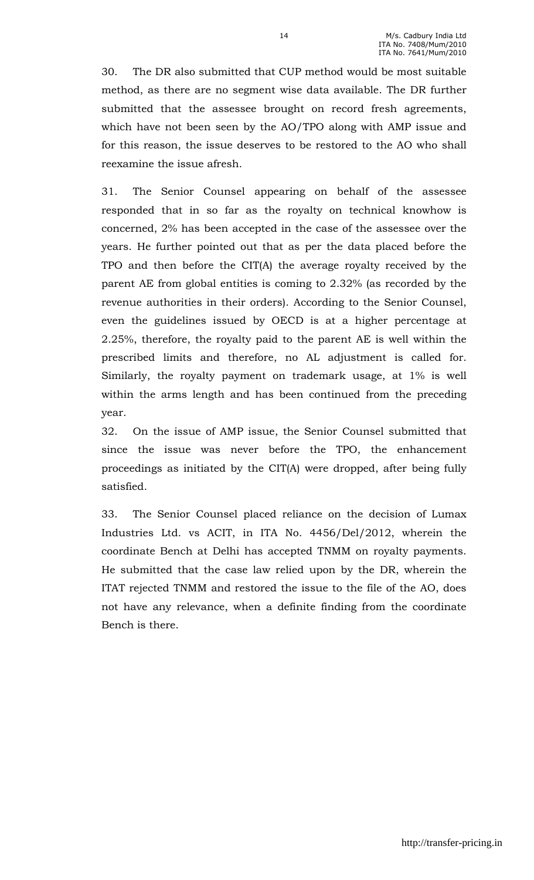30. The DR also submitted that CUP method would be most suitable method, as there are no segment wise data available. The DR further submitted that the assessee brought on record fresh agreements, which have not been seen by the AO/TPO along with AMP issue and for this reason, the issue deserves to be restored to the AO who shall reexamine the issue afresh.

31. The Senior Counsel appearing on behalf of the assessee responded that in so far as the royalty on technical knowhow is concerned, 2% has been accepted in the case of the assessee over the years. He further pointed out that as per the data placed before the TPO and then before the CIT(A) the average royalty received by the parent AE from global entities is coming to 2.32% (as recorded by the revenue authorities in their orders). According to the Senior Counsel, even the guidelines issued by OECD is at a higher percentage at 2.25%, therefore, the royalty paid to the parent AE is well within the prescribed limits and therefore, no AL adjustment is called for. Similarly, the royalty payment on trademark usage, at 1% is well within the arms length and has been continued from the preceding year.

32. On the issue of AMP issue, the Senior Counsel submitted that since the issue was never before the TPO, the enhancement proceedings as initiated by the CIT(A) were dropped, after being fully satisfied.

33. The Senior Counsel placed reliance on the decision of Lumax Industries Ltd. vs ACIT, in ITA No. 4456/Del/2012, wherein the coordinate Bench at Delhi has accepted TNMM on royalty payments. He submitted that the case law relied upon by the DR, wherein the ITAT rejected TNMM and restored the issue to the file of the AO, does not have any relevance, when a definite finding from the coordinate Bench is there.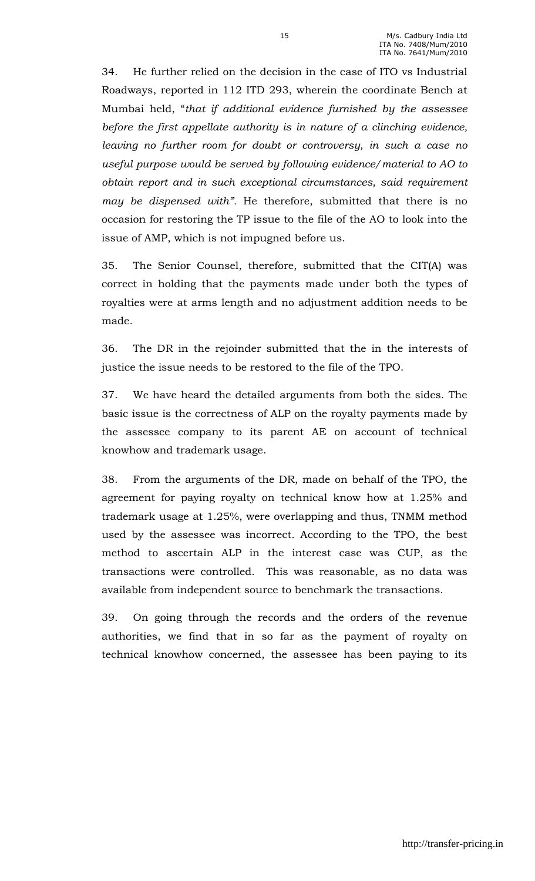34. He further relied on the decision in the case of ITO vs Industrial Roadways, reported in 112 ITD 293, wherein the coordinate Bench at Mumbai held, "*that if additional evidence furnished by the assessee before the first appellate authority is in nature of a clinching evidence, leaving no further room for doubt or controversy, in such a case no useful purpose would be served by following evidence/material to AO to obtain report and in such exceptional circumstances, said requirement may be dispensed with"*. He therefore, submitted that there is no occasion for restoring the TP issue to the file of the AO to look into the issue of AMP, which is not impugned before us.

35. The Senior Counsel, therefore, submitted that the CIT(A) was correct in holding that the payments made under both the types of royalties were at arms length and no adjustment addition needs to be made.

36. The DR in the rejoinder submitted that the in the interests of justice the issue needs to be restored to the file of the TPO.

37. We have heard the detailed arguments from both the sides. The basic issue is the correctness of ALP on the royalty payments made by the assessee company to its parent AE on account of technical knowhow and trademark usage.

38. From the arguments of the DR, made on behalf of the TPO, the agreement for paying royalty on technical know how at 1.25% and trademark usage at 1.25%, were overlapping and thus, TNMM method used by the assessee was incorrect. According to the TPO, the best method to ascertain ALP in the interest case was CUP, as the transactions were controlled. This was reasonable, as no data was available from independent source to benchmark the transactions.

39. On going through the records and the orders of the revenue authorities, we find that in so far as the payment of royalty on technical knowhow concerned, the assessee has been paying to its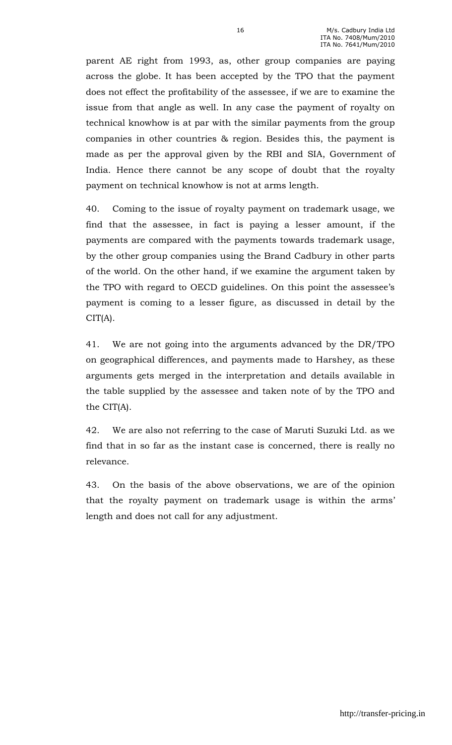parent AE right from 1993, as, other group companies are paying across the globe. It has been accepted by the TPO that the payment does not effect the profitability of the assessee, if we are to examine the issue from that angle as well. In any case the payment of royalty on technical knowhow is at par with the similar payments from the group companies in other countries & region. Besides this, the payment is made as per the approval given by the RBI and SIA, Government of India. Hence there cannot be any scope of doubt that the royalty payment on technical knowhow is not at arms length.

40. Coming to the issue of royalty payment on trademark usage, we find that the assessee, in fact is paying a lesser amount, if the payments are compared with the payments towards trademark usage, by the other group companies using the Brand Cadbury in other parts of the world. On the other hand, if we examine the argument taken by the TPO with regard to OECD guidelines. On this point the assessee's payment is coming to a lesser figure, as discussed in detail by the CIT(A).

41. We are not going into the arguments advanced by the DR/TPO on geographical differences, and payments made to Harshey, as these arguments gets merged in the interpretation and details available in the table supplied by the assessee and taken note of by the TPO and the CIT(A).

42. We are also not referring to the case of Maruti Suzuki Ltd. as we find that in so far as the instant case is concerned, there is really no relevance.

43. On the basis of the above observations, we are of the opinion that the royalty payment on trademark usage is within the arms' length and does not call for any adjustment.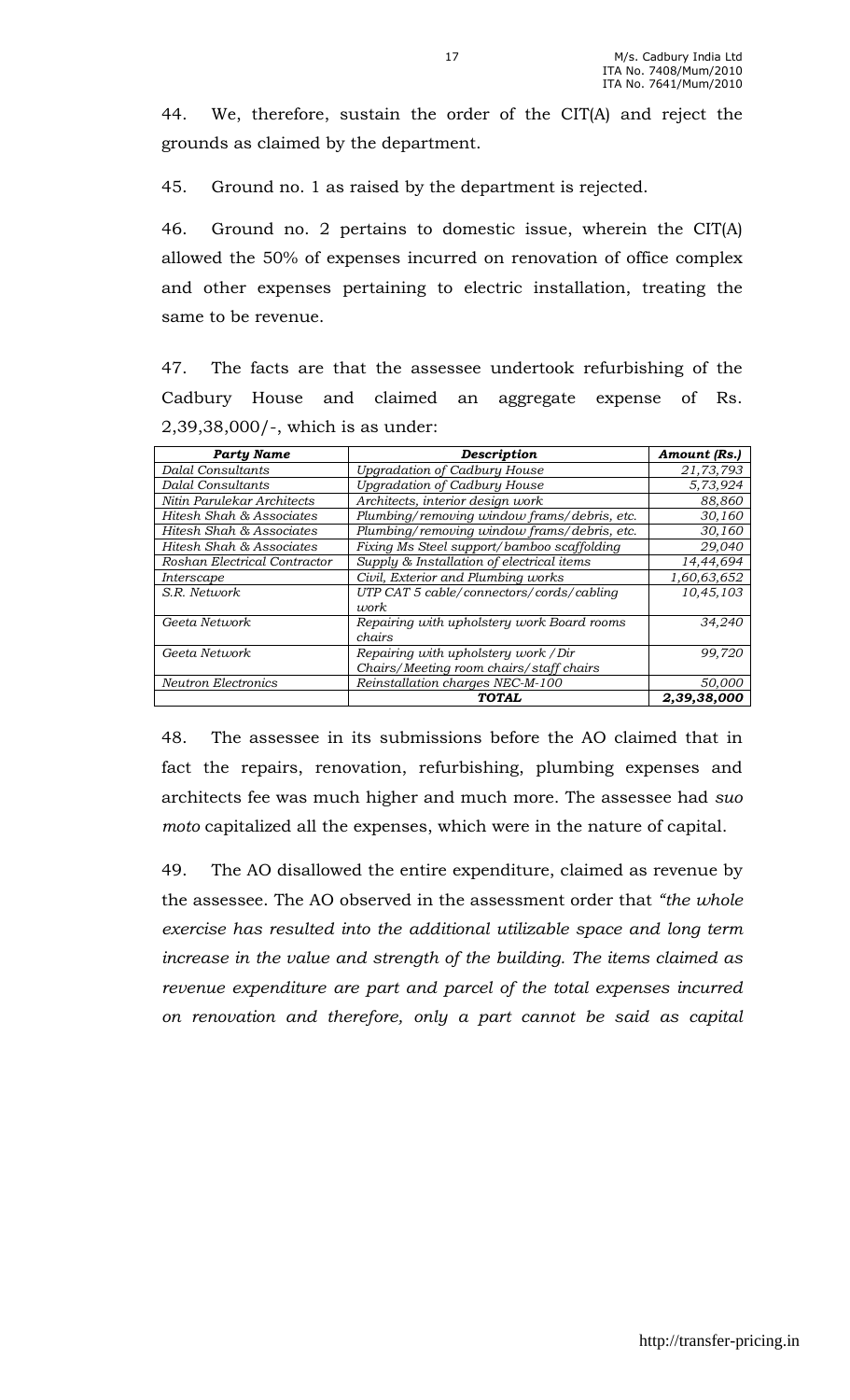44. We, therefore, sustain the order of the CIT(A) and reject the grounds as claimed by the department.

45. Ground no. 1 as raised by the department is rejected.

46. Ground no. 2 pertains to domestic issue, wherein the CIT(A) allowed the 50% of expenses incurred on renovation of office complex and other expenses pertaining to electric installation, treating the same to be revenue.

47. The facts are that the assessee undertook refurbishing of the Cadbury House and claimed an aggregate expense of Rs. 2,39,38,000/-, which is as under:

| *Party Name* | *Description* | *Amount (Rs.)* |
|---|---|---|
| *Dalal Consultants* | *Upgradation of Cadbury House* | *21,73,793* |
| *Dalal Consultants* | *Upgradation of Cadbury House* | *5,73,924* |
| *Nitin Parulekar Architects* | *Architects, interior design work* | *88,860* |
| *Hitesh Shah & Associates* | *Plumbing/removing window frams/debris, etc.* | *30,160* |
| *Hitesh Shah & Associates* | *Plumbing/removing window frams/debris, etc.* | *30,160* |
| *Hitesh Shah & Associates* | *Fixing Ms Steel support/bamboo scaffolding* | *29,040* |
| *Roshan Electrical Contractor* | *Supply & Installation of electrical items* | *14,44,694* |
| *Interscape* | *Civil, Exterior and Plumbing works* | *1,60,63,652* |
| *S.R. Network* | *UTP CAT 5 cable/connectors/cords/cabling work* | *10,45,103* |
| *Geeta Network* | *Repairing with upholstery work Board rooms chairs* | *34,240* |
| *Geeta Network* | *Repairing with upholstery work /Dir Chairs/Meeting room chairs/staff chairs* | *99,720* |
| *Neutron Electronics* | *Reinstallation charges NEC-M-100* | *50,000* |
| | ***TOTAL*** | ***2,39,38,000*** |

48. The assessee in its submissions before the AO claimed that in fact the repairs, renovation, refurbishing, plumbing expenses and architects fee was much higher and much more. The assessee had *suo moto* capitalized all the expenses, which were in the nature of capital.

49. The AO disallowed the entire expenditure, claimed as revenue by the assessee. The AO observed in the assessment order that *"the whole exercise has resulted into the additional utilizable space and long term increase in the value and strength of the building. The items claimed as revenue expenditure are part and parcel of the total expenses incurred on renovation and therefore, only a part cannot be said as capital*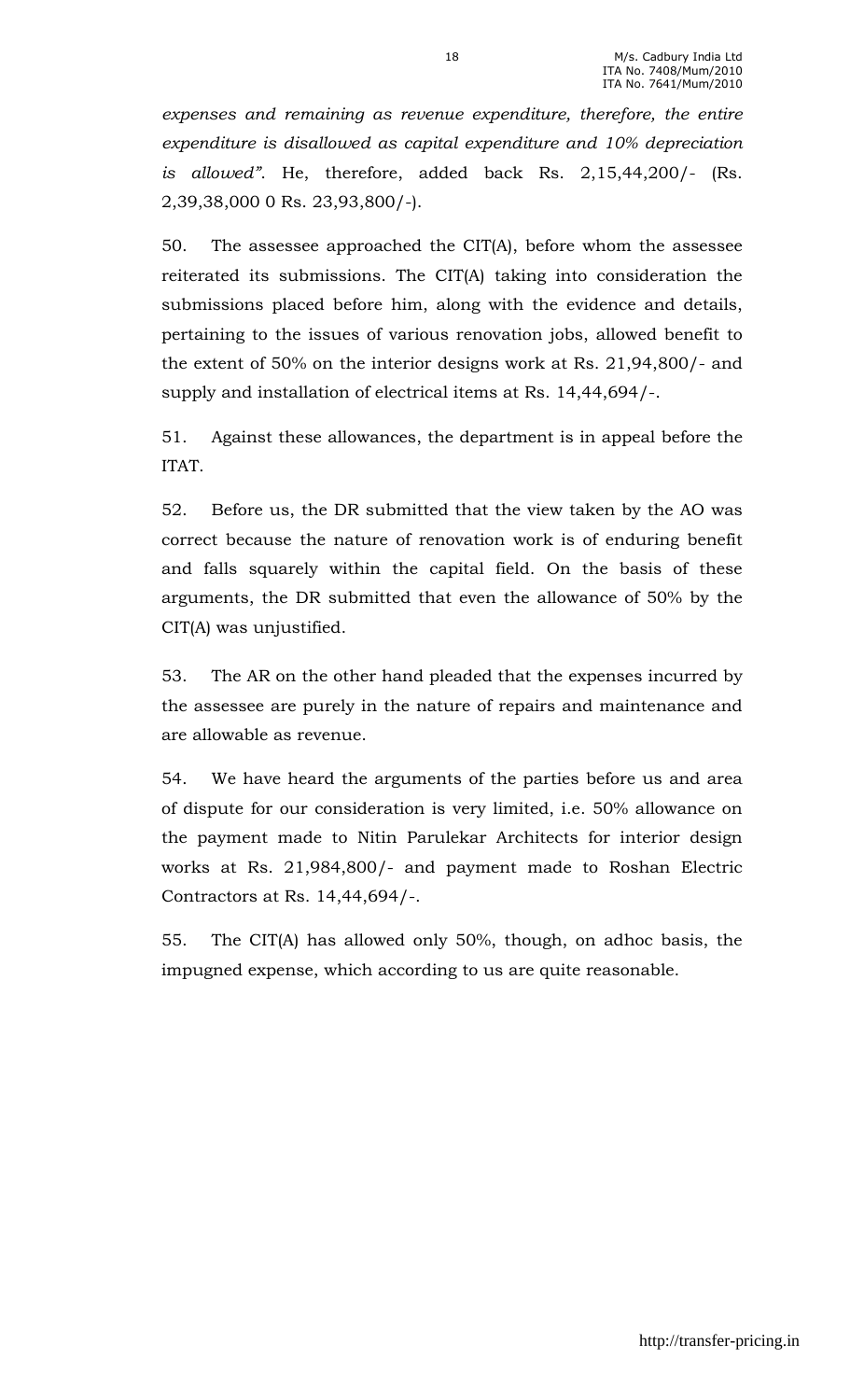*expenses and remaining as revenue expenditure, therefore, the entire expenditure is disallowed as capital expenditure and 10% depreciation is allowed"*. He, therefore, added back Rs. 2,15,44,200/- (Rs. 2,39,38,000 0 Rs. 23,93,800/-).

50. The assessee approached the CIT(A), before whom the assessee reiterated its submissions. The CIT(A) taking into consideration the submissions placed before him, along with the evidence and details, pertaining to the issues of various renovation jobs, allowed benefit to the extent of 50% on the interior designs work at Rs. 21,94,800/- and supply and installation of electrical items at Rs. 14,44,694/-.

51. Against these allowances, the department is in appeal before the ITAT.

52. Before us, the DR submitted that the view taken by the AO was correct because the nature of renovation work is of enduring benefit and falls squarely within the capital field. On the basis of these arguments, the DR submitted that even the allowance of 50% by the CIT(A) was unjustified.

53. The AR on the other hand pleaded that the expenses incurred by the assessee are purely in the nature of repairs and maintenance and are allowable as revenue.

54. We have heard the arguments of the parties before us and area of dispute for our consideration is very limited, i.e. 50% allowance on the payment made to Nitin Parulekar Architects for interior design works at Rs. 21,984,800/- and payment made to Roshan Electric Contractors at Rs. 14,44,694/-.

55. The CIT(A) has allowed only 50%, though, on adhoc basis, the impugned expense, which according to us are quite reasonable.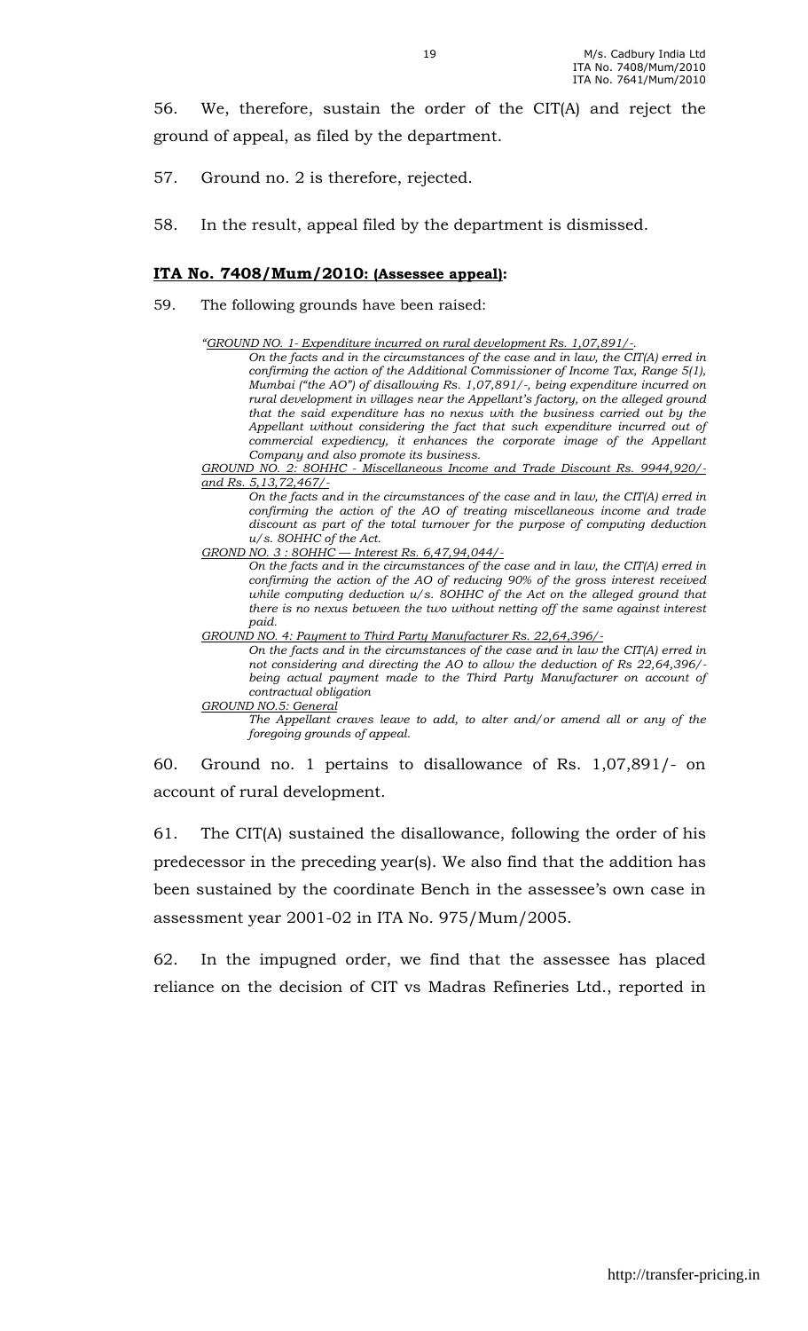56. We, therefore, sustain the order of the CIT(A) and reject the ground of appeal, as filed by the department.

57. Ground no. 2 is therefore, rejected.

58. In the result, appeal filed by the department is dismissed.

**ITA No. 7408/Mum/2010: (Assessee appeal):**

59. The following grounds have been raised:

> *"GROUND NO. 1- Expenditure incurred on rural development Rs. 1,07,891/-.*
>
> *On the facts and in the circumstances of the case and in law, the CIT(A) erred in confirming the action of the Additional Commissioner of Income Tax, Range 5(1), Mumbai ("the AO") of disallowing Rs. 1,07,891/-, being expenditure incurred on rural development in villages near the Appellant's factory, on the alleged ground that the said expenditure has no nexus with the business carried out by the Appellant without considering the fact that such expenditure incurred out of commercial expediency, it enhances the corporate image of the Appellant Company and also promote its business.*
>
> *GROUND NO. 2: 8OHHC - Miscellaneous Income and Trade Discount Rs. 9944,920/- and Rs. 5,13,72,467/-*
>
> *On the facts and in the circumstances of the case and in law, the CIT(A) erred in confirming the action of the AO of treating miscellaneous income and trade discount as part of the total turnover for the purpose of computing deduction u/s. 8OHHC of the Act.*
>
> *GROND NO. 3 : 8OHHC — Interest Rs. 6,47,94,044/-*
>
> *On the facts and in the circumstances of the case and in law, the CIT(A) erred in confirming the action of the AO of reducing 90% of the gross interest received while computing deduction u/s. 8OHHC of the Act on the alleged ground that there is no nexus between the two without netting off the same against interest paid.*
>
> *GROUND NO. 4: Payment to Third Party Manufacturer Rs. 22,64,396/-*
>
> *On the facts and in the circumstances of the case and in law the CIT(A) erred in not considering and directing the AO to allow the deduction of Rs 22,64,396/- being actual payment made to the Third Party Manufacturer on account of contractual obligation*
>
> *GROUND NO.5: General*
>
> *The Appellant craves leave to add, to alter and/or amend all or any of the foregoing grounds of appeal.*

60. Ground no. 1 pertains to disallowance of Rs. 1,07,891/- on account of rural development.

61. The CIT(A) sustained the disallowance, following the order of his predecessor in the preceding year(s). We also find that the addition has been sustained by the coordinate Bench in the assessee's own case in assessment year 2001-02 in ITA No. 975/Mum/2005.

62. In the impugned order, we find that the assessee has placed reliance on the decision of CIT vs Madras Refineries Ltd., reported in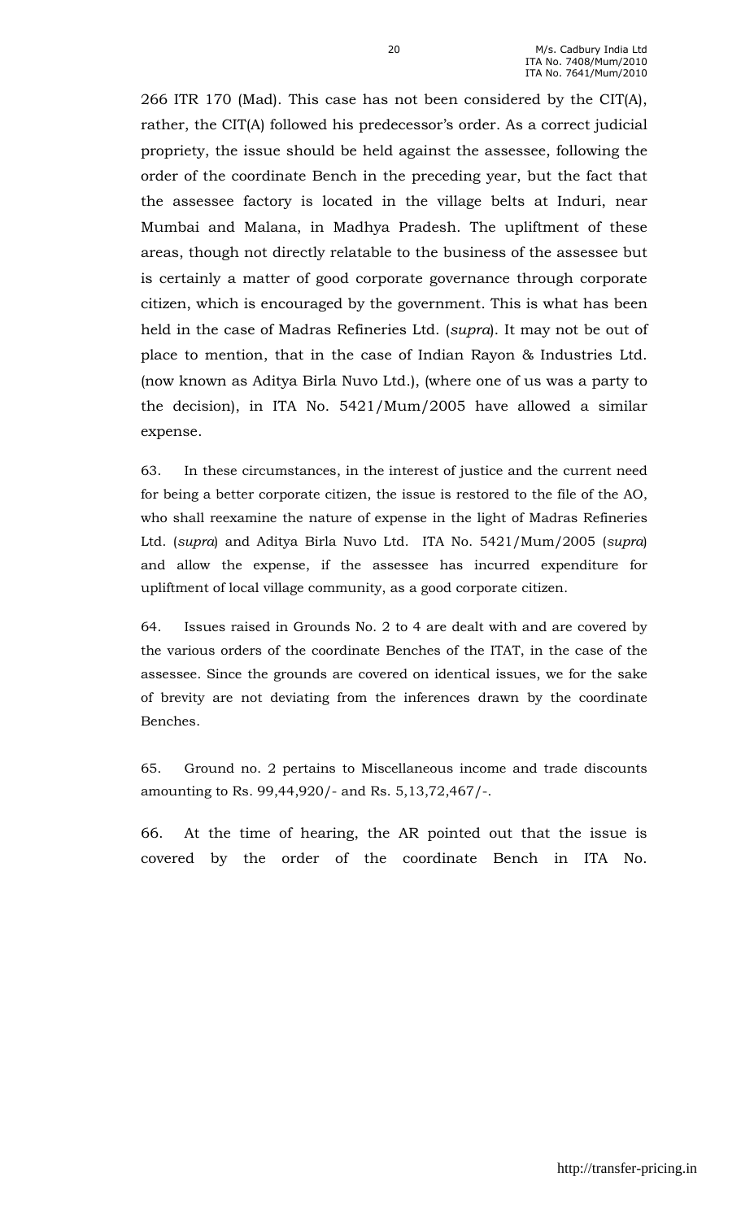266 ITR 170 (Mad). This case has not been considered by the CIT(A), rather, the CIT(A) followed his predecessor's order. As a correct judicial propriety, the issue should be held against the assessee, following the order of the coordinate Bench in the preceding year, but the fact that the assessee factory is located in the village belts at Induri, near Mumbai and Malana, in Madhya Pradesh. The upliftment of these areas, though not directly relatable to the business of the assessee but is certainly a matter of good corporate governance through corporate citizen, which is encouraged by the government. This is what has been held in the case of Madras Refineries Ltd. (*supra*). It may not be out of place to mention, that in the case of Indian Rayon & Industries Ltd. (now known as Aditya Birla Nuvo Ltd.), (where one of us was a party to the decision), in ITA No. 5421/Mum/2005 have allowed a similar expense.

63. In these circumstances, in the interest of justice and the current need for being a better corporate citizen, the issue is restored to the file of the AO, who shall reexamine the nature of expense in the light of Madras Refineries Ltd. (*supra*) and Aditya Birla Nuvo Ltd. ITA No. 5421/Mum/2005 (*supra*) and allow the expense, if the assessee has incurred expenditure for upliftment of local village community, as a good corporate citizen.

64. Issues raised in Grounds No. 2 to 4 are dealt with and are covered by the various orders of the coordinate Benches of the ITAT, in the case of the assessee. Since the grounds are covered on identical issues, we for the sake of brevity are not deviating from the inferences drawn by the coordinate Benches.

65. Ground no. 2 pertains to Miscellaneous income and trade discounts amounting to Rs. 99,44,920/- and Rs. 5,13,72,467/-.

66. At the time of hearing, the AR pointed out that the issue is covered by the order of the coordinate Bench in ITA No.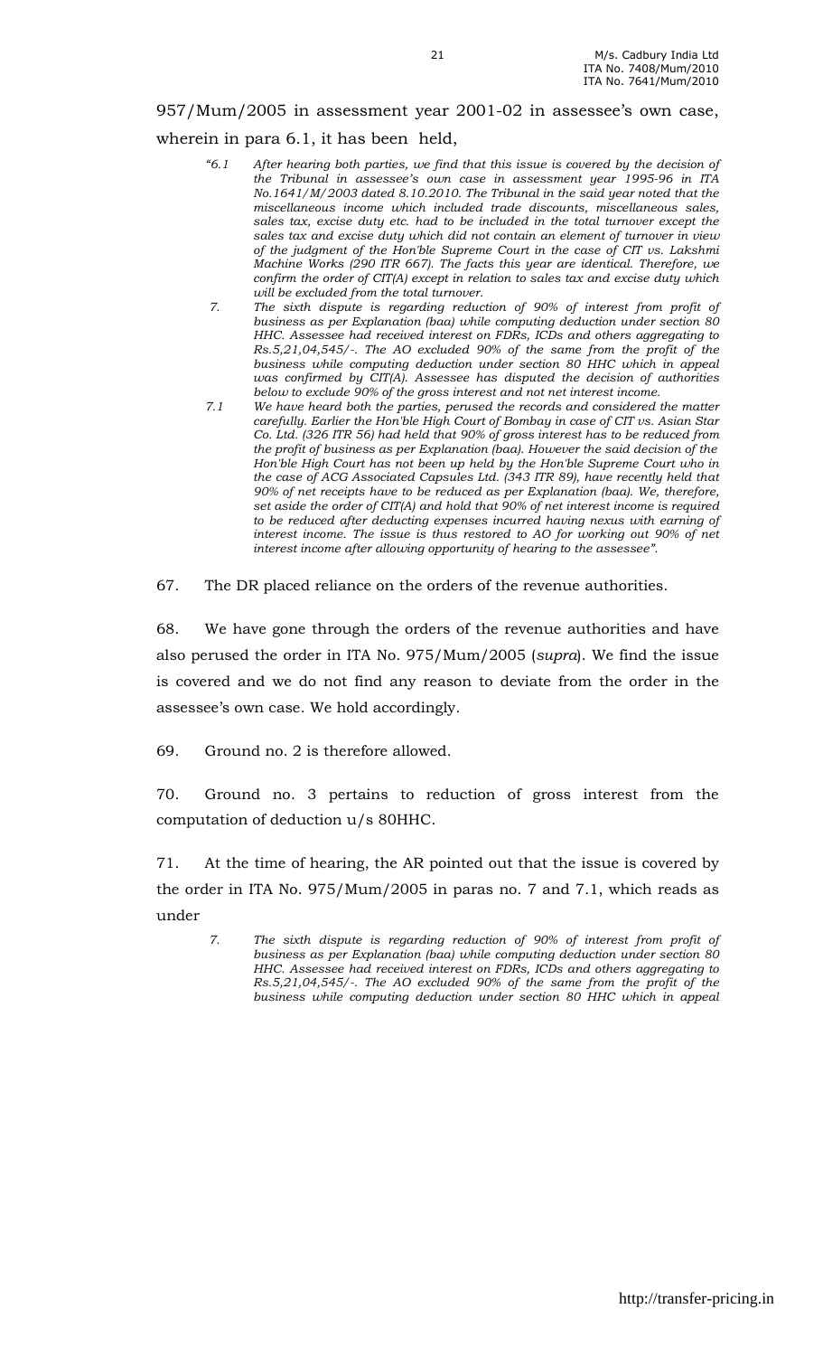957/Mum/2005 in assessment year 2001-02 in assessee's own case, wherein in para 6.1, it has been held,

> *"6.1 After hearing both parties, we find that this issue is covered by the decision of the Tribunal in assessee's own case in assessment year 1995-96 in ITA No.1641/M/2003 dated 8.10.2010. The Tribunal in the said year noted that the miscellaneous income which included trade discounts, miscellaneous sales, sales tax, excise duty etc. had to be included in the total turnover except the sales tax and excise duty which did not contain an element of turnover in view of the judgment of the Hon'ble Supreme Court in the case of CIT vs. Lakshmi Machine Works (290 ITR 667). The facts this year are identical. Therefore, we confirm the order of CIT(A) except in relation to sales tax and excise duty which will be excluded from the total turnover.*
>
> *7. The sixth dispute is regarding reduction of 90% of interest from profit of business as per Explanation (baa) while computing deduction under section 80 HHC. Assessee had received interest on FDRs, ICDs and others aggregating to Rs.5,21,04,545/-. The AO excluded 90% of the same from the profit of the business while computing deduction under section 80 HHC which in appeal was confirmed by CIT(A). Assessee has disputed the decision of authorities below to exclude 90% of the gross interest and not net interest income.*
>
> *7.1 We have heard both the parties, perused the records and considered the matter carefully. Earlier the Hon'ble High Court of Bombay in case of CIT vs. Asian Star Co. Ltd. (326 ITR 56) had held that 90% of gross interest has to be reduced from the profit of business as per Explanation (baa). However the said decision of the Hon'ble High Court has not been up held by the Hon'ble Supreme Court who in the case of ACG Associated Capsules Ltd. (343 ITR 89), have recently held that 90% of net receipts have to be reduced as per Explanation (baa). We, therefore, set aside the order of CIT(A) and hold that 90% of net interest income is required to be reduced after deducting expenses incurred having nexus with earning of interest income. The issue is thus restored to AO for working out 90% of net interest income after allowing opportunity of hearing to the assessee".*

67. The DR placed reliance on the orders of the revenue authorities.

68. We have gone through the orders of the revenue authorities and have also perused the order in ITA No. 975/Mum/2005 (*supra*). We find the issue is covered and we do not find any reason to deviate from the order in the assessee's own case. We hold accordingly.

69. Ground no. 2 is therefore allowed.

70. Ground no. 3 pertains to reduction of gross interest from the computation of deduction u/s 80HHC.

71. At the time of hearing, the AR pointed out that the issue is covered by the order in ITA No. 975/Mum/2005 in paras no. 7 and 7.1, which reads as under

> *7. The sixth dispute is regarding reduction of 90% of interest from profit of business as per Explanation (baa) while computing deduction under section 80 HHC. Assessee had received interest on FDRs, ICDs and others aggregating to Rs.5,21,04,545/-. The AO excluded 90% of the same from the profit of the business while computing deduction under section 80 HHC which in appeal*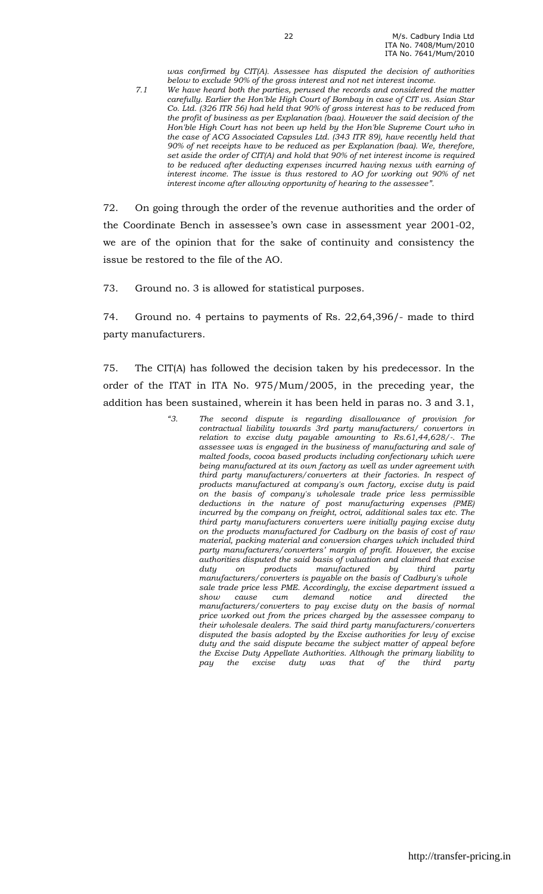*was confirmed by CIT(A). Assessee has disputed the decision of authorities below to exclude 90% of the gross interest and not net interest income.*

*7.1 We have heard both the parties, perused the records and considered the matter carefully. Earlier the Hon'ble High Court of Bombay in case of CIT vs. Asian Star Co. Ltd. (326 ITR 56) had held that 90% of gross interest has to be reduced from the profit of business as per Explanation (baa). However the said decision of the Hon'ble High Court has not been up held by the Hon'ble Supreme Court who in the case of ACG Associated Capsules Ltd. (343 ITR 89), have recently held that 90% of net receipts have to be reduced as per Explanation (baa). We, therefore, set aside the order of CIT(A) and hold that 90% of net interest income is required to be reduced after deducting expenses incurred having nexus with earning of interest income. The issue is thus restored to AO for working out 90% of net interest income after allowing opportunity of hearing to the assessee".*

72. On going through the order of the revenue authorities and the order of the Coordinate Bench in assessee's own case in assessment year 2001-02, we are of the opinion that for the sake of continuity and consistency the issue be restored to the file of the AO.

73. Ground no. 3 is allowed for statistical purposes.

74. Ground no. 4 pertains to payments of Rs. 22,64,396/- made to third party manufacturers.

75. The CIT(A) has followed the decision taken by his predecessor. In the order of the ITAT in ITA No. 975/Mum/2005, in the preceding year, the addition has been sustained, wherein it has been held in paras no. 3 and 3.1,

> *"3. The second dispute is regarding disallowance of provision for contractual liability towards 3rd party manufacturers/ convertors in relation to excise duty payable amounting to Rs.61,44,628/-. The assessee was is engaged in the business of manufacturing and sale of malted foods, cocoa based products including confectionary which were being manufactured at its own factory as well as under agreement with third party manufacturers/converters at their factories. In respect of products manufactured at company's own factory, excise duty is paid on the basis of company's wholesale trade price less permissible deductions in the nature of post manufacturing expenses (PME) incurred by the company on freight, octroi, additional sales tax etc. The third party manufacturers converters were initially paying excise duty on the products manufactured for Cadbury on the basis of cost of raw material, packing material and conversion charges which included third party manufacturers/converters' margin of profit. However, the excise authorities disputed the said basis of valuation and claimed that excise duty on products manufactured by third party manufacturers/converters is payable on the basis of Cadbury's whole sale trade price less PME. Accordingly, the excise department issued a show cause cum demand notice and directed the manufacturers/converters to pay excise duty on the basis of normal price worked out from the prices charged by the assessee company to their wholesale dealers. The said third party manufacturers/converters disputed the basis adopted by the Excise authorities for levy of excise duty and the said dispute became the subject matter of appeal before the Excise Duty Appellate Authorities. Although the primary liability to pay the excise duty was that of the third party*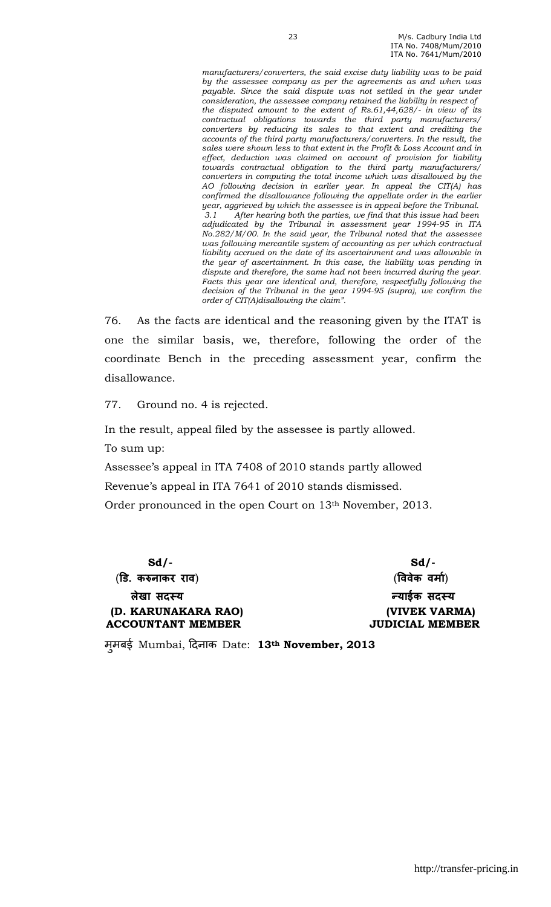> *manufacturers/converters, the said excise duty liability was to be paid by the assessee company as per the agreements as and when was payable. Since the said dispute was not settled in the year under consideration, the assessee company retained the liability in respect of the disputed amount to the extent of Rs.61,44,628/- in view of its contractual obligations towards the third party manufacturers/ converters by reducing its sales to that extent and crediting the accounts of the third party manufacturers/converters. In the result, the sales were shown less to that extent in the Profit & Loss Account and in effect, deduction was claimed on account of provision for liability towards contractual obligation to the third party manufacturers/ converters in computing the total income which was disallowed by the AO following decision in earlier year. In appeal the CIT(A) has confirmed the disallowance following the appellate order in the earlier year, aggrieved by which the assessee is in appeal before the Tribunal.*
>
> *3.1 After hearing both the parties, we find that this issue had been adjudicated by the Tribunal in assessment year 1994-95 in ITA No.282/M/00. In the said year, the Tribunal noted that the assessee was following mercantile system of accounting as per which contractual liability accrued on the date of its ascertainment and was allowable in the year of ascertainment. In this case, the liability was pending in dispute and therefore, the same had not been incurred during the year. Facts this year are identical and, therefore, respectfully following the decision of the Tribunal in the year 1994-95 (supra), we confirm the order of CIT(A)disallowing the claim".*

76. As the facts are identical and the reasoning given by the ITAT is one the similar basis, we, therefore, following the order of the coordinate Bench in the preceding assessment year, confirm the disallowance.

77. Ground no. 4 is rejected.

In the result, appeal filed by the assessee is partly allowed.

To sum up:

Assessee's appeal in ITA 7408 of 2010 stands partly allowed

Revenue's appeal in ITA 7641 of 2010 stands dismissed.

Order pronounced in the open Court on 13th November, 2013.

| | |
|---|---|
| **Sd/-** | **Sd/-** |
| **(डि. करुनाकर राव)** | **(विवेक वर्मा)** |
| **लेखा सदस्य** | **न्याईक सदस्य** |
| **(D. KARUNAKARA RAO)** | **(VIVEK VARMA)** |
| **ACCOUNTANT MEMBER** | **JUDICIAL MEMBER** |

मुमबई Mumbai, दिनाक Date: **13th November, 2013**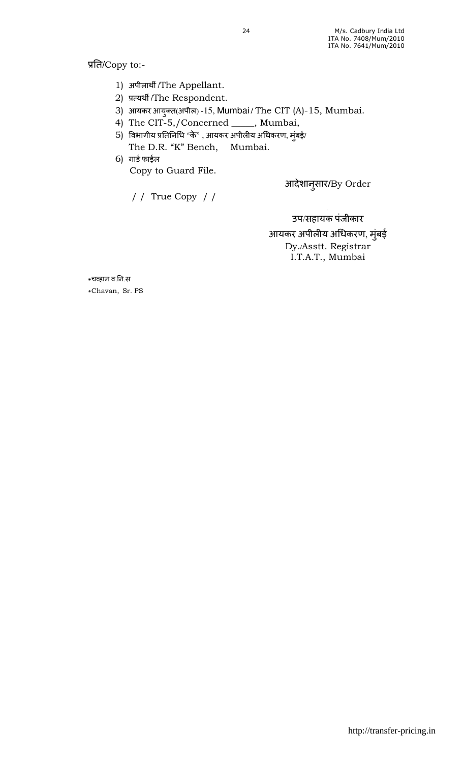प्रति/Copy to:-

1) अपीलार्थी /The Appellant.
2) प्रत्यर्थी /The Respondent.
3) आयकर आयुक्त(अपील) -15, Mumbai / The CIT (A)-15, Mumbai.
4) The CIT-5,/Concerned _____, Mumbai,
5) विभागीय प्रतिनिधि "के" , आयकर अपीलीय अधिकरण, मुंबई/
   The D.R. "K" Bench, Mumbai.
6) गार्ड फाईल
   Copy to Guard File.

आदेशानुसार/By Order

/ / True Copy / /

उप/सहायक पंजीकार
आयकर अपीलीय अधिकरण, मुंबई
Dy./Asstt. Registrar
I.T.A.T., Mumbai

*चव्हान व.नि.स
*Chavan, Sr. PS

http://transfer-pricing.in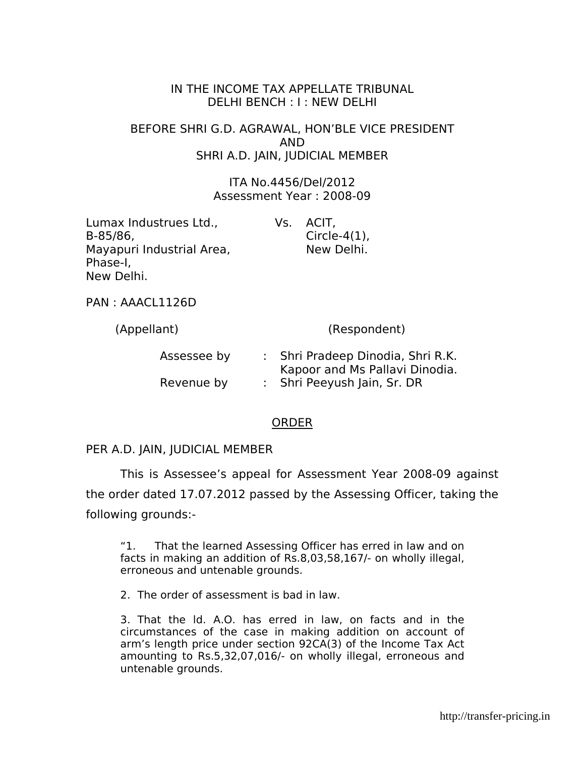IN THE INCOME TAX APPELLATE TRIBUNAL
DELHI BENCH : I : NEW DELHI

BEFORE SHRI G.D. AGRAWAL, HON'BLE VICE PRESIDENT
AND
SHRI A.D. JAIN, JUDICIAL MEMBER

ITA No.4456/Del/2012
Assessment Year : 2008-09

| | | |
|---|---|---|
| Lumax Industrues Ltd., B-85/86, Mayapuri Industrial Area, Phase-I, New Delhi. | Vs. | ACIT, Circle-4(1), New Delhi. |

PAN : AACL1126D

| | |
|---|---|
| (Appellant) | (Respondent) |

| | | |
|---|---|---|
| Assessee by | : | Shri Pradeep Dinodia, Shri R.K. Kapoor and Ms Pallavi Dinodia. |
| Revenue by | : | Shri Peeyush Jain, Sr. DR |

ORDER

PER A.D. JAIN, JUDICIAL MEMBER

This is Assessee's appeal for Assessment Year 2008-09 against the order dated 17.07.2012 passed by the Assessing Officer, taking the following grounds:-

> "1. That the learned Assessing Officer has erred in law and on facts in making an addition of Rs.8,03,58,167/- on wholly illegal, erroneous and untenable grounds.
>
> 2. The order of assessment is bad in law.
>
> 3. That the ld. A.O. has erred in law, on facts and in the circumstances of the case in making addition on account of arm's length price under section 92CA(3) of the Income Tax Act amounting to Rs.5,32,07,016/- on wholly illegal, erroneous and untenable grounds.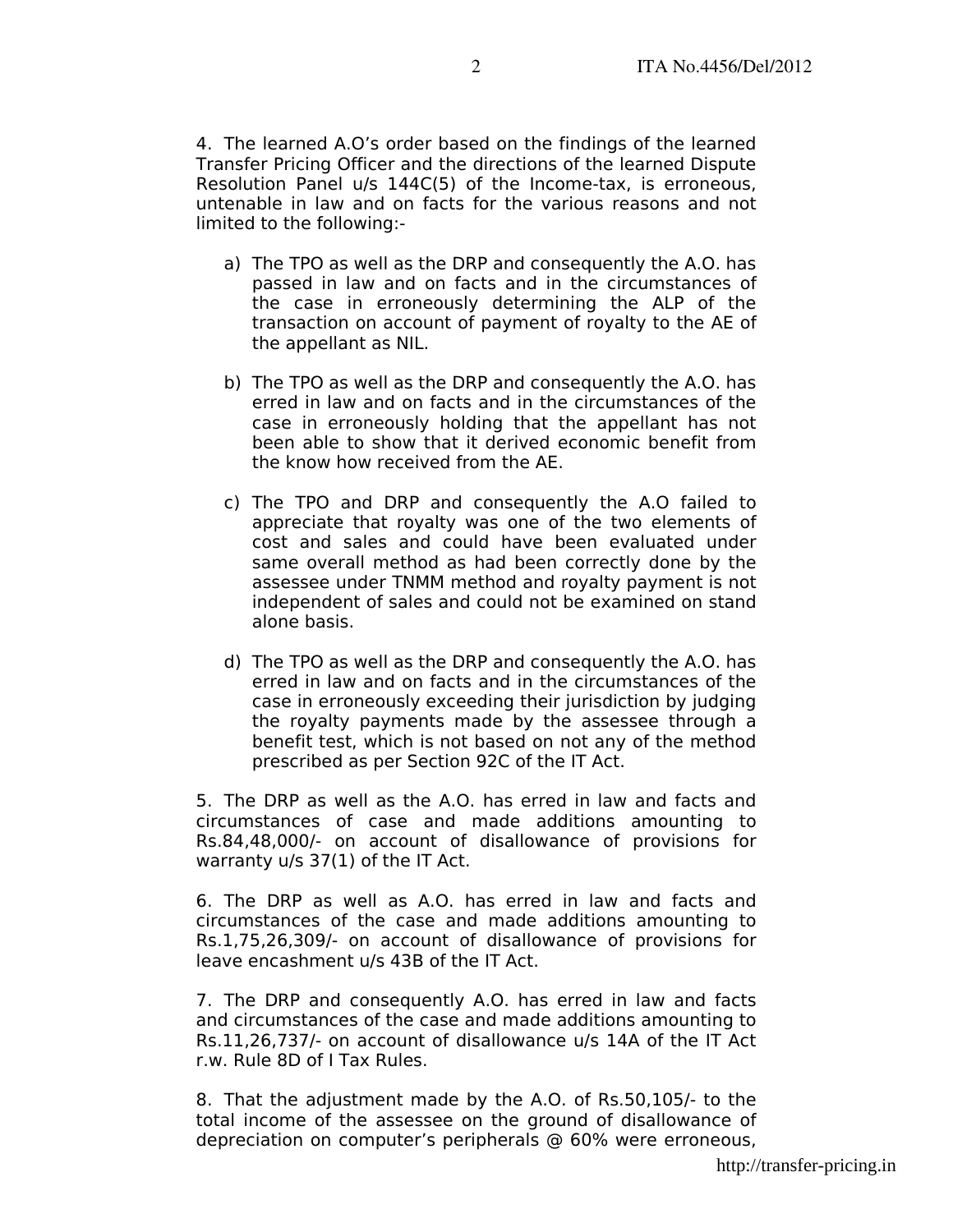4. The learned A.O's order based on the findings of the learned Transfer Pricing Officer and the directions of the learned Dispute Resolution Panel u/s 144C(5) of the Income-tax, is erroneous, untenable in law and on facts for the various reasons and not limited to the following:-

a) The TPO as well as the DRP and consequently the A.O. has passed in law and on facts and in the circumstances of the case in erroneously determining the ALP of the transaction on account of payment of royalty to the AE of the appellant as NIL.

b) The TPO as well as the DRP and consequently the A.O. has erred in law and on facts and in the circumstances of the case in erroneously holding that the appellant has not been able to show that it derived economic benefit from the know how received from the AE.

c) The TPO and DRP and consequently the A.O failed to appreciate that royalty was one of the two elements of cost and sales and could have been evaluated under same overall method as had been correctly done by the assessee under TNMM method and royalty payment is not independent of sales and could not be examined on stand alone basis.

d) The TPO as well as the DRP and consequently the A.O. has erred in law and on facts and in the circumstances of the case in erroneously exceeding their jurisdiction by judging the royalty payments made by the assessee through a benefit test, which is not based on not any of the method prescribed as per Section 92C of the IT Act.

5. The DRP as well as the A.O. has erred in law and facts and circumstances of case and made additions amounting to Rs.84,48,000/- on account of disallowance of provisions for warranty u/s 37(1) of the IT Act.

6. The DRP as well as A.O. has erred in law and facts and circumstances of the case and made additions amounting to Rs.1,75,26,309/- on account of disallowance of provisions for leave encashment u/s 43B of the IT Act.

7. The DRP and consequently A.O. has erred in law and facts and circumstances of the case and made additions amounting to Rs.11,26,737/- on account of disallowance u/s 14A of the IT Act r.w. Rule 8D of I Tax Rules.

8. That the adjustment made by the A.O. of Rs.50,105/- to the total income of the assessee on the ground of disallowance of depreciation on computer's peripherals @ 60% were erroneous,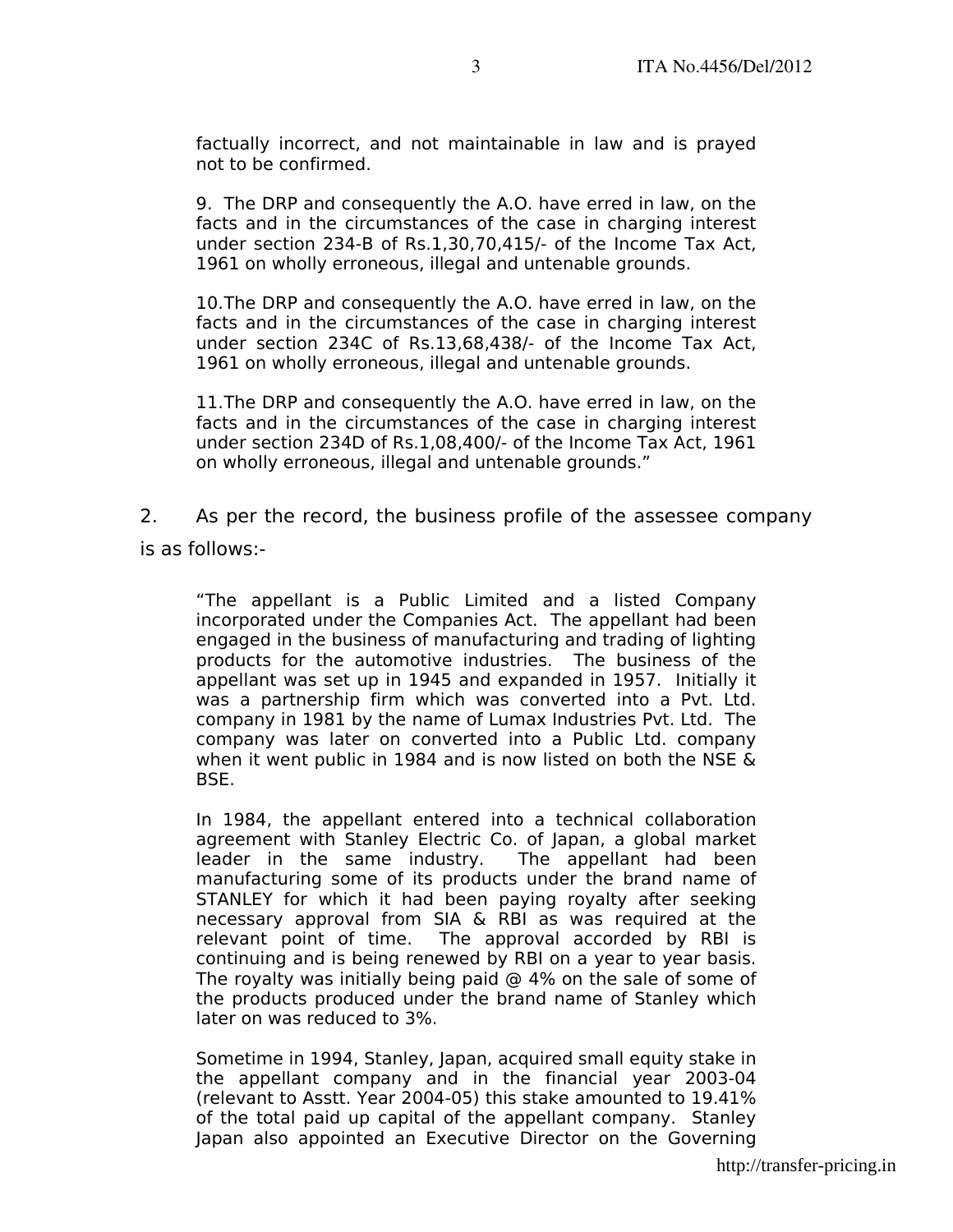factually incorrect, and not maintainable in law and is prayed not to be confirmed.

9. The DRP and consequently the A.O. have erred in law, on the facts and in the circumstances of the case in charging interest under section 234-B of Rs.1,30,70,415/- of the Income Tax Act, 1961 on wholly erroneous, illegal and untenable grounds.

10.The DRP and consequently the A.O. have erred in law, on the facts and in the circumstances of the case in charging interest under section 234C of Rs.13,68,438/- of the Income Tax Act, 1961 on wholly erroneous, illegal and untenable grounds.

11.The DRP and consequently the A.O. have erred in law, on the facts and in the circumstances of the case in charging interest under section 234D of Rs.1,08,400/- of the Income Tax Act, 1961 on wholly erroneous, illegal and untenable grounds."

2. As per the record, the business profile of the assessee company is as follows:-

"The appellant is a Public Limited and a listed Company incorporated under the Companies Act. The appellant had been engaged in the business of manufacturing and trading of lighting products for the automotive industries. The business of the appellant was set up in 1945 and expanded in 1957. Initially it was a partnership firm which was converted into a Pvt. Ltd. company in 1981 by the name of Lumax Industries Pvt. Ltd. The company was later on converted into a Public Ltd. company when it went public in 1984 and is now listed on both the NSE & BSE.

In 1984, the appellant entered into a technical collaboration agreement with Stanley Electric Co. of Japan, a global market leader in the same industry. The appellant had been manufacturing some of its products under the brand name of STANLEY for which it had been paying royalty after seeking necessary approval from SIA & RBI as was required at the relevant point of time. The approval accorded by RBI is continuing and is being renewed by RBI on a year to year basis. The royalty was initially being paid @ 4% on the sale of some of the products produced under the brand name of Stanley which later on was reduced to 3%.

Sometime in 1994, Stanley, Japan, acquired small equity stake in the appellant company and in the financial year 2003-04 (relevant to Asstt. Year 2004-05) this stake amounted to 19.41% of the total paid up capital of the appellant company. Stanley Japan also appointed an Executive Director on the Governing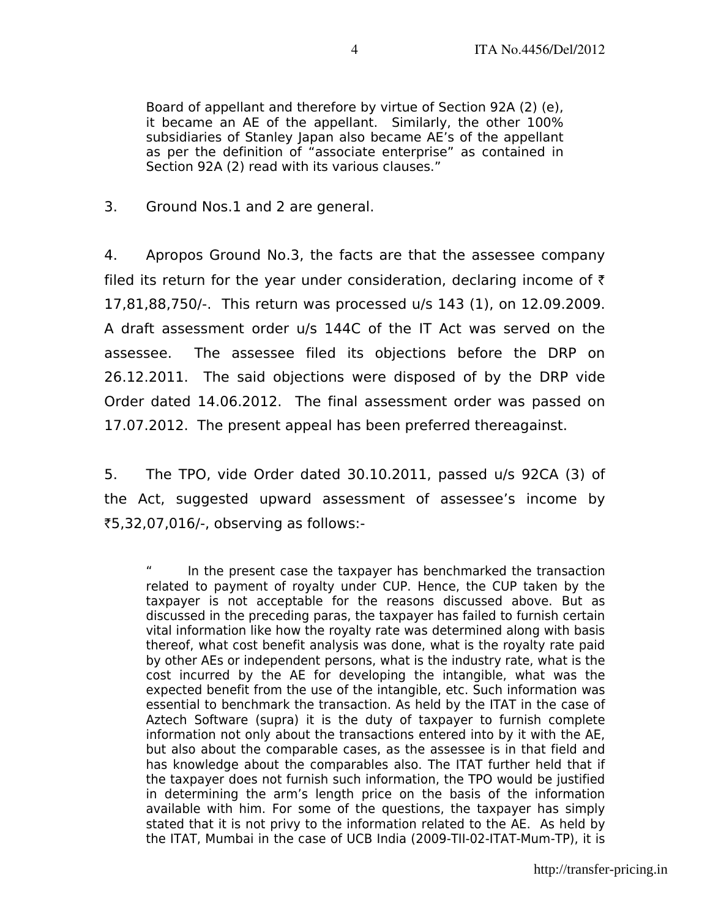> Board of appellant and therefore by virtue of Section 92A (2) (e), it became an AE of the appellant. Similarly, the other 100% subsidiaries of Stanley Japan also became AE's of the appellant as per the definition of "associate enterprise" as contained in Section 92A (2) read with its various clauses."

3. Ground Nos.1 and 2 are general.

4. Apropos Ground No.3, the facts are that the assessee company filed its return for the year under consideration, declaring income of ₹ 17,81,88,750/-. This return was processed u/s 143 (1), on 12.09.2009. A draft assessment order u/s 144C of the IT Act was served on the assessee. The assessee filed its objections before the DRP on 26.12.2011. The said objections were disposed of by the DRP vide Order dated 14.06.2012. The final assessment order was passed on 17.07.2012. The present appeal has been preferred thereagainst.

5. The TPO, vide Order dated 30.10.2011, passed u/s 92CA (3) of the Act, suggested upward assessment of assessee's income by ₹5,32,07,016/-, observing as follows:-

> " In the present case the taxpayer has benchmarked the transaction related to payment of royalty under CUP. Hence, the CUP taken by the taxpayer is not acceptable for the reasons discussed above. But as discussed in the preceding paras, the taxpayer has failed to furnish certain vital information like how the royalty rate was determined along with basis thereof, what cost benefit analysis was done, what is the royalty rate paid by other AEs or independent persons, what is the industry rate, what is the cost incurred by the AE for developing the intangible, what was the expected benefit from the use of the intangible, etc. Such information was essential to benchmark the transaction. As held by the ITAT in the case of Aztech Software (supra) it is the duty of taxpayer to furnish complete information not only about the transactions entered into by it with the AE, but also about the comparable cases, as the assessee is in that field and has knowledge about the comparables also. The ITAT further held that if the taxpayer does not furnish such information, the TPO would be justified in determining the arm's length price on the basis of the information available with him. For some of the questions, the taxpayer has simply stated that it is not privy to the information related to the AE. As held by the ITAT, Mumbai in the case of UCB India (2009-TII-02-ITAT-Mum-TP), it is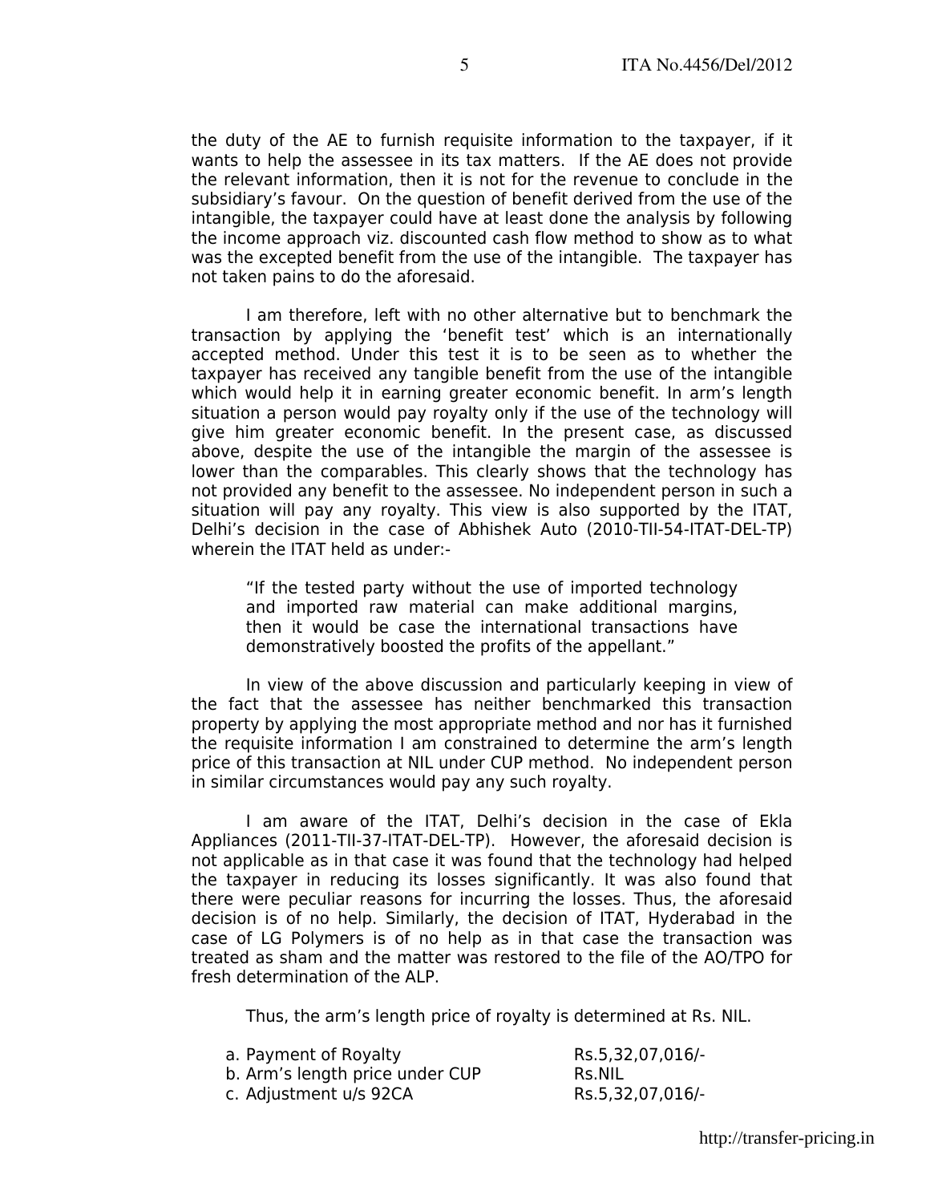the duty of the AE to furnish requisite information to the taxpayer, if it wants to help the assessee in its tax matters. If the AE does not provide the relevant information, then it is not for the revenue to conclude in the subsidiary's favour. On the question of benefit derived from the use of the intangible, the taxpayer could have at least done the analysis by following the income approach viz. discounted cash flow method to show as to what was the excepted benefit from the use of the intangible. The taxpayer has not taken pains to do the aforesaid.

I am therefore, left with no other alternative but to benchmark the transaction by applying the 'benefit test' which is an internationally accepted method. Under this test it is to be seen as to whether the taxpayer has received any tangible benefit from the use of the intangible which would help it in earning greater economic benefit. In arm's length situation a person would pay royalty only if the use of the technology will give him greater economic benefit. In the present case, as discussed above, despite the use of the intangible the margin of the assessee is lower than the comparables. This clearly shows that the technology has not provided any benefit to the assessee. No independent person in such a situation will pay any royalty. This view is also supported by the ITAT, Delhi's decision in the case of Abhishek Auto (2010-TII-54-ITAT-DEL-TP) wherein the ITAT held as under:-

> "If the tested party without the use of imported technology and imported raw material can make additional margins, then it would be case the international transactions have demonstratively boosted the profits of the appellant."

In view of the above discussion and particularly keeping in view of the fact that the assessee has neither benchmarked this transaction property by applying the most appropriate method and nor has it furnished the requisite information I am constrained to determine the arm's length price of this transaction at NIL under CUP method. No independent person in similar circumstances would pay any such royalty.

I am aware of the ITAT, Delhi's decision in the case of Ekla Appliances (2011-TII-37-ITAT-DEL-TP). However, the aforesaid decision is not applicable as in that case it was found that the technology had helped the taxpayer in reducing its losses significantly. It was also found that there were peculiar reasons for incurring the losses. Thus, the aforesaid decision is of no help. Similarly, the decision of ITAT, Hyderabad in the case of LG Polymers is of no help as in that case the transaction was treated as sham and the matter was restored to the file of the AO/TPO for fresh determination of the ALP.

Thus, the arm's length price of royalty is determined at Rs. NIL.

| | |
|---|---|
| a. Payment of Royalty | Rs.5,32,07,016/- |
| b. Arm's length price under CUP | Rs.NIL |
| c. Adjustment u/s 92CA | Rs.5,32,07,016/- |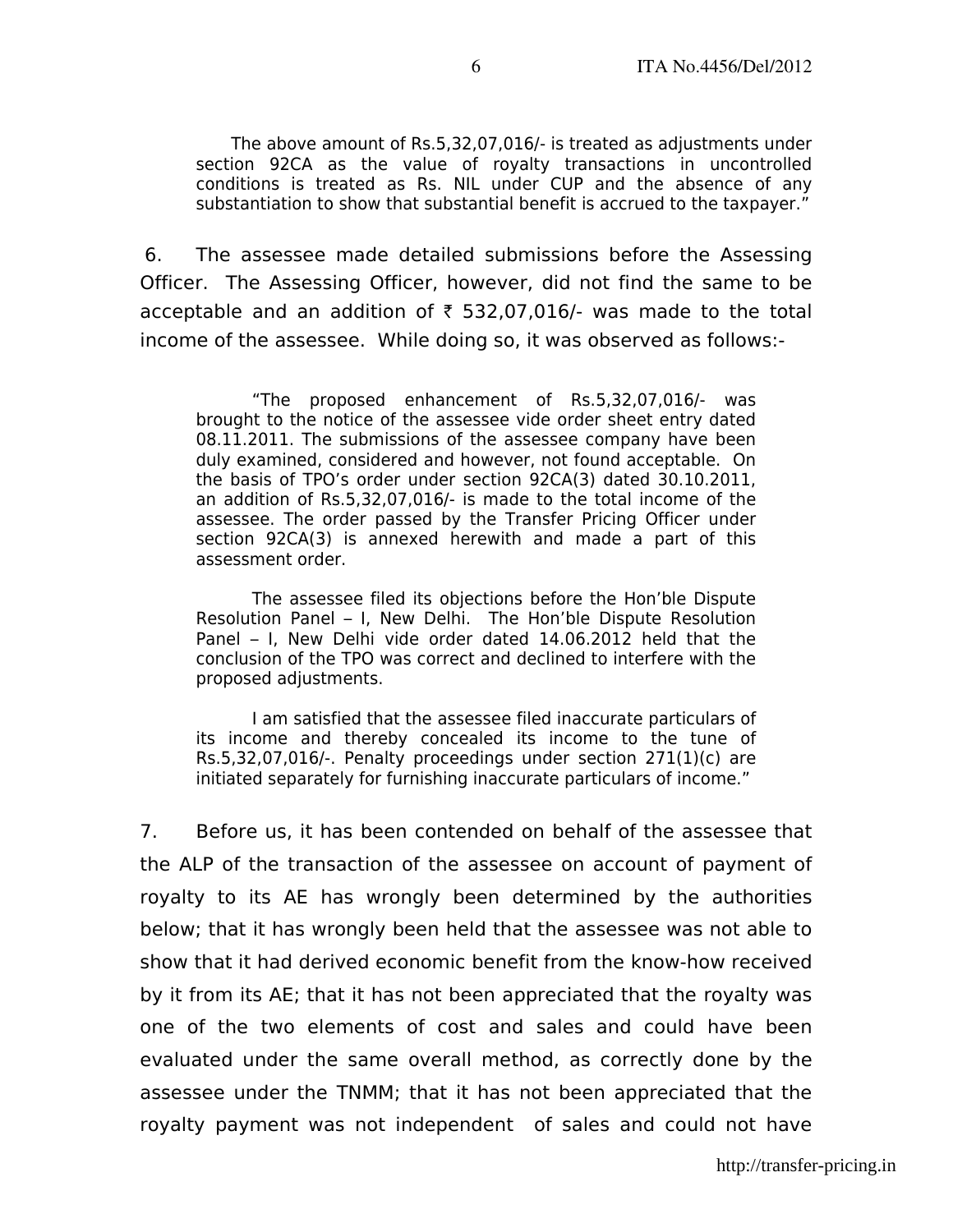> The above amount of Rs.5,32,07,016/- is treated as adjustments under section 92CA as the value of royalty transactions in uncontrolled conditions is treated as Rs. NIL under CUP and the absence of any substantiation to show that substantial benefit is accrued to the taxpayer."

6. The assessee made detailed submissions before the Assessing Officer. The Assessing Officer, however, did not find the same to be acceptable and an addition of ₹ 532,07,016/- was made to the total income of the assessee. While doing so, it was observed as follows:-

> "The proposed enhancement of Rs.5,32,07,016/- was brought to the notice of the assessee vide order sheet entry dated 08.11.2011. The submissions of the assessee company have been duly examined, considered and however, not found acceptable. On the basis of TPO's order under section 92CA(3) dated 30.10.2011, an addition of Rs.5,32,07,016/- is made to the total income of the assessee. The order passed by the Transfer Pricing Officer under section 92CA(3) is annexed herewith and made a part of this assessment order.
>
> The assessee filed its objections before the Hon'ble Dispute Resolution Panel – I, New Delhi. The Hon'ble Dispute Resolution Panel – I, New Delhi vide order dated 14.06.2012 held that the conclusion of the TPO was correct and declined to interfere with the proposed adjustments.
>
> I am satisfied that the assessee filed inaccurate particulars of its income and thereby concealed its income to the tune of Rs.5,32,07,016/-. Penalty proceedings under section 271(1)(c) are initiated separately for furnishing inaccurate particulars of income."

7. Before us, it has been contended on behalf of the assessee that the ALP of the transaction of the assessee on account of payment of royalty to its AE has wrongly been determined by the authorities below; that it has wrongly been held that the assessee was not able to show that it had derived economic benefit from the know-how received by it from its AE; that it has not been appreciated that the royalty was one of the two elements of cost and sales and could have been evaluated under the same overall method, as correctly done by the assessee under the TNMM; that it has not been appreciated that the royalty payment was not independent of sales and could not have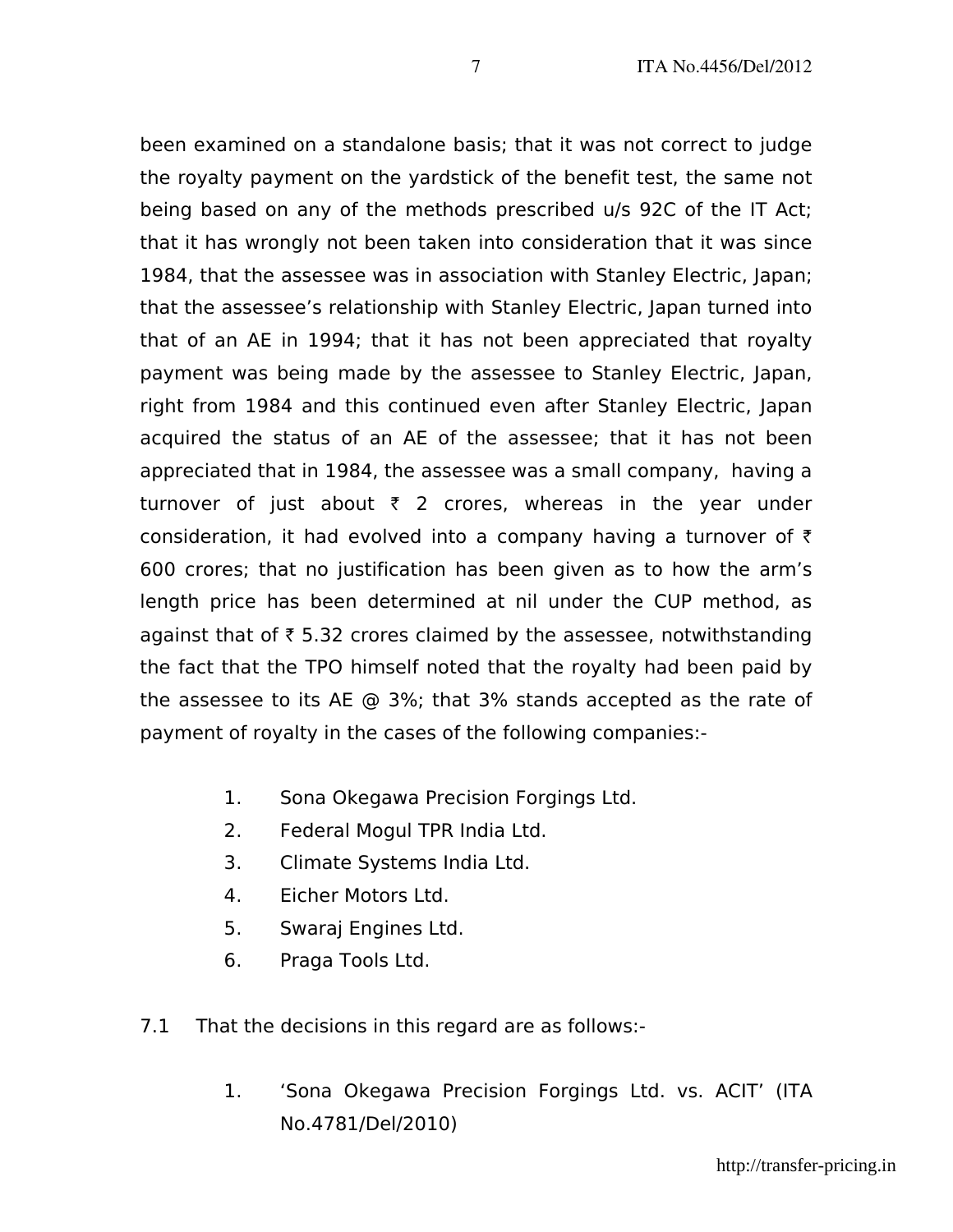been examined on a standalone basis; that it was not correct to judge the royalty payment on the yardstick of the benefit test, the same not being based on any of the methods prescribed u/s 92C of the IT Act; that it has wrongly not been taken into consideration that it was since 1984, that the assessee was in association with Stanley Electric, Japan; that the assessee's relationship with Stanley Electric, Japan turned into that of an AE in 1994; that it has not been appreciated that royalty payment was being made by the assessee to Stanley Electric, Japan, right from 1984 and this continued even after Stanley Electric, Japan acquired the status of an AE of the assessee; that it has not been appreciated that in 1984, the assessee was a small company, having a turnover of just about ₹ 2 crores, whereas in the year under consideration, it had evolved into a company having a turnover of ₹ 600 crores; that no justification has been given as to how the arm's length price has been determined at nil under the CUP method, as against that of ₹ 5.32 crores claimed by the assessee, notwithstanding the fact that the TPO himself noted that the royalty had been paid by the assessee to its AE @ 3%; that 3% stands accepted as the rate of payment of royalty in the cases of the following companies:-

1. Sona Okegawa Precision Forgings Ltd.
2. Federal Mogul TPR India Ltd.
3. Climate Systems India Ltd.
4. Eicher Motors Ltd.
5. Swaraj Engines Ltd.
6. Praga Tools Ltd.

7.1 That the decisions in this regard are as follows:-

1. 'Sona Okegawa Precision Forgings Ltd. vs. ACIT' (ITA No.4781/Del/2010)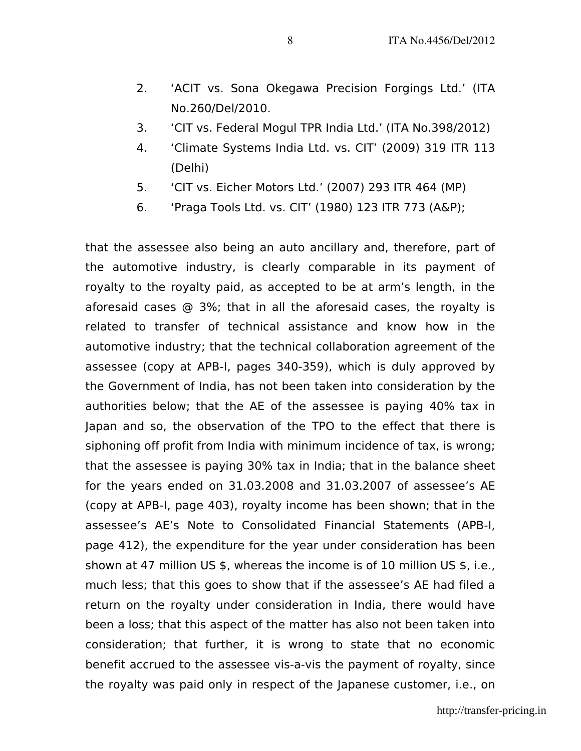2. 'ACIT vs. Sona Okegawa Precision Forgings Ltd.' (ITA No.260/Del/2010.
3. 'CIT vs. Federal Mogul TPR India Ltd.' (ITA No.398/2012)
4. 'Climate Systems India Ltd. vs. CIT' (2009) 319 ITR 113 (Delhi)
5. 'CIT vs. Eicher Motors Ltd.' (2007) 293 ITR 464 (MP)
6. 'Praga Tools Ltd. vs. CIT' (1980) 123 ITR 773 (A&P);

that the assessee also being an auto ancillary and, therefore, part of the automotive industry, is clearly comparable in its payment of royalty to the royalty paid, as accepted to be at arm's length, in the aforesaid cases @ 3%; that in all the aforesaid cases, the royalty is related to transfer of technical assistance and know how in the automotive industry; that the technical collaboration agreement of the assessee (copy at APB-I, pages 340-359), which is duly approved by the Government of India, has not been taken into consideration by the authorities below; that the AE of the assessee is paying 40% tax in Japan and so, the observation of the TPO to the effect that there is siphoning off profit from India with minimum incidence of tax, is wrong; that the assessee is paying 30% tax in India; that in the balance sheet for the years ended on 31.03.2008 and 31.03.2007 of assessee's AE (copy at APB-I, page 403), royalty income has been shown; that in the assessee's AE's Note to Consolidated Financial Statements (APB-I, page 412), the expenditure for the year under consideration has been shown at 47 million US $, whereas the income is of 10 million US $, i.e., much less; that this goes to show that if the assessee's AE had filed a return on the royalty under consideration in India, there would have been a loss; that this aspect of the matter has also not been taken into consideration; that further, it is wrong to state that no economic benefit accrued to the assessee vis-a-vis the payment of royalty, since the royalty was paid only in respect of the Japanese customer, i.e., on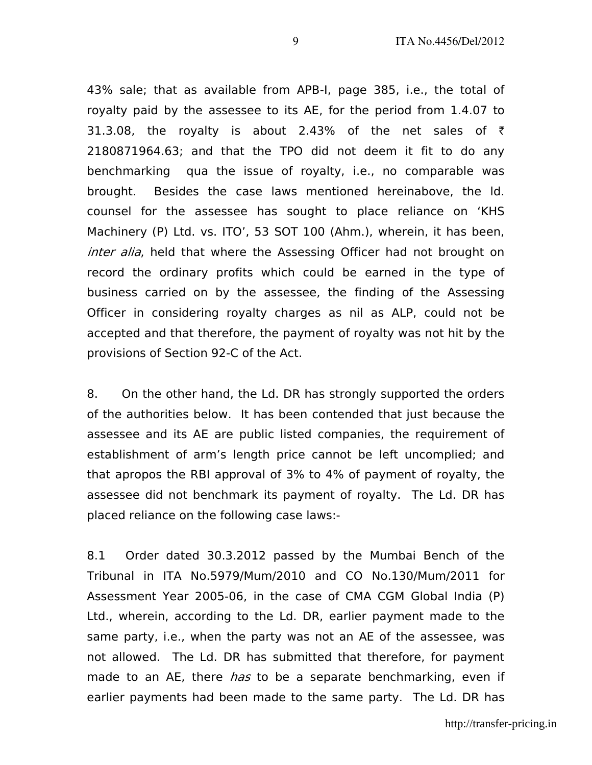43% sale; that as available from APB-I, page 385, i.e., the total of royalty paid by the assessee to its AE, for the period from 1.4.07 to 31.3.08, the royalty is about 2.43% of the net sales of ₹ 2180871964.63; and that the TPO did not deem it fit to do any benchmarking qua the issue of royalty, i.e., no comparable was brought. Besides the case laws mentioned hereinabove, the ld. counsel for the assessee has sought to place reliance on 'KHS Machinery (P) Ltd. vs. ITO', 53 SOT 100 (Ahm.), wherein, it has been, *inter alia*, held that where the Assessing Officer had not brought on record the ordinary profits which could be earned in the type of business carried on by the assessee, the finding of the Assessing Officer in considering royalty charges as nil as ALP, could not be accepted and that therefore, the payment of royalty was not hit by the provisions of Section 92-C of the Act.

8. On the other hand, the Ld. DR has strongly supported the orders of the authorities below. It has been contended that just because the assessee and its AE are public listed companies, the requirement of establishment of arm's length price cannot be left uncomplied; and that apropos the RBI approval of 3% to 4% of payment of royalty, the assessee did not benchmark its payment of royalty. The Ld. DR has placed reliance on the following case laws:-

8.1 Order dated 30.3.2012 passed by the Mumbai Bench of the Tribunal in ITA No.5979/Mum/2010 and CO No.130/Mum/2011 for Assessment Year 2005-06, in the case of CMA CGM Global India (P) Ltd., wherein, according to the Ld. DR, earlier payment made to the same party, i.e., when the party was not an AE of the assessee, was not allowed. The Ld. DR has submitted that therefore, for payment made to an AE, there *has* to be a separate benchmarking, even if earlier payments had been made to the same party. The Ld. DR has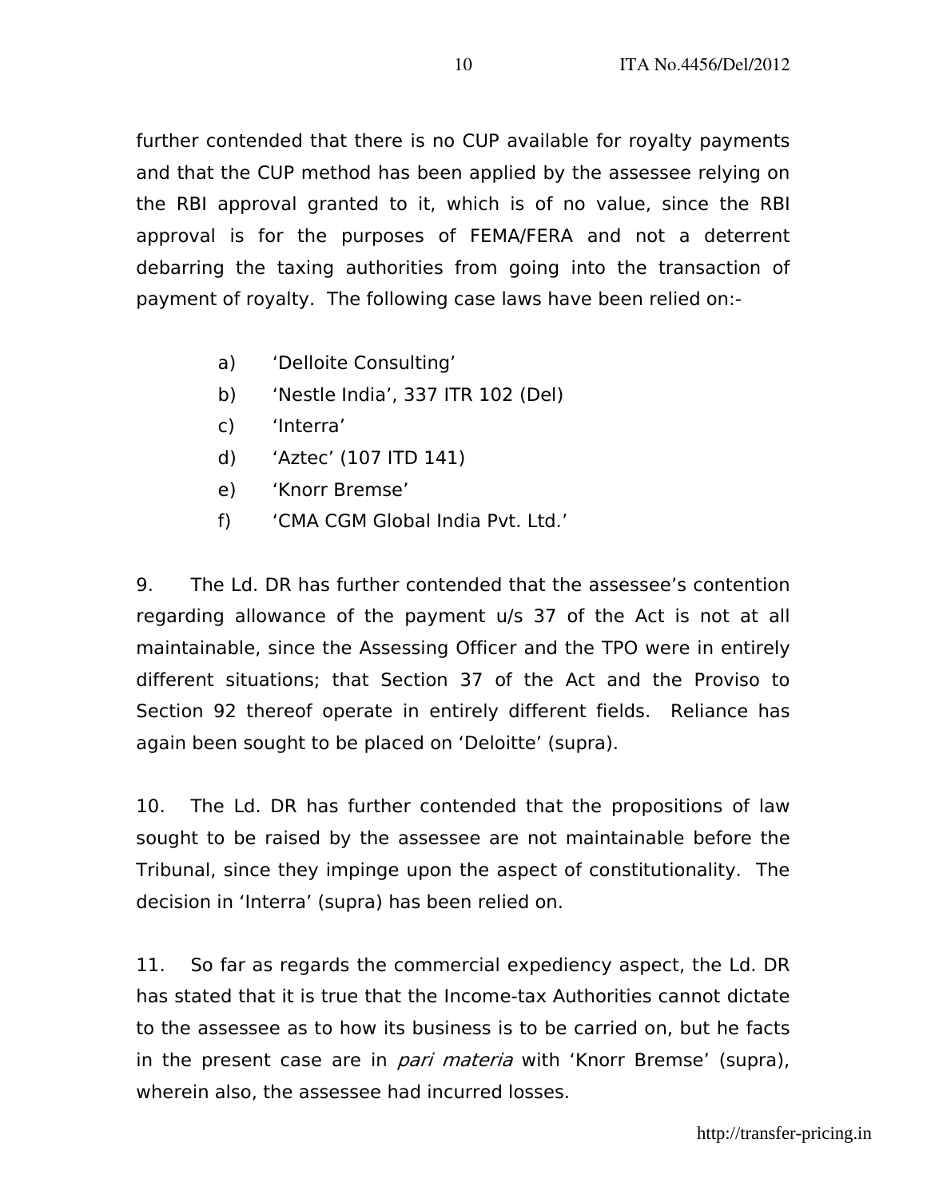further contended that there is no CUP available for royalty payments and that the CUP method has been applied by the assessee relying on the RBI approval granted to it, which is of no value, since the RBI approval is for the purposes of FEMA/FERA and not a deterrent debarring the taxing authorities from going into the transaction of payment of royalty. The following case laws have been relied on:-

a) 'Delloite Consulting'
b) 'Nestle India', 337 ITR 102 (Del)
c) 'Interra'
d) 'Aztec' (107 ITD 141)
e) 'Knorr Bremse'
f) 'CMA CGM Global India Pvt. Ltd.'

9. The Ld. DR has further contended that the assessee's contention regarding allowance of the payment u/s 37 of the Act is not at all maintainable, since the Assessing Officer and the TPO were in entirely different situations; that Section 37 of the Act and the Proviso to Section 92 thereof operate in entirely different fields. Reliance has again been sought to be placed on 'Deloitte' (supra).

10. The Ld. DR has further contended that the propositions of law sought to be raised by the assessee are not maintainable before the Tribunal, since they impinge upon the aspect of constitutionality. The decision in 'Interra' (supra) has been relied on.

11. So far as regards the commercial expediency aspect, the Ld. DR has stated that it is true that the Income-tax Authorities cannot dictate to the assessee as to how its business is to be carried on, but he facts in the present case are in *pari materia* with 'Knorr Bremse' (supra), wherein also, the assessee had incurred losses.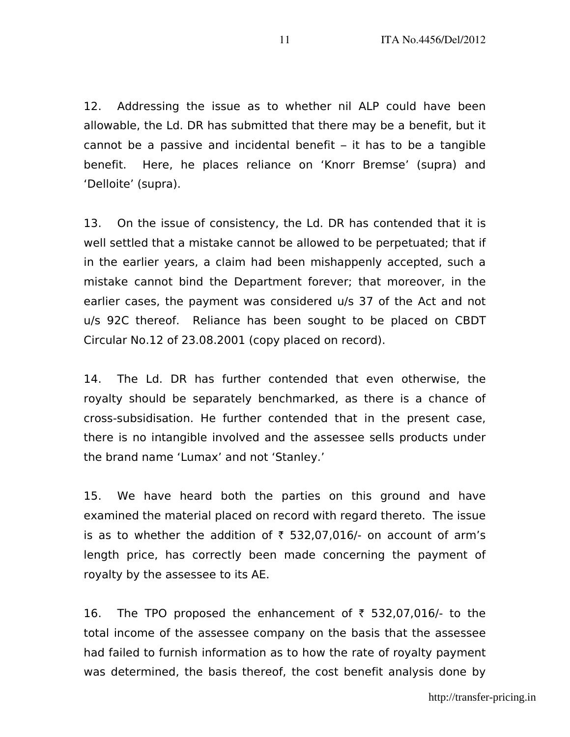12. Addressing the issue as to whether nil ALP could have been allowable, the Ld. DR has submitted that there may be a benefit, but it cannot be a passive and incidental benefit – it has to be a tangible benefit. Here, he places reliance on 'Knorr Bremse' (supra) and 'Delloite' (supra).

13. On the issue of consistency, the Ld. DR has contended that it is well settled that a mistake cannot be allowed to be perpetuated; that if in the earlier years, a claim had been mishappenly accepted, such a mistake cannot bind the Department forever; that moreover, in the earlier cases, the payment was considered u/s 37 of the Act and not u/s 92C thereof. Reliance has been sought to be placed on CBDT Circular No.12 of 23.08.2001 (copy placed on record).

14. The Ld. DR has further contended that even otherwise, the royalty should be separately benchmarked, as there is a chance of cross-subsidisation. He further contended that in the present case, there is no intangible involved and the assessee sells products under the brand name 'Lumax' and not 'Stanley.'

15. We have heard both the parties on this ground and have examined the material placed on record with regard thereto. The issue is as to whether the addition of ₹ 532,07,016/- on account of arm's length price, has correctly been made concerning the payment of royalty by the assessee to its AE.

16. The TPO proposed the enhancement of ₹ 532,07,016/- to the total income of the assessee company on the basis that the assessee had failed to furnish information as to how the rate of royalty payment was determined, the basis thereof, the cost benefit analysis done by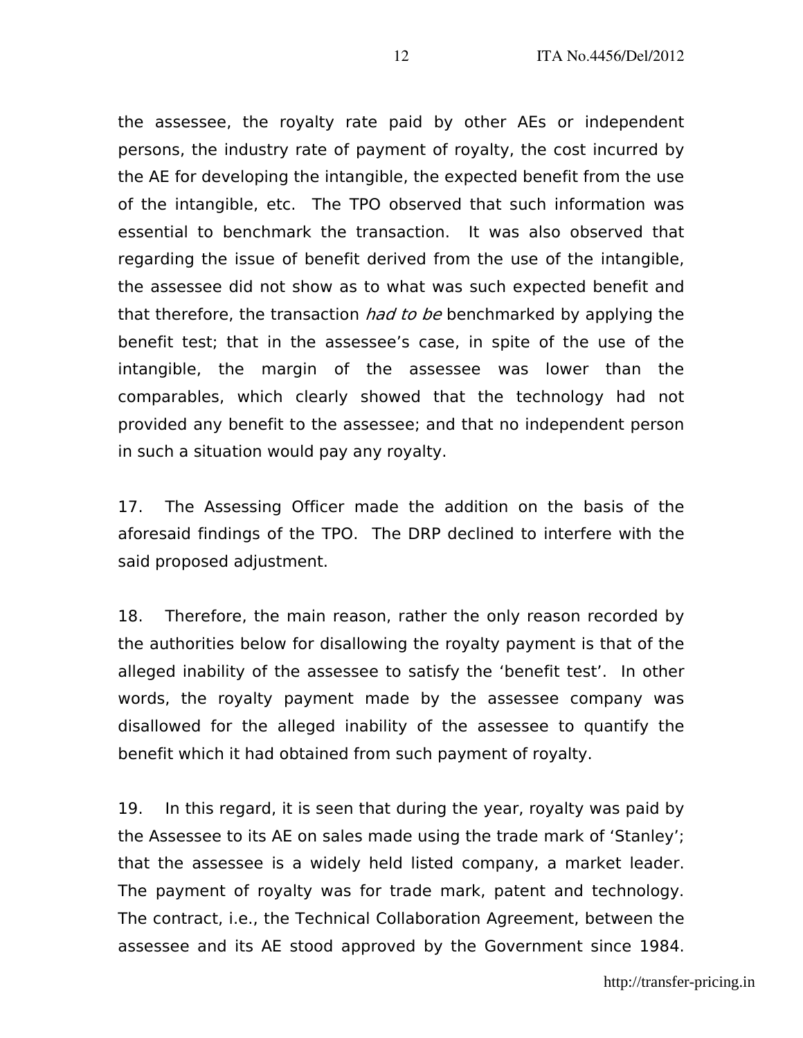the assessee, the royalty rate paid by other AEs or independent persons, the industry rate of payment of royalty, the cost incurred by the AE for developing the intangible, the expected benefit from the use of the intangible, etc. The TPO observed that such information was essential to benchmark the transaction. It was also observed that regarding the issue of benefit derived from the use of the intangible, the assessee did not show as to what was such expected benefit and that therefore, the transaction *had to be* benchmarked by applying the benefit test; that in the assessee's case, in spite of the use of the intangible, the margin of the assessee was lower than the comparables, which clearly showed that the technology had not provided any benefit to the assessee; and that no independent person in such a situation would pay any royalty.

17. The Assessing Officer made the addition on the basis of the aforesaid findings of the TPO. The DRP declined to interfere with the said proposed adjustment.

18. Therefore, the main reason, rather the only reason recorded by the authorities below for disallowing the royalty payment is that of the alleged inability of the assessee to satisfy the 'benefit test'. In other words, the royalty payment made by the assessee company was disallowed for the alleged inability of the assessee to quantify the benefit which it had obtained from such payment of royalty.

19. In this regard, it is seen that during the year, royalty was paid by the Assessee to its AE on sales made using the trade mark of 'Stanley'; that the assessee is a widely held listed company, a market leader. The payment of royalty was for trade mark, patent and technology. The contract, i.e., the Technical Collaboration Agreement, between the assessee and its AE stood approved by the Government since 1984.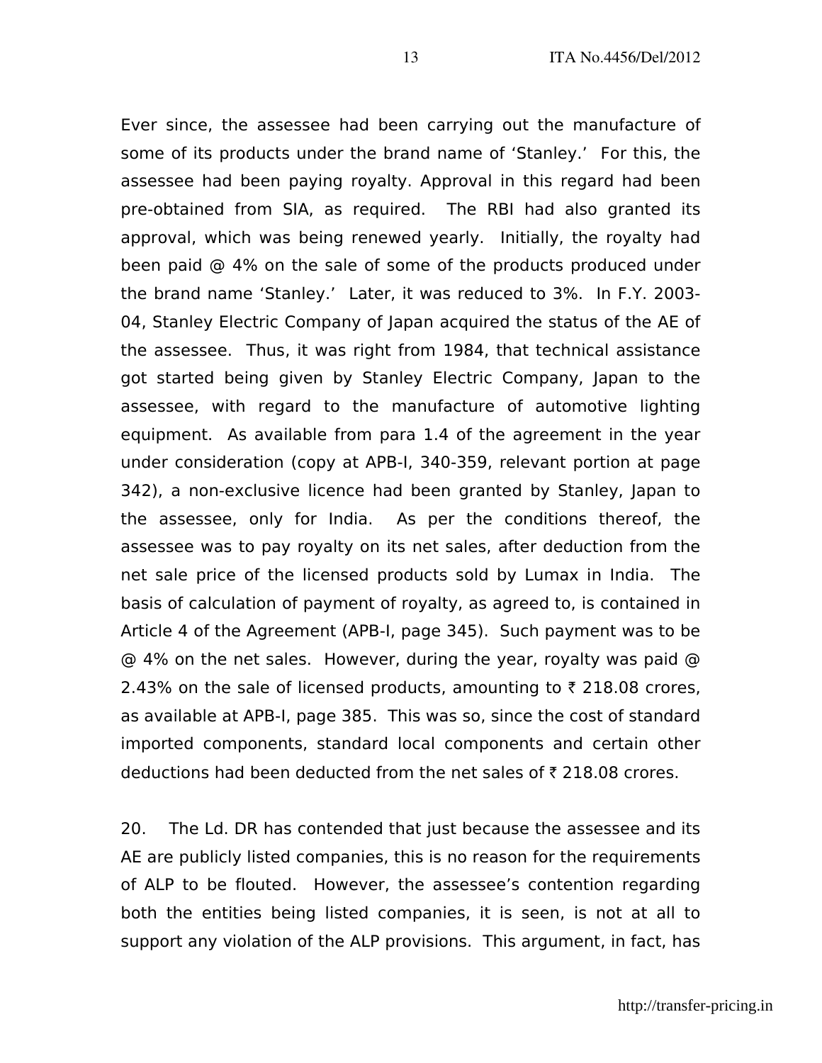Ever since, the assessee had been carrying out the manufacture of some of its products under the brand name of 'Stanley.' For this, the assessee had been paying royalty. Approval in this regard had been pre-obtained from SIA, as required. The RBI had also granted its approval, which was being renewed yearly. Initially, the royalty had been paid @ 4% on the sale of some of the products produced under the brand name 'Stanley.' Later, it was reduced to 3%. In F.Y. 2003-04, Stanley Electric Company of Japan acquired the status of the AE of the assessee. Thus, it was right from 1984, that technical assistance got started being given by Stanley Electric Company, Japan to the assessee, with regard to the manufacture of automotive lighting equipment. As available from para 1.4 of the agreement in the year under consideration (copy at APB-I, 340-359, relevant portion at page 342), a non-exclusive licence had been granted by Stanley, Japan to the assessee, only for India. As per the conditions thereof, the assessee was to pay royalty on its net sales, after deduction from the net sale price of the licensed products sold by Lumax in India. The basis of calculation of payment of royalty, as agreed to, is contained in Article 4 of the Agreement (APB-I, page 345). Such payment was to be @ 4% on the net sales. However, during the year, royalty was paid @ 2.43% on the sale of licensed products, amounting to ₹ 218.08 crores, as available at APB-I, page 385. This was so, since the cost of standard imported components, standard local components and certain other deductions had been deducted from the net sales of ₹ 218.08 crores.

20. The Ld. DR has contended that just because the assessee and its AE are publicly listed companies, this is no reason for the requirements of ALP to be flouted. However, the assessee's contention regarding both the entities being listed companies, it is seen, is not at all to support any violation of the ALP provisions. This argument, in fact, has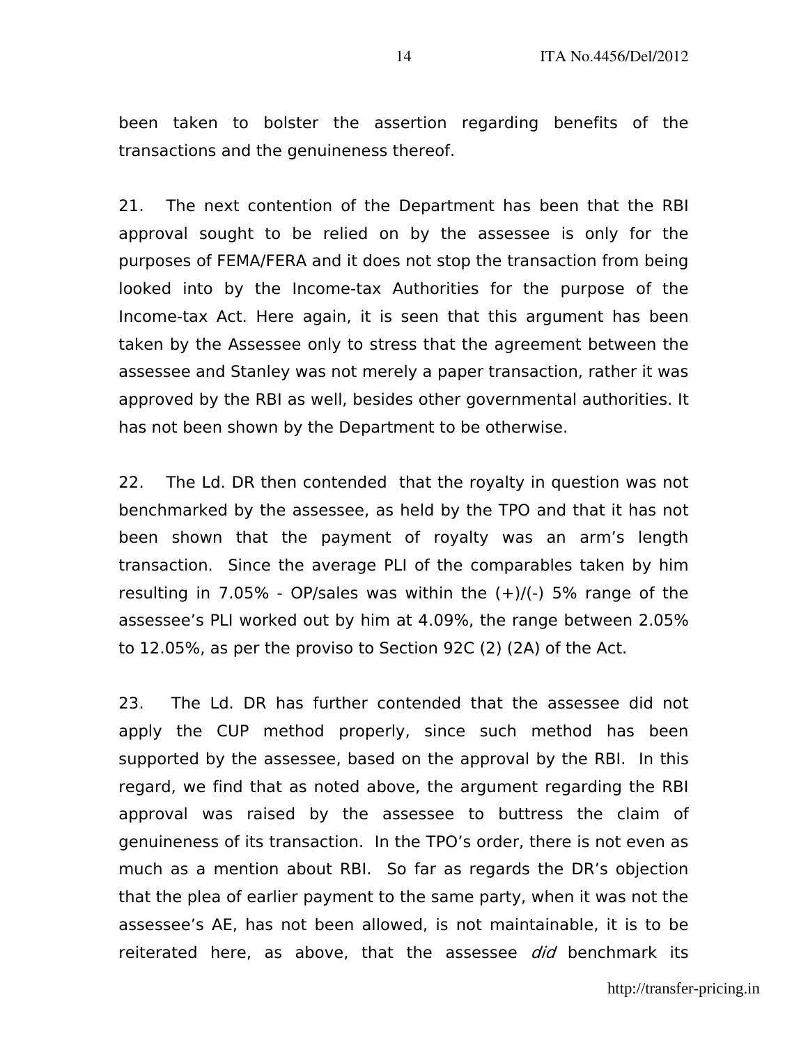been taken to bolster the assertion regarding benefits of the transactions and the genuineness thereof.

21. The next contention of the Department has been that the RBI approval sought to be relied on by the assessee is only for the purposes of FEMA/FERA and it does not stop the transaction from being looked into by the Income-tax Authorities for the purpose of the Income-tax Act. Here again, it is seen that this argument has been taken by the Assessee only to stress that the agreement between the assessee and Stanley was not merely a paper transaction, rather it was approved by the RBI as well, besides other governmental authorities. It has not been shown by the Department to be otherwise.

22. The Ld. DR then contended that the royalty in question was not benchmarked by the assessee, as held by the TPO and that it has not been shown that the payment of royalty was an arm's length transaction. Since the average PLI of the comparables taken by him resulting in 7.05% - OP/sales was within the (+)/(-) 5% range of the assessee's PLI worked out by him at 4.09%, the range between 2.05% to 12.05%, as per the proviso to Section 92C (2) (2A) of the Act.

23. The Ld. DR has further contended that the assessee did not apply the CUP method properly, since such method has been supported by the assessee, based on the approval by the RBI. In this regard, we find that as noted above, the argument regarding the RBI approval was raised by the assessee to buttress the claim of genuineness of its transaction. In the TPO's order, there is not even as much as a mention about RBI. So far as regards the DR's objection that the plea of earlier payment to the same party, when it was not the assessee's AE, has not been allowed, is not maintainable, it is to be reiterated here, as above, that the assessee *did* benchmark its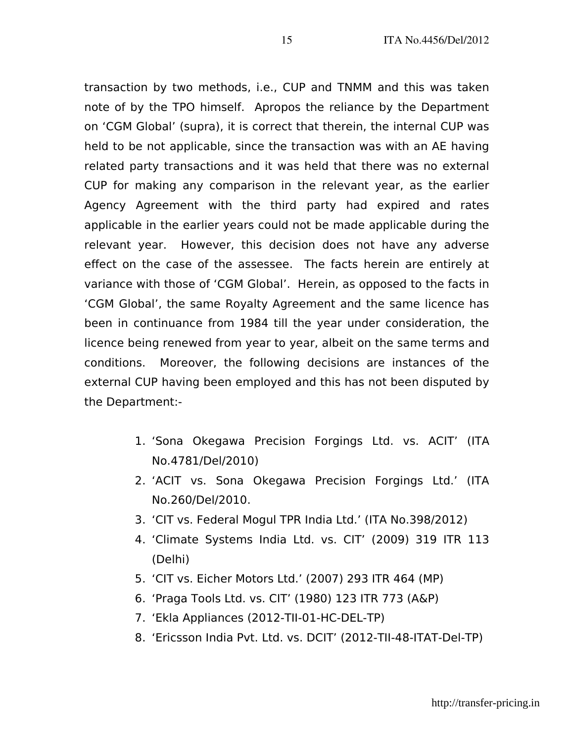transaction by two methods, i.e., CUP and TNMM and this was taken note of by the TPO himself. Apropos the reliance by the Department on 'CGM Global' (supra), it is correct that therein, the internal CUP was held to be not applicable, since the transaction was with an AE having related party transactions and it was held that there was no external CUP for making any comparison in the relevant year, as the earlier Agency Agreement with the third party had expired and rates applicable in the earlier years could not be made applicable during the relevant year. However, this decision does not have any adverse effect on the case of the assessee. The facts herein are entirely at variance with those of 'CGM Global'. Herein, as opposed to the facts in 'CGM Global', the same Royalty Agreement and the same licence has been in continuance from 1984 till the year under consideration, the licence being renewed from year to year, albeit on the same terms and conditions. Moreover, the following decisions are instances of the external CUP having been employed and this has not been disputed by the Department:-

1. 'Sona Okegawa Precision Forgings Ltd. vs. ACIT' (ITA No.4781/Del/2010)
2. 'ACIT vs. Sona Okegawa Precision Forgings Ltd.' (ITA No.260/Del/2010.
3. 'CIT vs. Federal Mogul TPR India Ltd.' (ITA No.398/2012)
4. 'Climate Systems India Ltd. vs. CIT' (2009) 319 ITR 113 (Delhi)
5. 'CIT vs. Eicher Motors Ltd.' (2007) 293 ITR 464 (MP)
6. 'Praga Tools Ltd. vs. CIT' (1980) 123 ITR 773 (A&P)
7. 'Ekla Appliances (2012-TII-01-HC-DEL-TP)
8. 'Ericsson India Pvt. Ltd. vs. DCIT' (2012-TII-48-ITAT-Del-TP)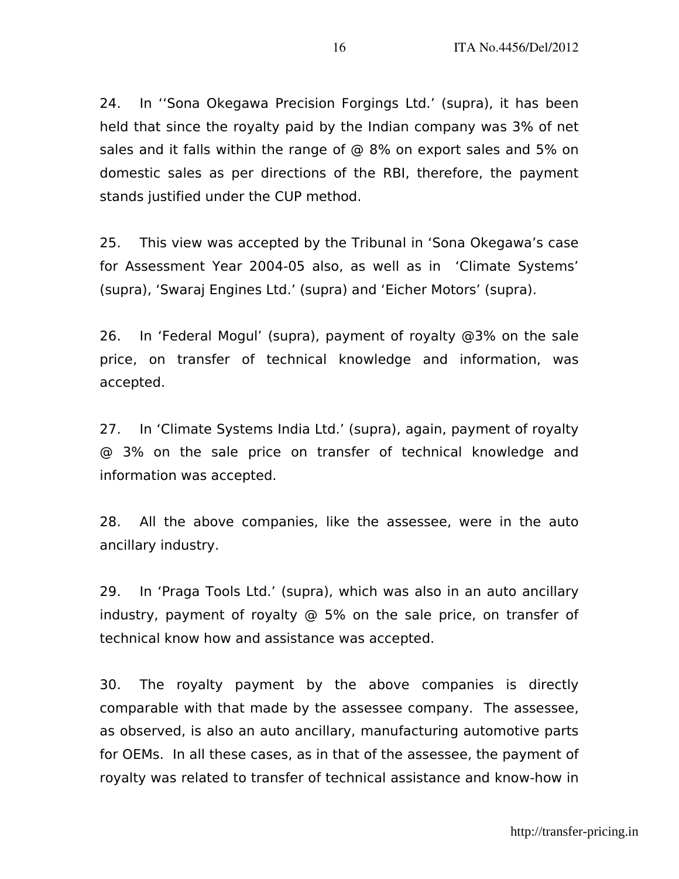24. In ‘‘Sona Okegawa Precision Forgings Ltd.’ (supra), it has been held that since the royalty paid by the Indian company was 3% of net sales and it falls within the range of @ 8% on export sales and 5% on domestic sales as per directions of the RBI, therefore, the payment stands justified under the CUP method.

25. This view was accepted by the Tribunal in ‘Sona Okegawa’s case for Assessment Year 2004-05 also, as well as in ‘Climate Systems’ (supra), ‘Swaraj Engines Ltd.’ (supra) and ‘Eicher Motors’ (supra).

26. In ‘Federal Mogul’ (supra), payment of royalty @3% on the sale price, on transfer of technical knowledge and information, was accepted.

27. In ‘Climate Systems India Ltd.’ (supra), again, payment of royalty @ 3% on the sale price on transfer of technical knowledge and information was accepted.

28. All the above companies, like the assessee, were in the auto ancillary industry.

29. In ‘Praga Tools Ltd.’ (supra), which was also in an auto ancillary industry, payment of royalty @ 5% on the sale price, on transfer of technical know how and assistance was accepted.

30. The royalty payment by the above companies is directly comparable with that made by the assessee company. The assessee, as observed, is also an auto ancillary, manufacturing automotive parts for OEMs. In all these cases, as in that of the assessee, the payment of royalty was related to transfer of technical assistance and know-how in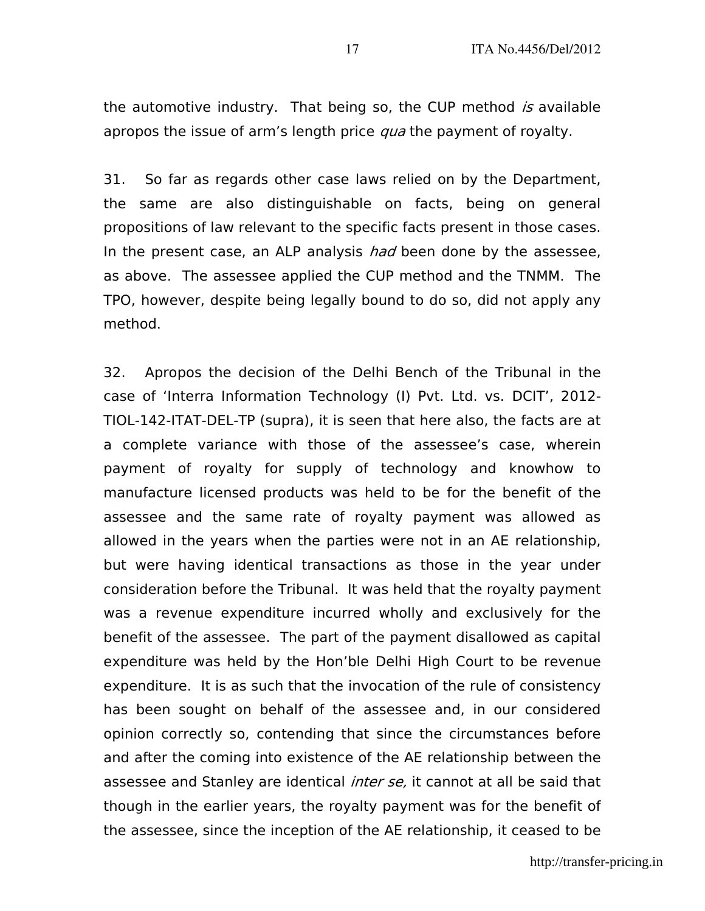the automotive industry. That being so, the CUP method *is* available apropos the issue of arm's length price *qua* the payment of royalty.

31. So far as regards other case laws relied on by the Department, the same are also distinguishable on facts, being on general propositions of law relevant to the specific facts present in those cases. In the present case, an ALP analysis *had* been done by the assessee, as above. The assessee applied the CUP method and the TNMM. The TPO, however, despite being legally bound to do so, did not apply any method.

32. Apropos the decision of the Delhi Bench of the Tribunal in the case of 'Interra Information Technology (I) Pvt. Ltd. vs. DCIT', 2012-TIOL-142-ITAT-DEL-TP (supra), it is seen that here also, the facts are at a complete variance with those of the assessee's case, wherein payment of royalty for supply of technology and knowhow to manufacture licensed products was held to be for the benefit of the assessee and the same rate of royalty payment was allowed as allowed in the years when the parties were not in an AE relationship, but were having identical transactions as those in the year under consideration before the Tribunal. It was held that the royalty payment was a revenue expenditure incurred wholly and exclusively for the benefit of the assessee. The part of the payment disallowed as capital expenditure was held by the Hon'ble Delhi High Court to be revenue expenditure. It is as such that the invocation of the rule of consistency has been sought on behalf of the assessee and, in our considered opinion correctly so, contending that since the circumstances before and after the coming into existence of the AE relationship between the assessee and Stanley are identical *inter se,* it cannot at all be said that though in the earlier years, the royalty payment was for the benefit of the assessee, since the inception of the AE relationship, it ceased to be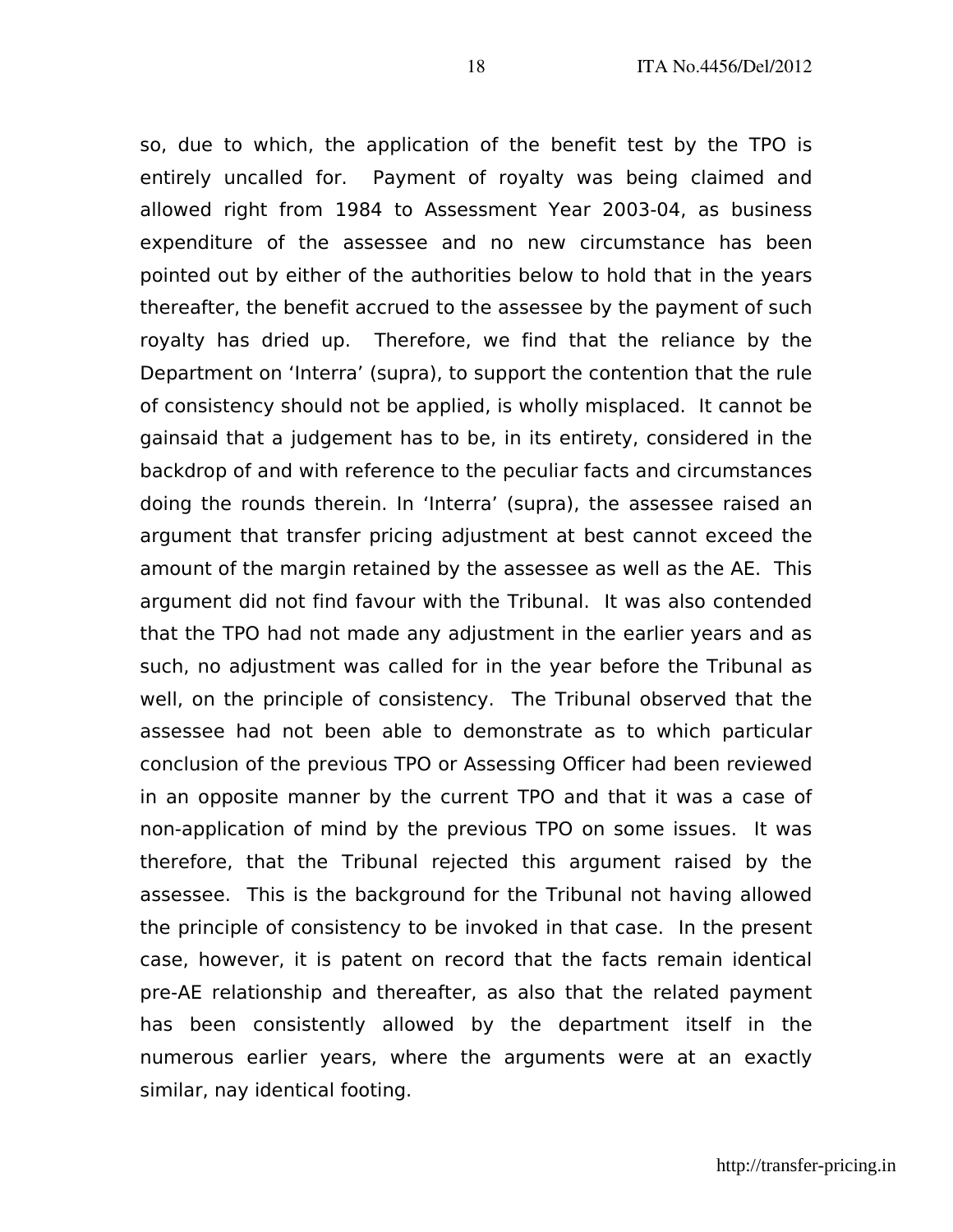so, due to which, the application of the benefit test by the TPO is entirely uncalled for. Payment of royalty was being claimed and allowed right from 1984 to Assessment Year 2003-04, as business expenditure of the assessee and no new circumstance has been pointed out by either of the authorities below to hold that in the years thereafter, the benefit accrued to the assessee by the payment of such royalty has dried up. Therefore, we find that the reliance by the Department on 'Interra' (supra), to support the contention that the rule of consistency should not be applied, is wholly misplaced. It cannot be gainsaid that a judgement has to be, in its entirety, considered in the backdrop of and with reference to the peculiar facts and circumstances doing the rounds therein. In 'Interra' (supra), the assessee raised an argument that transfer pricing adjustment at best cannot exceed the amount of the margin retained by the assessee as well as the AE. This argument did not find favour with the Tribunal. It was also contended that the TPO had not made any adjustment in the earlier years and as such, no adjustment was called for in the year before the Tribunal as well, on the principle of consistency. The Tribunal observed that the assessee had not been able to demonstrate as to which particular conclusion of the previous TPO or Assessing Officer had been reviewed in an opposite manner by the current TPO and that it was a case of non-application of mind by the previous TPO on some issues. It was therefore, that the Tribunal rejected this argument raised by the assessee. This is the background for the Tribunal not having allowed the principle of consistency to be invoked in that case. In the present case, however, it is patent on record that the facts remain identical pre-AE relationship and thereafter, as also that the related payment has been consistently allowed by the department itself in the numerous earlier years, where the arguments were at an exactly similar, nay identical footing.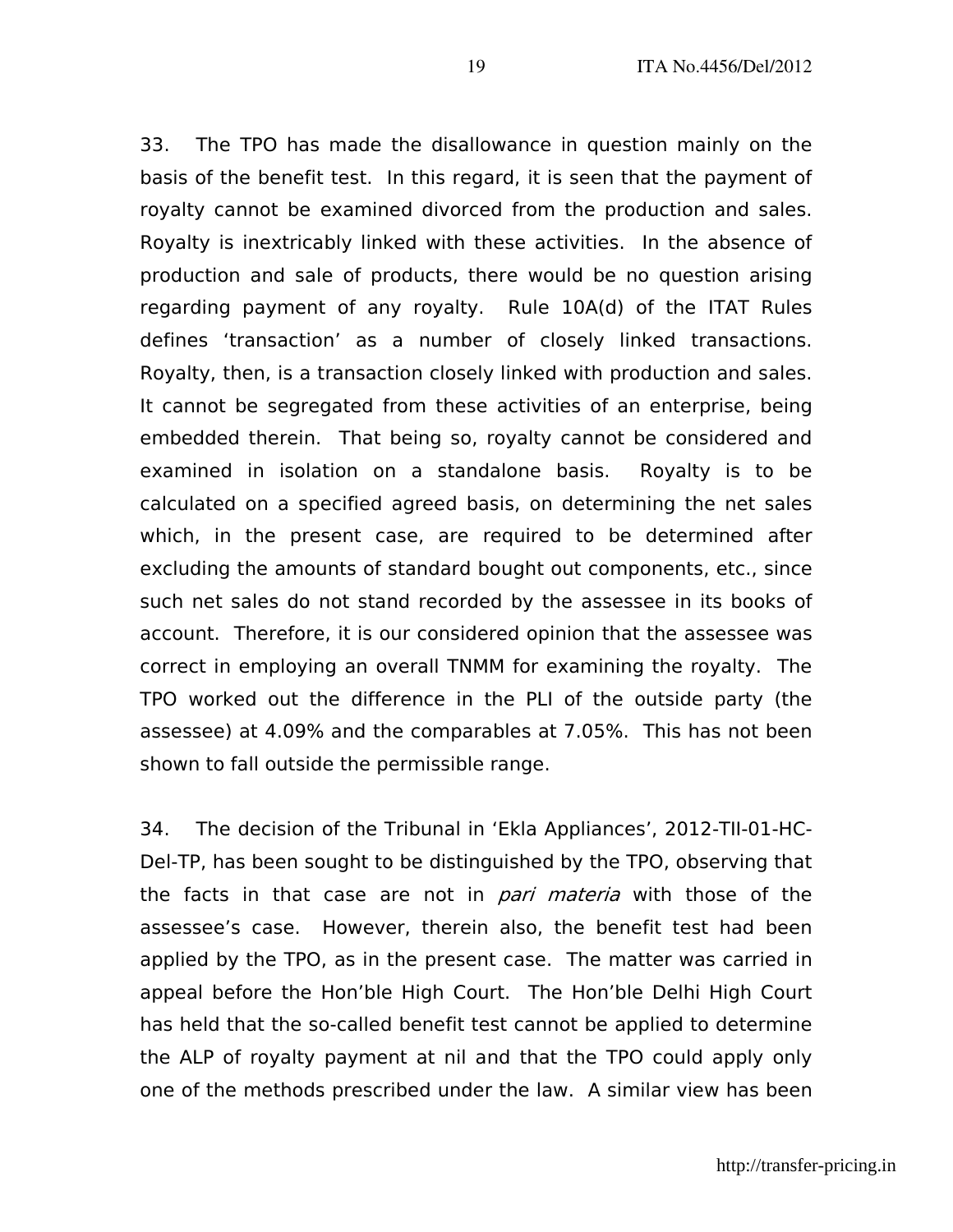33. The TPO has made the disallowance in question mainly on the basis of the benefit test. In this regard, it is seen that the payment of royalty cannot be examined divorced from the production and sales. Royalty is inextricably linked with these activities. In the absence of production and sale of products, there would be no question arising regarding payment of any royalty. Rule 10A(d) of the ITAT Rules defines 'transaction' as a number of closely linked transactions. Royalty, then, is a transaction closely linked with production and sales. It cannot be segregated from these activities of an enterprise, being embedded therein. That being so, royalty cannot be considered and examined in isolation on a standalone basis. Royalty is to be calculated on a specified agreed basis, on determining the net sales which, in the present case, are required to be determined after excluding the amounts of standard bought out components, etc., since such net sales do not stand recorded by the assessee in its books of account. Therefore, it is our considered opinion that the assessee was correct in employing an overall TNMM for examining the royalty. The TPO worked out the difference in the PLI of the outside party (the assessee) at 4.09% and the comparables at 7.05%. This has not been shown to fall outside the permissible range.

34. The decision of the Tribunal in 'Ekla Appliances', 2012-TII-01-HC-Del-TP, has been sought to be distinguished by the TPO, observing that the facts in that case are not in *pari materia* with those of the assessee's case. However, therein also, the benefit test had been applied by the TPO, as in the present case. The matter was carried in appeal before the Hon'ble High Court. The Hon'ble Delhi High Court has held that the so-called benefit test cannot be applied to determine the ALP of royalty payment at nil and that the TPO could apply only one of the methods prescribed under the law. A similar view has been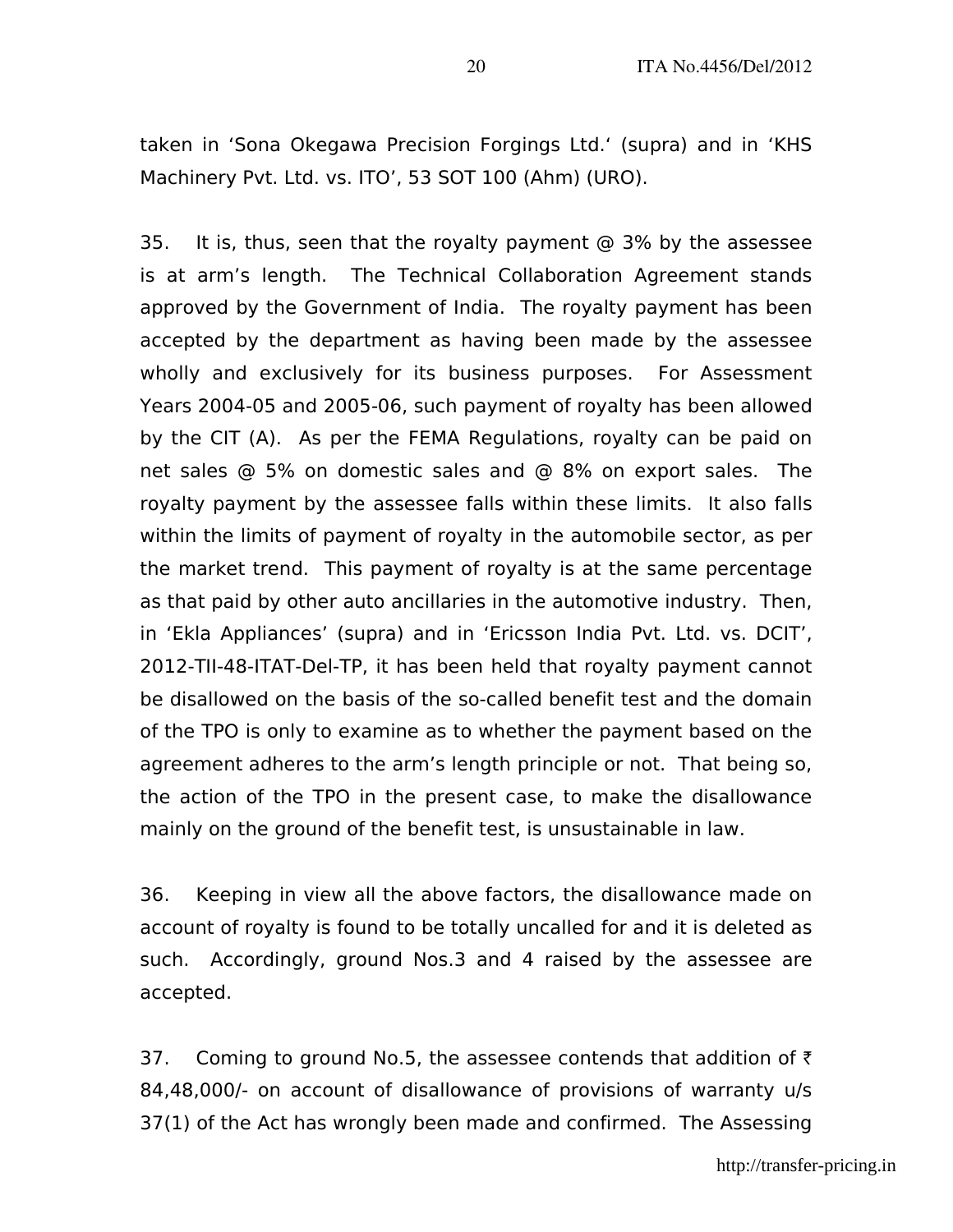taken in 'Sona Okegawa Precision Forgings Ltd.' (supra) and in 'KHS Machinery Pvt. Ltd. vs. ITO', 53 SOT 100 (Ahm) (URO).

35. It is, thus, seen that the royalty payment @ 3% by the assessee is at arm's length. The Technical Collaboration Agreement stands approved by the Government of India. The royalty payment has been accepted by the department as having been made by the assessee wholly and exclusively for its business purposes. For Assessment Years 2004-05 and 2005-06, such payment of royalty has been allowed by the CIT (A). As per the FEMA Regulations, royalty can be paid on net sales @ 5% on domestic sales and @ 8% on export sales. The royalty payment by the assessee falls within these limits. It also falls within the limits of payment of royalty in the automobile sector, as per the market trend. This payment of royalty is at the same percentage as that paid by other auto ancillaries in the automotive industry. Then, in 'Ekla Appliances' (supra) and in 'Ericsson India Pvt. Ltd. vs. DCIT', 2012-TII-48-ITAT-Del-TP, it has been held that royalty payment cannot be disallowed on the basis of the so-called benefit test and the domain of the TPO is only to examine as to whether the payment based on the agreement adheres to the arm's length principle or not. That being so, the action of the TPO in the present case, to make the disallowance mainly on the ground of the benefit test, is unsustainable in law.

36. Keeping in view all the above factors, the disallowance made on account of royalty is found to be totally uncalled for and it is deleted as such. Accordingly, ground Nos.3 and 4 raised by the assessee are accepted.

37. Coming to ground No.5, the assessee contends that addition of ₹ 84,48,000/- on account of disallowance of provisions of warranty u/s 37(1) of the Act has wrongly been made and confirmed. The Assessing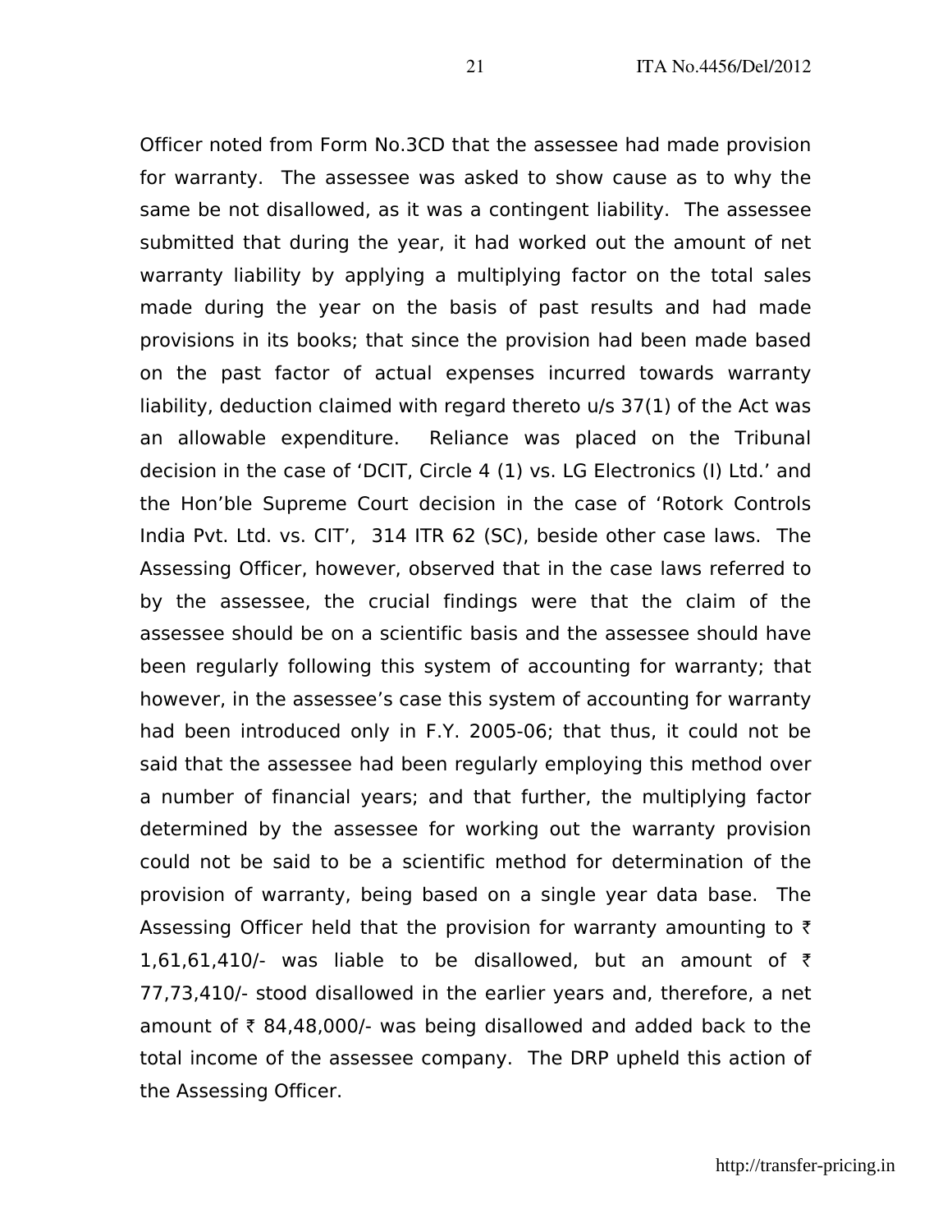Officer noted from Form No.3CD that the assessee had made provision for warranty. The assessee was asked to show cause as to why the same be not disallowed, as it was a contingent liability. The assessee submitted that during the year, it had worked out the amount of net warranty liability by applying a multiplying factor on the total sales made during the year on the basis of past results and had made provisions in its books; that since the provision had been made based on the past factor of actual expenses incurred towards warranty liability, deduction claimed with regard thereto u/s 37(1) of the Act was an allowable expenditure. Reliance was placed on the Tribunal decision in the case of 'DCIT, Circle 4 (1) vs. LG Electronics (I) Ltd.' and the Hon'ble Supreme Court decision in the case of 'Rotork Controls India Pvt. Ltd. vs. CIT', 314 ITR 62 (SC), beside other case laws. The Assessing Officer, however, observed that in the case laws referred to by the assessee, the crucial findings were that the claim of the assessee should be on a scientific basis and the assessee should have been regularly following this system of accounting for warranty; that however, in the assessee's case this system of accounting for warranty had been introduced only in F.Y. 2005-06; that thus, it could not be said that the assessee had been regularly employing this method over a number of financial years; and that further, the multiplying factor determined by the assessee for working out the warranty provision could not be said to be a scientific method for determination of the provision of warranty, being based on a single year data base. The Assessing Officer held that the provision for warranty amounting to ₹ 1,61,61,410/- was liable to be disallowed, but an amount of ₹ 77,73,410/- stood disallowed in the earlier years and, therefore, a net amount of ₹ 84,48,000/- was being disallowed and added back to the total income of the assessee company. The DRP upheld this action of the Assessing Officer.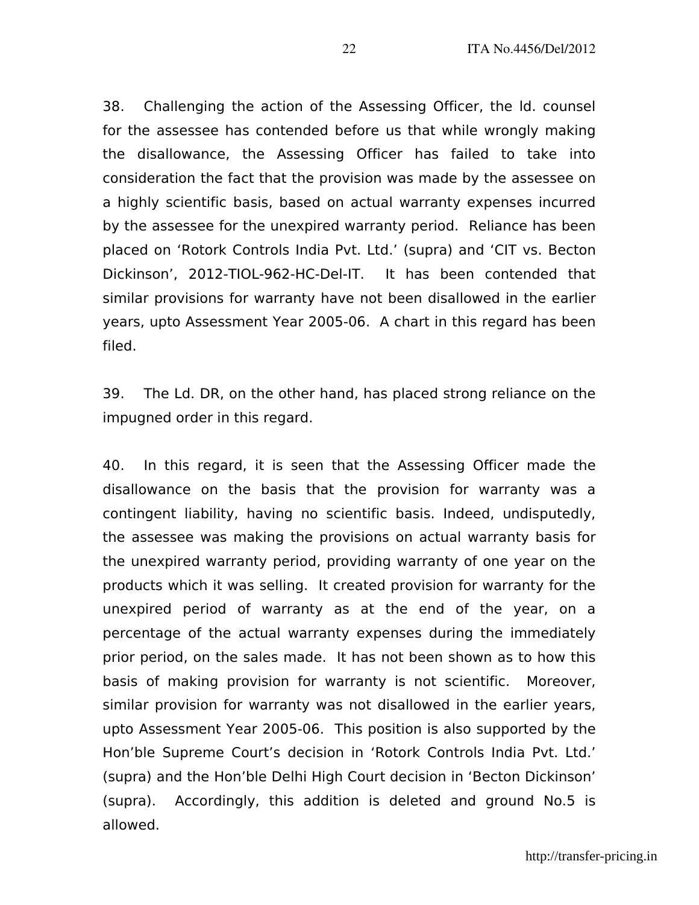38. Challenging the action of the Assessing Officer, the ld. counsel for the assessee has contended before us that while wrongly making the disallowance, the Assessing Officer has failed to take into consideration the fact that the provision was made by the assessee on a highly scientific basis, based on actual warranty expenses incurred by the assessee for the unexpired warranty period. Reliance has been placed on 'Rotork Controls India Pvt. Ltd.' (supra) and 'CIT vs. Becton Dickinson', 2012-TIOL-962-HC-Del-IT. It has been contended that similar provisions for warranty have not been disallowed in the earlier years, upto Assessment Year 2005-06. A chart in this regard has been filed.

39. The Ld. DR, on the other hand, has placed strong reliance on the impugned order in this regard.

40. In this regard, it is seen that the Assessing Officer made the disallowance on the basis that the provision for warranty was a contingent liability, having no scientific basis. Indeed, undisputedly, the assessee was making the provisions on actual warranty basis for the unexpired warranty period, providing warranty of one year on the products which it was selling. It created provision for warranty for the unexpired period of warranty as at the end of the year, on a percentage of the actual warranty expenses during the immediately prior period, on the sales made. It has not been shown as to how this basis of making provision for warranty is not scientific. Moreover, similar provision for warranty was not disallowed in the earlier years, upto Assessment Year 2005-06. This position is also supported by the Hon'ble Supreme Court's decision in 'Rotork Controls India Pvt. Ltd.' (supra) and the Hon'ble Delhi High Court decision in 'Becton Dickinson' (supra). Accordingly, this addition is deleted and ground No.5 is allowed.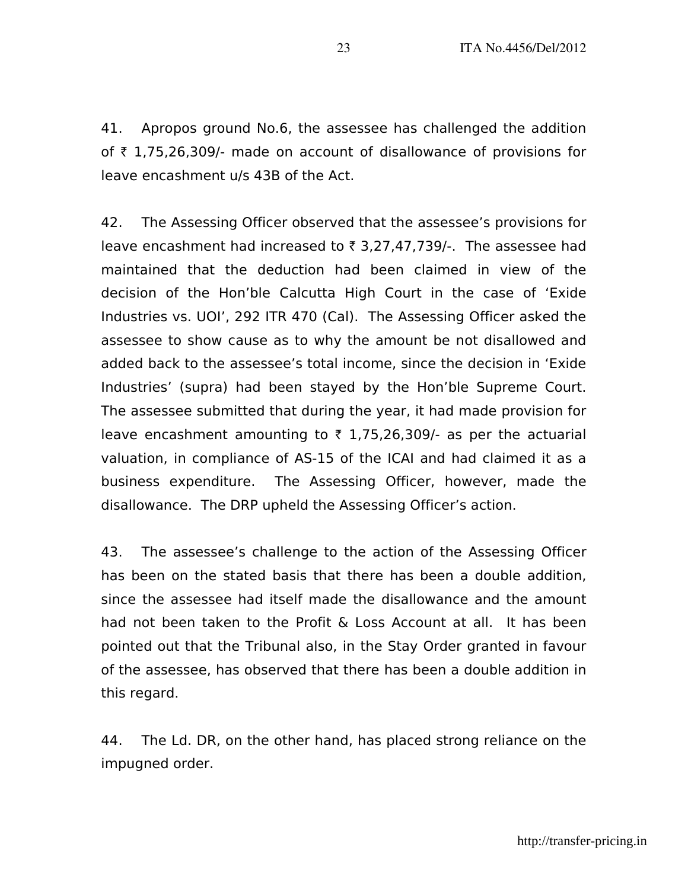41. Apropos ground No.6, the assessee has challenged the addition of ₹ 1,75,26,309/- made on account of disallowance of provisions for leave encashment u/s 43B of the Act.

42. The Assessing Officer observed that the assessee's provisions for leave encashment had increased to ₹ 3,27,47,739/-. The assessee had maintained that the deduction had been claimed in view of the decision of the Hon'ble Calcutta High Court in the case of 'Exide Industries vs. UOI', 292 ITR 470 (Cal). The Assessing Officer asked the assessee to show cause as to why the amount be not disallowed and added back to the assessee's total income, since the decision in 'Exide Industries' (supra) had been stayed by the Hon'ble Supreme Court. The assessee submitted that during the year, it had made provision for leave encashment amounting to ₹ 1,75,26,309/- as per the actuarial valuation, in compliance of AS-15 of the ICAI and had claimed it as a business expenditure. The Assessing Officer, however, made the disallowance. The DRP upheld the Assessing Officer's action.

43. The assessee's challenge to the action of the Assessing Officer has been on the stated basis that there has been a double addition, since the assessee had itself made the disallowance and the amount had not been taken to the Profit & Loss Account at all. It has been pointed out that the Tribunal also, in the Stay Order granted in favour of the assessee, has observed that there has been a double addition in this regard.

44. The Ld. DR, on the other hand, has placed strong reliance on the impugned order.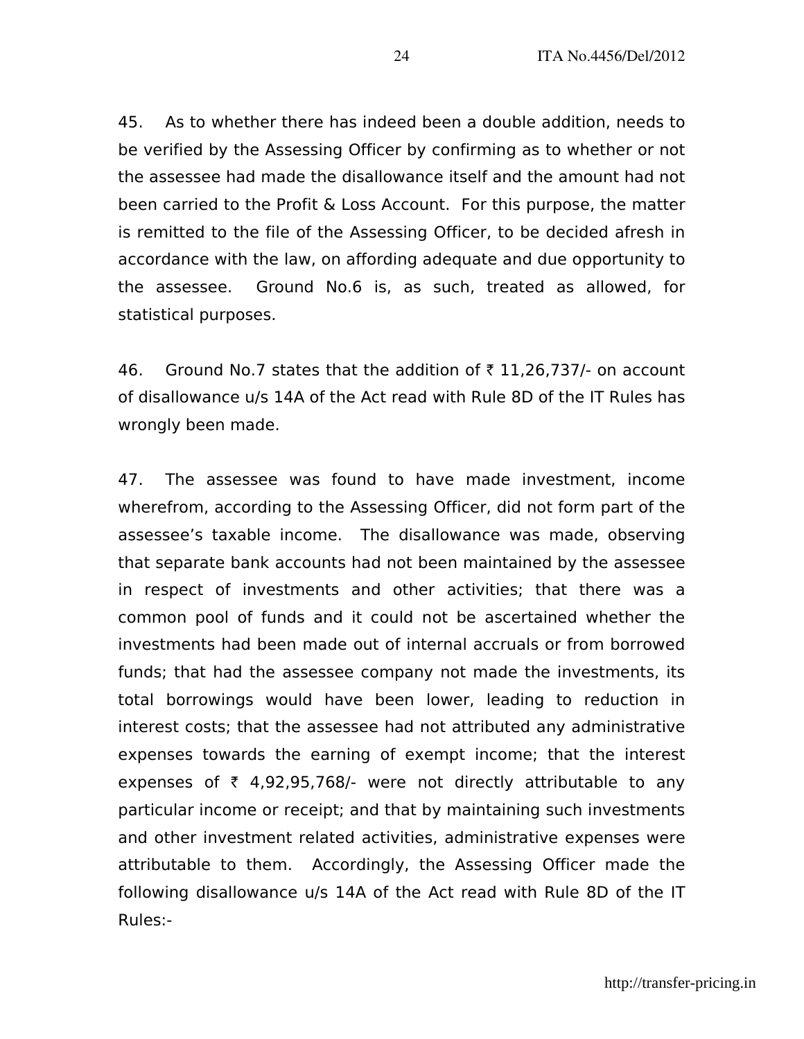45. As to whether there has indeed been a double addition, needs to be verified by the Assessing Officer by confirming as to whether or not the assessee had made the disallowance itself and the amount had not been carried to the Profit & Loss Account. For this purpose, the matter is remitted to the file of the Assessing Officer, to be decided afresh in accordance with the law, on affording adequate and due opportunity to the assessee. Ground No.6 is, as such, treated as allowed, for statistical purposes.

46. Ground No.7 states that the addition of ₹ 11,26,737/- on account of disallowance u/s 14A of the Act read with Rule 8D of the IT Rules has wrongly been made.

47. The assessee was found to have made investment, income wherefrom, according to the Assessing Officer, did not form part of the assessee's taxable income. The disallowance was made, observing that separate bank accounts had not been maintained by the assessee in respect of investments and other activities; that there was a common pool of funds and it could not be ascertained whether the investments had been made out of internal accruals or from borrowed funds; that had the assessee company not made the investments, its total borrowings would have been lower, leading to reduction in interest costs; that the assessee had not attributed any administrative expenses towards the earning of exempt income; that the interest expenses of ₹ 4,92,95,768/- were not directly attributable to any particular income or receipt; and that by maintaining such investments and other investment related activities, administrative expenses were attributable to them. Accordingly, the Assessing Officer made the following disallowance u/s 14A of the Act read with Rule 8D of the IT Rules:-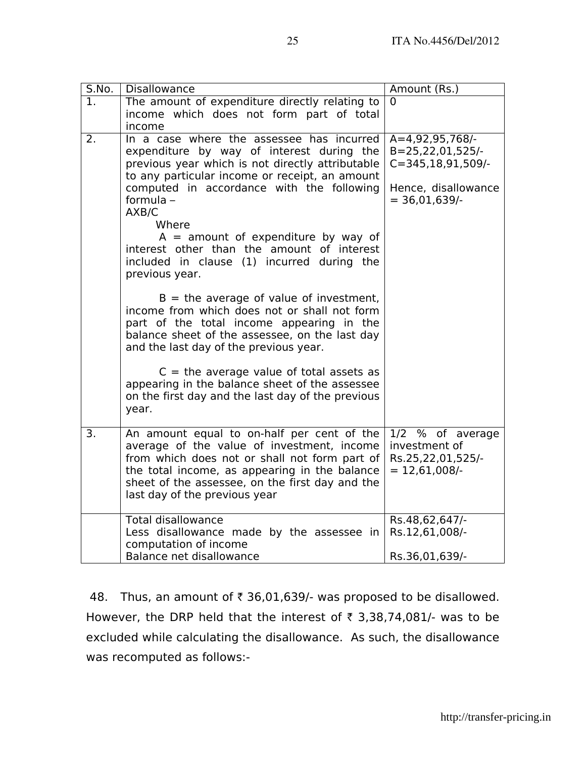| S.No. | Disallowance | Amount (Rs.) |
|---|---|---|
| 1. | The amount of expenditure directly relating to income which does not form part of total income | 0 |
| 2. | In a case where the assessee has incurred expenditure by way of interest during the previous year which is not directly attributable to any particular income or receipt, an amount computed in accordance with the following formula – AXB/C Where A = amount of expenditure by way of interest other than the amount of interest included in clause (1) incurred during the previous year. B = the average of value of investment, income from which does not or shall not form part of the total income appearing in the balance sheet of the assessee, on the last day and the last day of the previous year. C = the average value of total assets as appearing in the balance sheet of the assessee on the first day and the last day of the previous year. | A=4,92,95,768/- B=25,22,01,525/- C=345,18,91,509/- Hence, disallowance = 36,01,639/- |
| 3. | An amount equal to on-half per cent of the average of the value of investment, income from which does not or shall not form part of the total income, as appearing in the balance sheet of the assessee, on the first day and the last day of the previous year | 1/2 % of average investment of Rs.25,22,01,525/- = 12,61,008/- |
| | Total disallowance<br>Less disallowance made by the assessee in computation of income<br>Balance net disallowance | Rs.48,62,647/-<br>Rs.12,61,008/-<br><br>Rs.36,01,639/- |

48. Thus, an amount of ₹ 36,01,639/- was proposed to be disallowed. However, the DRP held that the interest of ₹ 3,38,74,081/- was to be excluded while calculating the disallowance. As such, the disallowance was recomputed as follows:-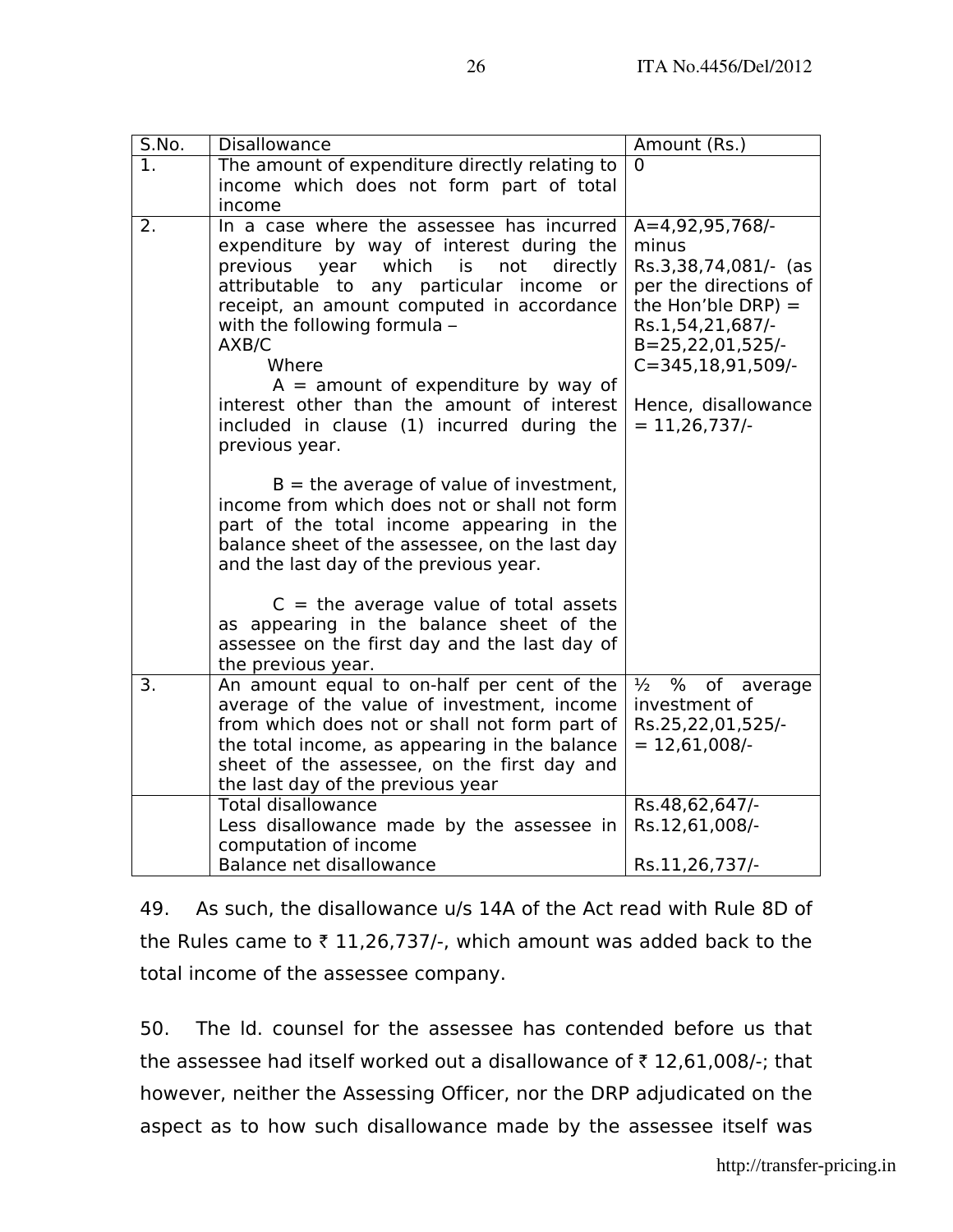| S.No. | Disallowance | Amount (Rs.) |
|---|---|---|
| 1. | The amount of expenditure directly relating to income which does not form part of total income | 0 |
| 2. | In a case where the assessee has incurred expenditure by way of interest during the previous year which is not directly attributable to any particular income or receipt, an amount computed in accordance with the following formula – AXB/C Where A = amount of expenditure by way of interest other than the amount of interest included in clause (1) incurred during the previous year. B = the average of value of investment, income from which does not or shall not form part of the total income appearing in the balance sheet of the assessee, on the last day and the last day of the previous year. C = the average value of total assets as appearing in the balance sheet of the assessee on the first day and the last day of the previous year. | A=4,92,95,768/- minus Rs.3,38,74,081/- (as per the directions of the Hon'ble DRP) = Rs.1,54,21,687/- B=25,22,01,525/- C=345,18,91,509/- Hence, disallowance = 11,26,737/- |
| 3. | An amount equal to on-half per cent of the average of the value of investment, income from which does not or shall not form part of the total income, as appearing in the balance sheet of the assessee, on the first day and the last day of the previous year | ½ % of average investment of Rs.25,22,01,525/- = 12,61,008/- |
| | Total disallowance<br>Less disallowance made by the assessee in computation of income<br>Balance net disallowance | Rs.48,62,647/-<br>Rs.12,61,008/-<br><br>Rs.11,26,737/- |

49. As such, the disallowance u/s 14A of the Act read with Rule 8D of the Rules came to ₹ 11,26,737/-, which amount was added back to the total income of the assessee company.

50. The ld. counsel for the assessee has contended before us that the assessee had itself worked out a disallowance of ₹ 12,61,008/-; that however, neither the Assessing Officer, nor the DRP adjudicated on the aspect as to how such disallowance made by the assessee itself was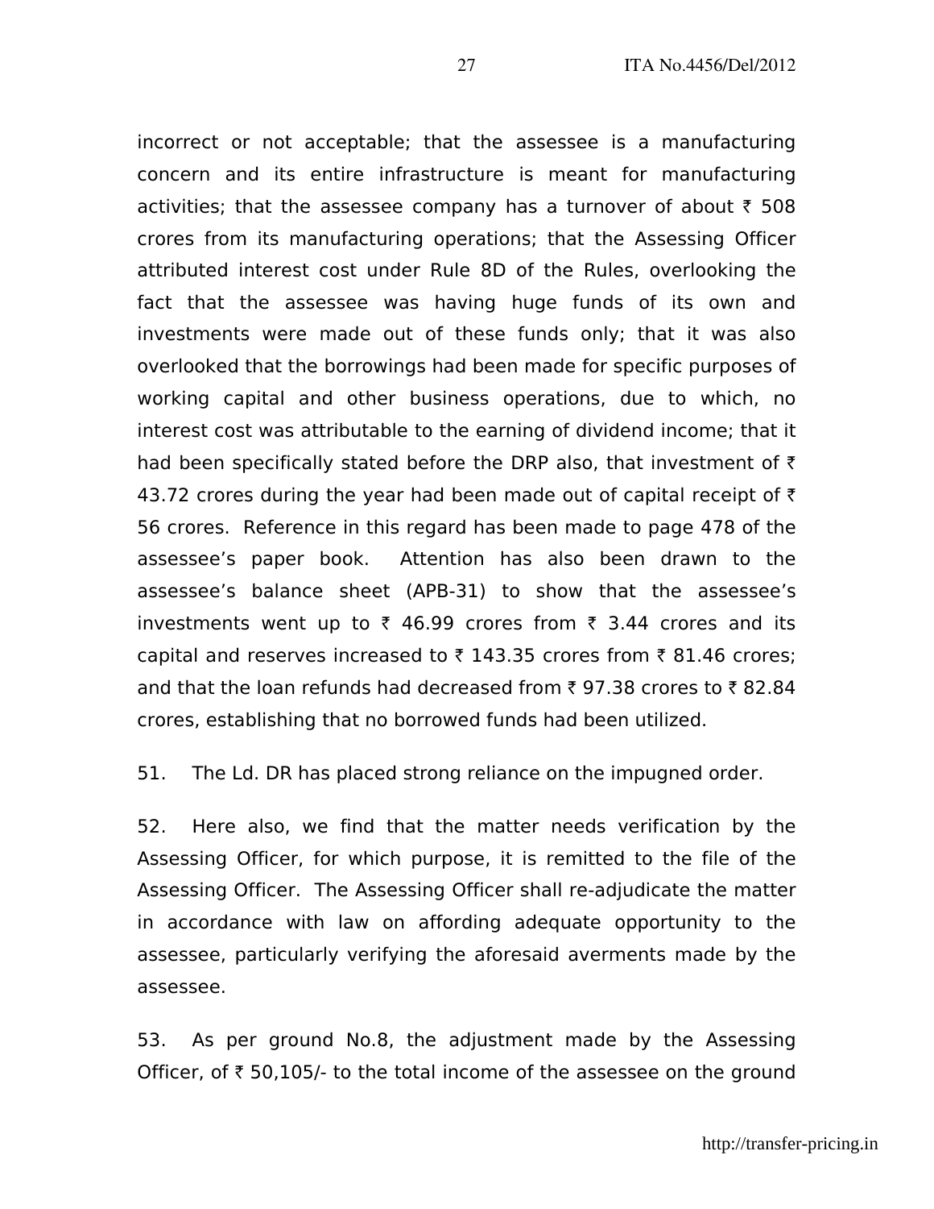incorrect or not acceptable; that the assessee is a manufacturing concern and its entire infrastructure is meant for manufacturing activities; that the assessee company has a turnover of about ₹ 508 crores from its manufacturing operations; that the Assessing Officer attributed interest cost under Rule 8D of the Rules, overlooking the fact that the assessee was having huge funds of its own and investments were made out of these funds only; that it was also overlooked that the borrowings had been made for specific purposes of working capital and other business operations, due to which, no interest cost was attributable to the earning of dividend income; that it had been specifically stated before the DRP also, that investment of ₹ 43.72 crores during the year had been made out of capital receipt of ₹ 56 crores. Reference in this regard has been made to page 478 of the assessee's paper book. Attention has also been drawn to the assessee's balance sheet (APB-31) to show that the assessee's investments went up to ₹ 46.99 crores from ₹ 3.44 crores and its capital and reserves increased to ₹ 143.35 crores from ₹ 81.46 crores; and that the loan refunds had decreased from ₹ 97.38 crores to ₹ 82.84 crores, establishing that no borrowed funds had been utilized.

51. The Ld. DR has placed strong reliance on the impugned order.

52. Here also, we find that the matter needs verification by the Assessing Officer, for which purpose, it is remitted to the file of the Assessing Officer. The Assessing Officer shall re-adjudicate the matter in accordance with law on affording adequate opportunity to the assessee, particularly verifying the aforesaid averments made by the assessee.

53. As per ground No.8, the adjustment made by the Assessing Officer, of ₹ 50,105/- to the total income of the assessee on the ground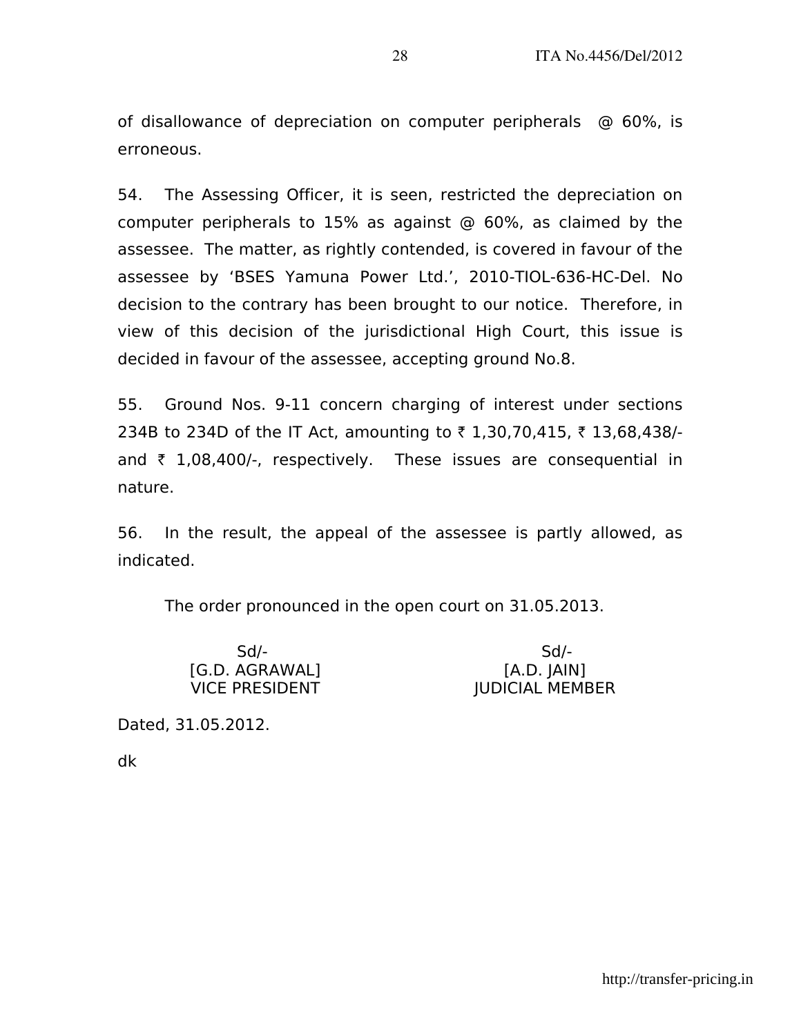of disallowance of depreciation on computer peripherals @ 60%, is erroneous.

54. The Assessing Officer, it is seen, restricted the depreciation on computer peripherals to 15% as against @ 60%, as claimed by the assessee. The matter, as rightly contended, is covered in favour of the assessee by 'BSES Yamuna Power Ltd.', 2010-TIOL-636-HC-Del. No decision to the contrary has been brought to our notice. Therefore, in view of this decision of the jurisdictional High Court, this issue is decided in favour of the assessee, accepting ground No.8.

55. Ground Nos. 9-11 concern charging of interest under sections 234B to 234D of the IT Act, amounting to ₹ 1,30,70,415, ₹ 13,68,438/- and ₹ 1,08,400/-, respectively. These issues are consequential in nature.

56. In the result, the appeal of the assessee is partly allowed, as indicated.

The order pronounced in the open court on 31.05.2013.

| Sd/- | Sd/- |
|---|---|
| [G.D. AGRAWAL] | [A.D. JAIN] |
| VICE PRESIDENT | JUDICIAL MEMBER |

Dated, 31.05.2012.

dk

http://transfer-pricing.in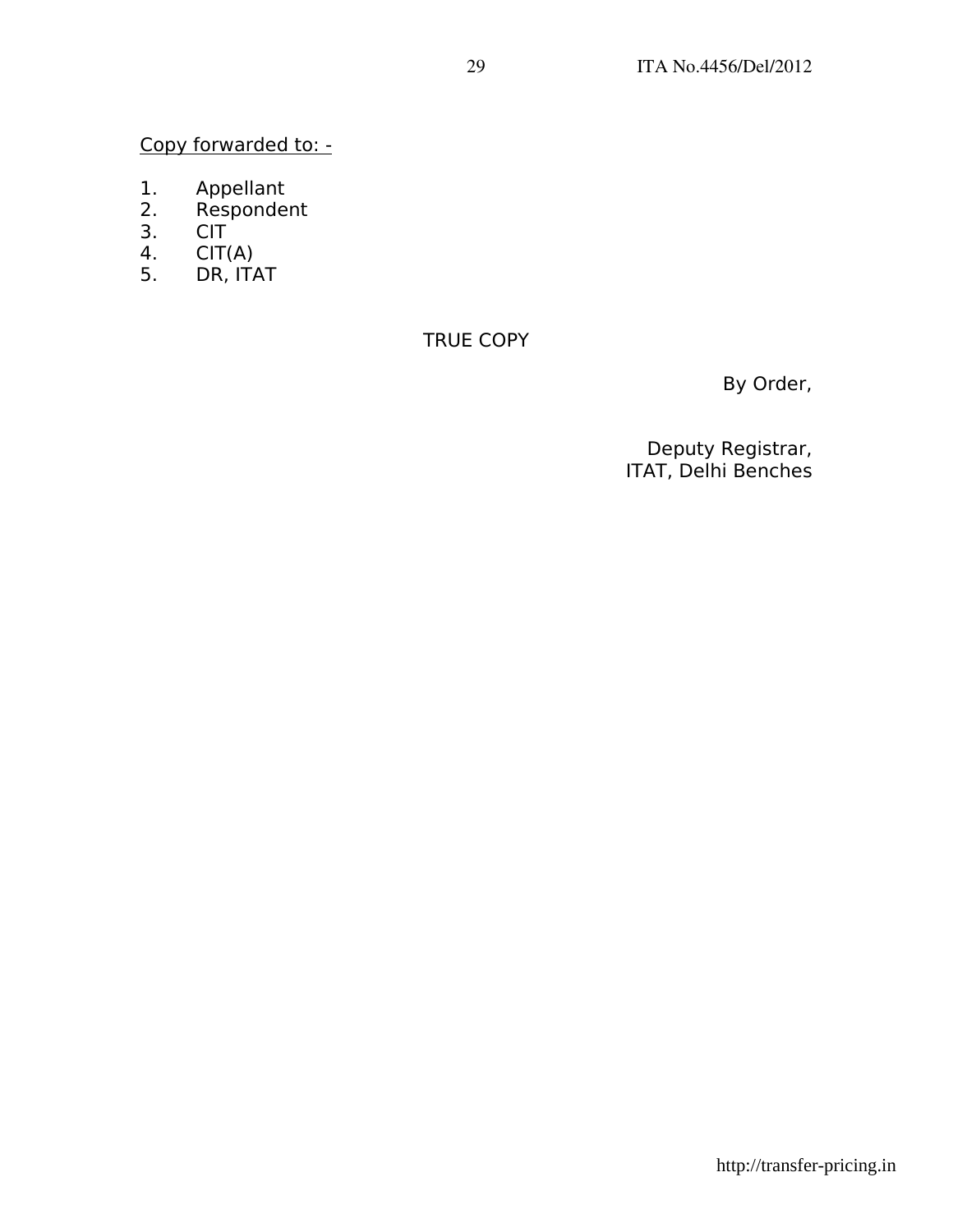<u>Copy forwarded to: -</u>

1. Appellant
2. Respondent
3. CIT
4. CIT(A)
5. DR, ITAT

TRUE COPY

By Order,

Deputy Registrar,
ITAT, Delhi Benches